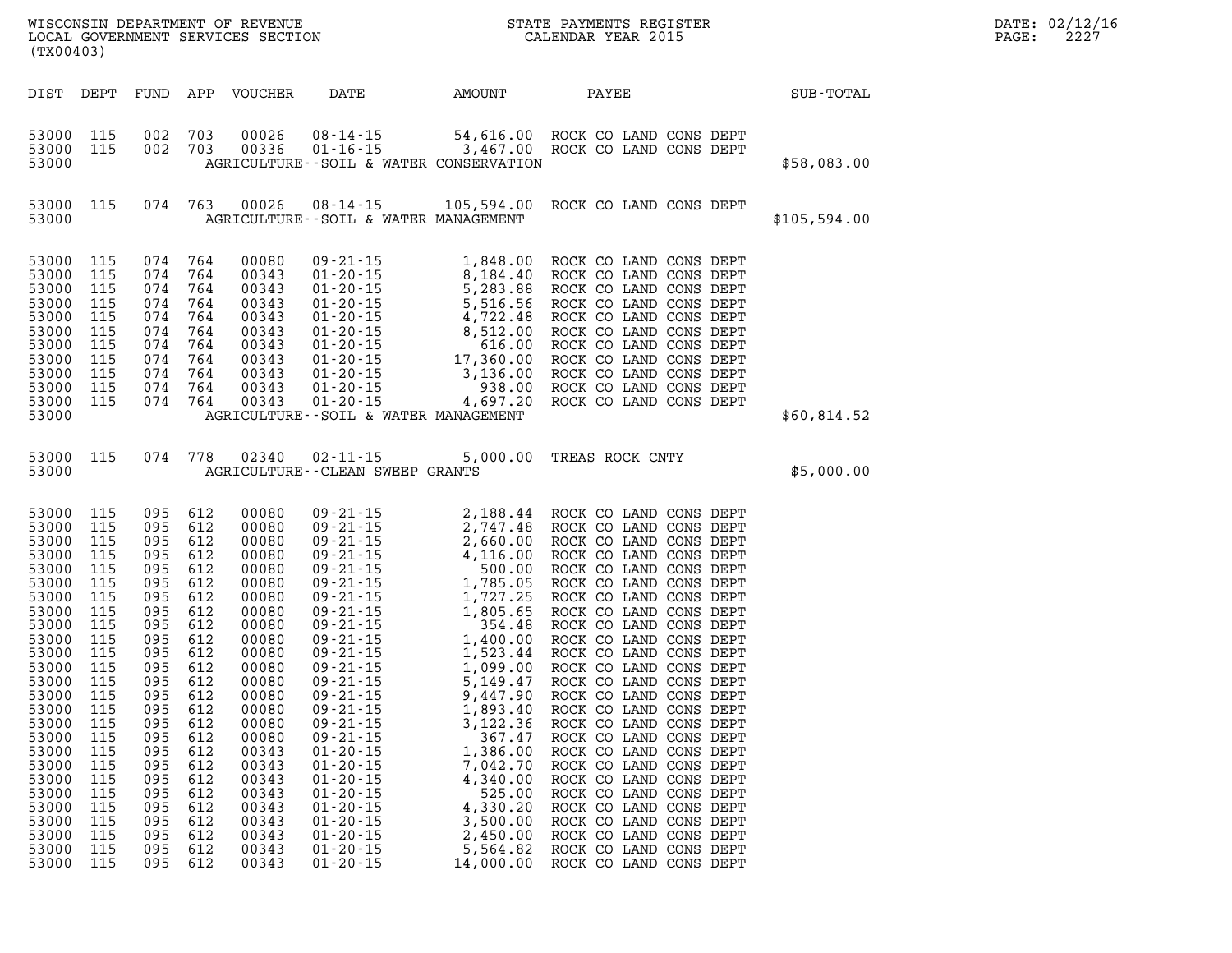WISCONSIN DEPARTMENT OF REVENUE
LOCAL GOVERNMENT SERVICES SECTION
(TX00403)

STATE PAYMENTS REGISTER
CALENDAR YEAR 2015

DATE: 02/12/16
PAGE: 2227

| DIST | DEPT | FUND | APP | VOUCHER | DATE | AMOUNT | PAYEE | SUB-TOTAL |
|---|---|---|---|---|---|---|---|---|
| 53000 | 115 | 002 | 703 | 00026 | 08-14-15 | 54,616.00 | ROCK CO LAND CONS DEPT | |
| 53000 | 115 | 002 | 703 | 00336 | 01-16-15 | 3,467.00 | ROCK CO LAND CONS DEPT | |
| 53000 | | | | | AGRICULTURE--SOIL & WATER CONSERVATION | | | $58,083.00 |
| 53000 | 115 | 074 | 763 | 00026 | 08-14-15 | 105,594.00 | ROCK CO LAND CONS DEPT | |
| 53000 | | | | | AGRICULTURE--SOIL & WATER MANAGEMENT | | | $105,594.00 |
| 53000 | 115 | 074 | 764 | 00080 | 09-21-15 | 1,848.00 | ROCK CO LAND CONS DEPT | |
| 53000 | 115 | 074 | 764 | 00343 | 01-20-15 | 8,184.40 | ROCK CO LAND CONS DEPT | |
| 53000 | 115 | 074 | 764 | 00343 | 01-20-15 | 5,283.88 | ROCK CO LAND CONS DEPT | |
| 53000 | 115 | 074 | 764 | 00343 | 01-20-15 | 5,516.56 | ROCK CO LAND CONS DEPT | |
| 53000 | 115 | 074 | 764 | 00343 | 01-20-15 | 4,722.48 | ROCK CO LAND CONS DEPT | |
| 53000 | 115 | 074 | 764 | 00343 | 01-20-15 | 8,512.00 | ROCK CO LAND CONS DEPT | |
| 53000 | 115 | 074 | 764 | 00343 | 01-20-15 | 616.00 | ROCK CO LAND CONS DEPT | |
| 53000 | 115 | 074 | 764 | 00343 | 01-20-15 | 17,360.00 | ROCK CO LAND CONS DEPT | |
| 53000 | 115 | 074 | 764 | 00343 | 01-20-15 | 3,136.00 | ROCK CO LAND CONS DEPT | |
| 53000 | 115 | 074 | 764 | 00343 | 01-20-15 | 938.00 | ROCK CO LAND CONS DEPT | |
| 53000 | 115 | 074 | 764 | 00343 | 01-20-15 | 4,697.20 | ROCK CO LAND CONS DEPT | |
| 53000 | | | | | AGRICULTURE--SOIL & WATER MANAGEMENT | | | $60,814.52 |
| 53000 | 115 | 074 | 778 | 02340 | 02-11-15 | 5,000.00 | TREAS ROCK CNTY | |
| 53000 | | | | | AGRICULTURE--CLEAN SWEEP GRANTS | | | $5,000.00 |
| 53000 | 115 | 095 | 612 | 00080 | 09-21-15 | 2,188.44 | ROCK CO LAND CONS DEPT | |
| 53000 | 115 | 095 | 612 | 00080 | 09-21-15 | 2,747.48 | ROCK CO LAND CONS DEPT | |
| 53000 | 115 | 095 | 612 | 00080 | 09-21-15 | 2,660.00 | ROCK CO LAND CONS DEPT | |
| 53000 | 115 | 095 | 612 | 00080 | 09-21-15 | 4,116.00 | ROCK CO LAND CONS DEPT | |
| 53000 | 115 | 095 | 612 | 00080 | 09-21-15 | 500.00 | ROCK CO LAND CONS DEPT | |
| 53000 | 115 | 095 | 612 | 00080 | 09-21-15 | 1,785.05 | ROCK CO LAND CONS DEPT | |
| 53000 | 115 | 095 | 612 | 00080 | 09-21-15 | 1,727.25 | ROCK CO LAND CONS DEPT | |
| 53000 | 115 | 095 | 612 | 00080 | 09-21-15 | 1,805.65 | ROCK CO LAND CONS DEPT | |
| 53000 | 115 | 095 | 612 | 00080 | 09-21-15 | 354.48 | ROCK CO LAND CONS DEPT | |
| 53000 | 115 | 095 | 612 | 00080 | 09-21-15 | 1,400.00 | ROCK CO LAND CONS DEPT | |
| 53000 | 115 | 095 | 612 | 00080 | 09-21-15 | 1,523.44 | ROCK CO LAND CONS DEPT | |
| 53000 | 115 | 095 | 612 | 00080 | 09-21-15 | 1,099.00 | ROCK CO LAND CONS DEPT | |
| 53000 | 115 | 095 | 612 | 00080 | 09-21-15 | 5,149.47 | ROCK CO LAND CONS DEPT | |
| 53000 | 115 | 095 | 612 | 00080 | 09-21-15 | 9,447.90 | ROCK CO LAND CONS DEPT | |
| 53000 | 115 | 095 | 612 | 00080 | 09-21-15 | 1,893.40 | ROCK CO LAND CONS DEPT | |
| 53000 | 115 | 095 | 612 | 00080 | 09-21-15 | 3,122.36 | ROCK CO LAND CONS DEPT | |
| 53000 | 115 | 095 | 612 | 00080 | 09-21-15 | 367.47 | ROCK CO LAND CONS DEPT | |
| 53000 | 115 | 095 | 612 | 00343 | 01-20-15 | 1,386.00 | ROCK CO LAND CONS DEPT | |
| 53000 | 115 | 095 | 612 | 00343 | 01-20-15 | 7,042.70 | ROCK CO LAND CONS DEPT | |
| 53000 | 115 | 095 | 612 | 00343 | 01-20-15 | 4,340.00 | ROCK CO LAND CONS DEPT | |
| 53000 | 115 | 095 | 612 | 00343 | 01-20-15 | 525.00 | ROCK CO LAND CONS DEPT | |
| 53000 | 115 | 095 | 612 | 00343 | 01-20-15 | 4,330.20 | ROCK CO LAND CONS DEPT | |
| 53000 | 115 | 095 | 612 | 00343 | 01-20-15 | 3,500.00 | ROCK CO LAND CONS DEPT | |
| 53000 | 115 | 095 | 612 | 00343 | 01-20-15 | 2,450.00 | ROCK CO LAND CONS DEPT | |
| 53000 | 115 | 095 | 612 | 00343 | 01-20-15 | 5,564.82 | ROCK CO LAND CONS DEPT | |
| 53000 | 115 | 095 | 612 | 00343 | 01-20-15 | 14,000.00 | ROCK CO LAND CONS DEPT | |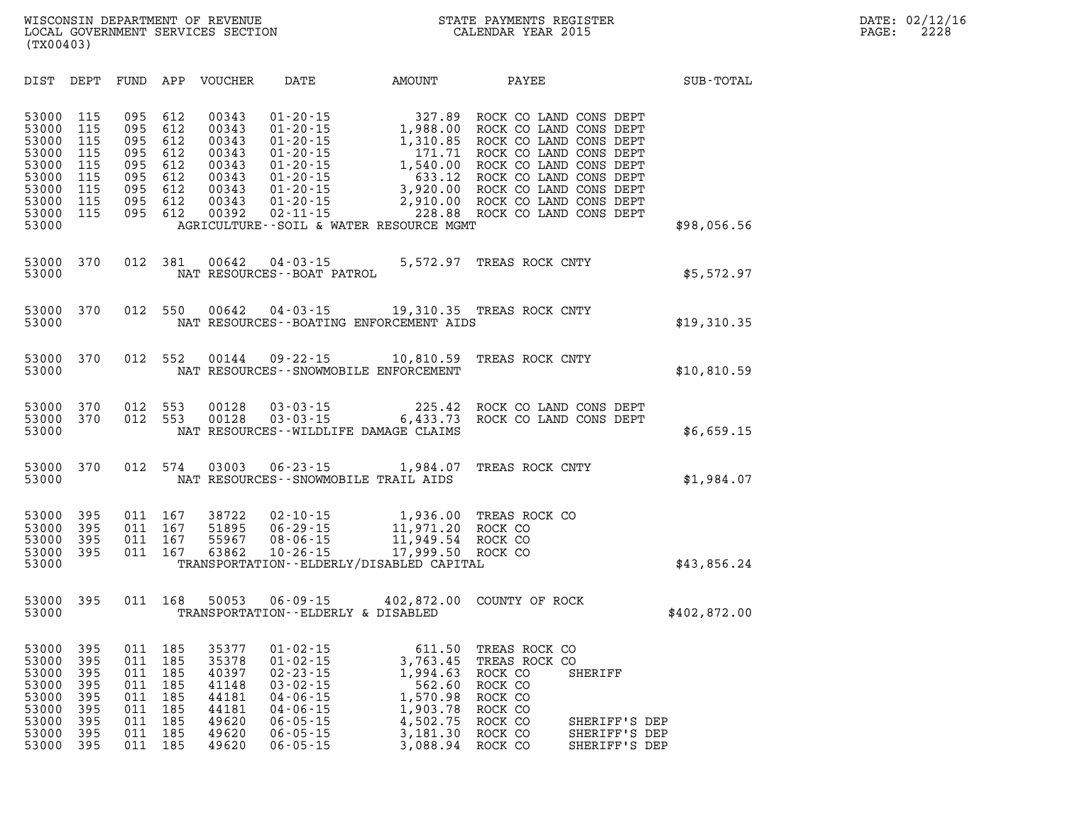| DIST | DEPT | FUND | APP | VOUCHER | DATE | AMOUNT | PAYEE | SUB-TOTAL |
|---|---|---|---|---|---|---|---|---|
| 53000 | 115 | 095 | 612 | 00343 | 01-20-15 | 327.89 | ROCK CO LAND CONS DEPT | |
| 53000 | 115 | 095 | 612 | 00343 | 01-20-15 | 1,988.00 | ROCK CO LAND CONS DEPT | |
| 53000 | 115 | 095 | 612 | 00343 | 01-20-15 | 1,310.85 | ROCK CO LAND CONS DEPT | |
| 53000 | 115 | 095 | 612 | 00343 | 01-20-15 | 171.71 | ROCK CO LAND CONS DEPT | |
| 53000 | 115 | 095 | 612 | 00343 | 01-20-15 | 1,540.00 | ROCK CO LAND CONS DEPT | |
| 53000 | 115 | 095 | 612 | 00343 | 01-20-15 | 633.12 | ROCK CO LAND CONS DEPT | |
| 53000 | 115 | 095 | 612 | 00343 | 01-20-15 | 3,920.00 | ROCK CO LAND CONS DEPT | |
| 53000 | 115 | 095 | 612 | 00343 | 01-20-15 | 2,910.00 | ROCK CO LAND CONS DEPT | |
| 53000 | 115 | 095 | 612 | 00392 | 02-11-15 | 228.88 | ROCK CO LAND CONS DEPT | |
| 53000 | | | | AGRICULTURE--SOIL & WATER RESOURCE MGMT | | | | $98,056.56 |
| 53000 | 370 | 012 | 381 | 00642 | 04-03-15 | 5,572.97 | TREAS ROCK CNTY | |
| 53000 | | | | NAT RESOURCES--BOAT PATROL | | | | $5,572.97 |
| 53000 | 370 | 012 | 550 | 00642 | 04-03-15 | 19,310.35 | TREAS ROCK CNTY | |
| 53000 | | | | NAT RESOURCES--BOATING ENFORCEMENT AIDS | | | | $19,310.35 |
| 53000 | 370 | 012 | 552 | 00144 | 09-22-15 | 10,810.59 | TREAS ROCK CNTY | |
| 53000 | | | | NAT RESOURCES--SNOWMOBILE ENFORCEMENT | | | | $10,810.59 |
| 53000 | 370 | 012 | 553 | 00128 | 03-03-15 | 225.42 | ROCK CO LAND CONS DEPT | |
| 53000 | 370 | 012 | 553 | 00128 | 03-03-15 | 6,433.73 | ROCK CO LAND CONS DEPT | |
| 53000 | | | | NAT RESOURCES--WILDLIFE DAMAGE CLAIMS | | | | $6,659.15 |
| 53000 | 370 | 012 | 574 | 03003 | 06-23-15 | 1,984.07 | TREAS ROCK CNTY | |
| 53000 | | | | NAT RESOURCES--SNOWMOBILE TRAIL AIDS | | | | $1,984.07 |
| 53000 | 395 | 011 | 167 | 38722 | 02-10-15 | 1,936.00 | TREAS ROCK CO | |
| 53000 | 395 | 011 | 167 | 51895 | 06-29-15 | 11,971.20 | ROCK CO | |
| 53000 | 395 | 011 | 167 | 55967 | 08-06-15 | 11,949.54 | ROCK CO | |
| 53000 | 395 | 011 | 167 | 63862 | 10-26-15 | 17,999.50 | ROCK CO | |
| 53000 | | | | TRANSPORTATION--ELDERLY/DISABLED CAPITAL | | | | $43,856.24 |
| 53000 | 395 | 011 | 168 | 50053 | 06-09-15 | 402,872.00 | COUNTY OF ROCK | |
| 53000 | | | | TRANSPORTATION--ELDERLY & DISABLED | | | | $402,872.00 |
| 53000 | 395 | 011 | 185 | 35377 | 01-02-15 | 611.50 | TREAS ROCK CO | |
| 53000 | 395 | 011 | 185 | 35378 | 01-02-15 | 3,763.45 | TREAS ROCK CO | |
| 53000 | 395 | 011 | 185 | 40397 | 02-23-15 | 1,994.63 | ROCK CO SHERIFF | |
| 53000 | 395 | 011 | 185 | 41148 | 03-02-15 | 562.60 | ROCK CO | |
| 53000 | 395 | 011 | 185 | 44181 | 04-06-15 | 1,570.98 | ROCK CO | |
| 53000 | 395 | 011 | 185 | 44181 | 04-06-15 | 1,903.78 | ROCK CO | |
| 53000 | 395 | 011 | 185 | 49620 | 06-05-15 | 4,502.75 | ROCK CO SHERIFF'S DEP | |
| 53000 | 395 | 011 | 185 | 49620 | 06-05-15 | 3,181.30 | ROCK CO SHERIFF'S DEP | |
| 53000 | 395 | 011 | 185 | 49620 | 06-05-15 | 3,088.94 | ROCK CO SHERIFF'S DEP | |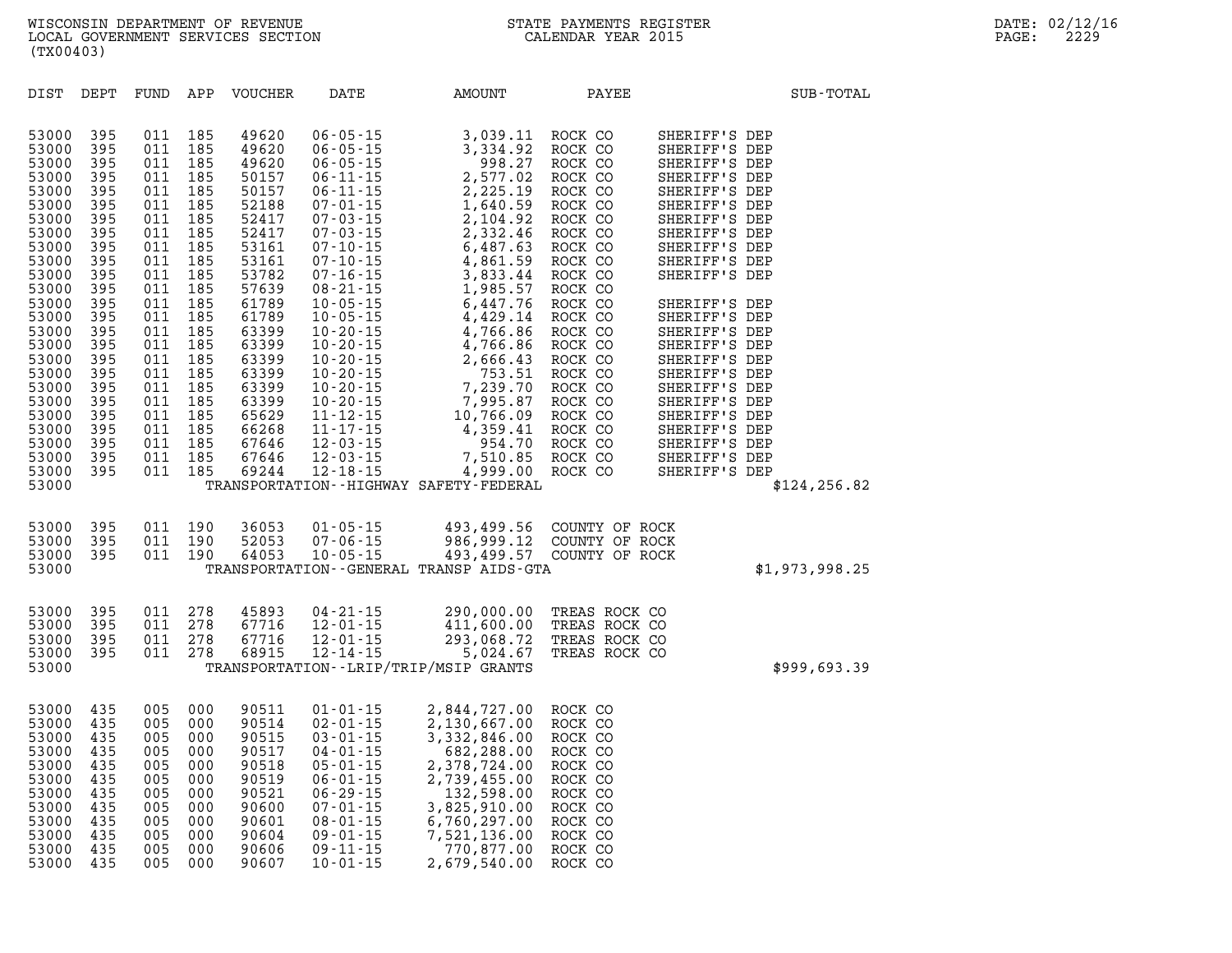| DIST | DEPT | FUND | APP | VOUCHER | DATE | AMOUNT | PAYEE | | SUB-TOTAL |
|---|---|---|---|---|---|---|---|---|---|
| 53000 | 395 | 011 | 185 | 49620 | 06-05-15 | 3,039.11 | ROCK CO | SHERIFF'S DEP | |
| 53000 | 395 | 011 | 185 | 49620 | 06-05-15 | 3,334.92 | ROCK CO | SHERIFF'S DEP | |
| 53000 | 395 | 011 | 185 | 49620 | 06-05-15 | 998.27 | ROCK CO | SHERIFF'S DEP | |
| 53000 | 395 | 011 | 185 | 50157 | 06-11-15 | 2,577.02 | ROCK CO | SHERIFF'S DEP | |
| 53000 | 395 | 011 | 185 | 50157 | 06-11-15 | 2,225.19 | ROCK CO | SHERIFF'S DEP | |
| 53000 | 395 | 011 | 185 | 52188 | 07-01-15 | 1,640.59 | ROCK CO | SHERIFF'S DEP | |
| 53000 | 395 | 011 | 185 | 52417 | 07-03-15 | 2,104.92 | ROCK CO | SHERIFF'S DEP | |
| 53000 | 395 | 011 | 185 | 52417 | 07-03-15 | 2,332.46 | ROCK CO | SHERIFF'S DEP | |
| 53000 | 395 | 011 | 185 | 53161 | 07-10-15 | 6,487.63 | ROCK CO | SHERIFF'S DEP | |
| 53000 | 395 | 011 | 185 | 53161 | 07-10-15 | 4,861.59 | ROCK CO | SHERIFF'S DEP | |
| 53000 | 395 | 011 | 185 | 53782 | 07-16-15 | 3,833.44 | ROCK CO | SHERIFF'S DEP | |
| 53000 | 395 | 011 | 185 | 57639 | 08-21-15 | 1,985.57 | ROCK CO | | |
| 53000 | 395 | 011 | 185 | 61789 | 10-05-15 | 6,447.76 | ROCK CO | SHERIFF'S DEP | |
| 53000 | 395 | 011 | 185 | 61789 | 10-05-15 | 4,429.14 | ROCK CO | SHERIFF'S DEP | |
| 53000 | 395 | 011 | 185 | 63399 | 10-20-15 | 4,766.86 | ROCK CO | SHERIFF'S DEP | |
| 53000 | 395 | 011 | 185 | 63399 | 10-20-15 | 4,766.86 | ROCK CO | SHERIFF'S DEP | |
| 53000 | 395 | 011 | 185 | 63399 | 10-20-15 | 2,666.43 | ROCK CO | SHERIFF'S DEP | |
| 53000 | 395 | 011 | 185 | 63399 | 10-20-15 | 753.51 | ROCK CO | SHERIFF'S DEP | |
| 53000 | 395 | 011 | 185 | 63399 | 10-20-15 | 7,239.70 | ROCK CO | SHERIFF'S DEP | |
| 53000 | 395 | 011 | 185 | 63399 | 10-20-15 | 7,995.87 | ROCK CO | SHERIFF'S DEP | |
| 53000 | 395 | 011 | 185 | 65629 | 11-12-15 | 10,766.09 | ROCK CO | SHERIFF'S DEP | |
| 53000 | 395 | 011 | 185 | 66268 | 11-17-15 | 4,359.41 | ROCK CO | SHERIFF'S DEP | |
| 53000 | 395 | 011 | 185 | 67646 | 12-03-15 | 954.70 | ROCK CO | SHERIFF'S DEP | |
| 53000 | 395 | 011 | 185 | 67646 | 12-03-15 | 7,510.85 | ROCK CO | SHERIFF'S DEP | |
| 53000 | 395 | 011 | 185 | 69244 | 12-18-15 | 4,999.00 | ROCK CO | SHERIFF'S DEP | |
| 53000 | | | | | | TRANSPORTATION--HIGHWAY SAFETY-FEDERAL | | | $124,256.82 |
| 53000 | 395 | 011 | 190 | 36053 | 01-05-15 | 493,499.56 | COUNTY OF ROCK | | |
| 53000 | 395 | 011 | 190 | 52053 | 07-06-15 | 986,999.12 | COUNTY OF ROCK | | |
| 53000 | 395 | 011 | 190 | 64053 | 10-05-15 | 493,499.57 | COUNTY OF ROCK | | |
| 53000 | | | | | | TRANSPORTATION--GENERAL TRANSP AIDS-GTA | | | $1,973,998.25 |
| 53000 | 395 | 011 | 278 | 45893 | 04-21-15 | 290,000.00 | TREAS ROCK CO | | |
| 53000 | 395 | 011 | 278 | 67716 | 12-01-15 | 411,600.00 | TREAS ROCK CO | | |
| 53000 | 395 | 011 | 278 | 67716 | 12-01-15 | 293,068.72 | TREAS ROCK CO | | |
| 53000 | 395 | 011 | 278 | 68915 | 12-14-15 | 5,024.67 | TREAS ROCK CO | | |
| 53000 | | | | | | TRANSPORTATION--LRIP/TRIP/MSIP GRANTS | | | $999,693.39 |
| 53000 | 435 | 005 | 000 | 90511 | 01-01-15 | 2,844,727.00 | ROCK CO | | |
| 53000 | 435 | 005 | 000 | 90514 | 02-01-15 | 2,130,667.00 | ROCK CO | | |
| 53000 | 435 | 005 | 000 | 90515 | 03-01-15 | 3,332,846.00 | ROCK CO | | |
| 53000 | 435 | 005 | 000 | 90517 | 04-01-15 | 682,288.00 | ROCK CO | | |
| 53000 | 435 | 005 | 000 | 90518 | 05-01-15 | 2,378,724.00 | ROCK CO | | |
| 53000 | 435 | 005 | 000 | 90519 | 06-01-15 | 2,739,455.00 | ROCK CO | | |
| 53000 | 435 | 005 | 000 | 90521 | 06-29-15 | 132,598.00 | ROCK CO | | |
| 53000 | 435 | 005 | 000 | 90600 | 07-01-15 | 3,825,910.00 | ROCK CO | | |
| 53000 | 435 | 005 | 000 | 90601 | 08-01-15 | 6,760,297.00 | ROCK CO | | |
| 53000 | 435 | 005 | 000 | 90604 | 09-01-15 | 7,521,136.00 | ROCK CO | | |
| 53000 | 435 | 005 | 000 | 90606 | 09-11-15 | 770,877.00 | ROCK CO | | |
| 53000 | 435 | 005 | 000 | 90607 | 10-01-15 | 2,679,540.00 | ROCK CO | | |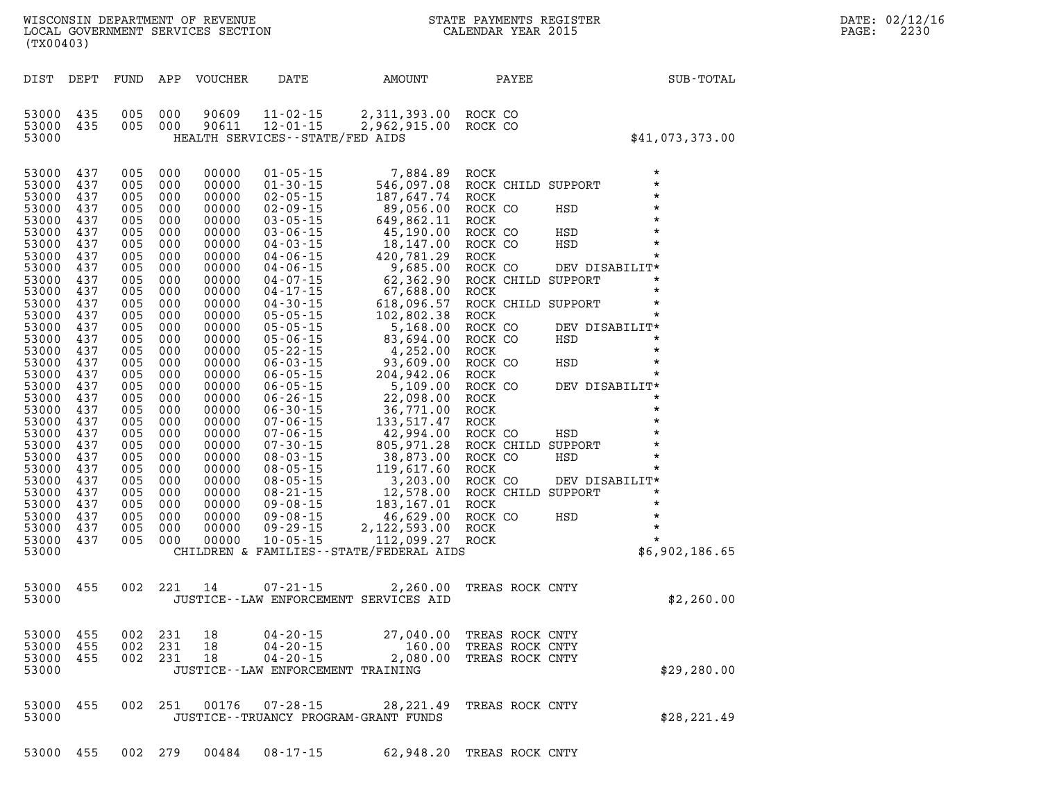WISCONSIN DEPARTMENT OF REVENUE
LOCAL GOVERNMENT SERVICES SECTION
(TX00403)

STATE PAYMENTS REGISTER
CALENDAR YEAR 2015

DATE: 02/12/16

| DIST | DEPT | FUND | APP | VOUCHER | DATE | AMOUNT | PAYEE | SUB-TOTAL |
|---|---|---|---|---|---|---|---|---|
| 53000 | 435 | 005 | 000 | 90609 | 11-02-15 | 2,311,393.00 | ROCK CO | |
| 53000 | 435 | 005 | 000 | 90611 | 12-01-15 | 2,962,915.00 | ROCK CO | |
| 53000 | | | | | HEALTH SERVICES--STATE/FED AIDS | | | $41,073,373.00 |
| 53000 | 437 | 005 | 000 | 00000 | 01-05-15 | 7,884.89 | ROCK | * |
| 53000 | 437 | 005 | 000 | 00000 | 01-30-15 | 546,097.08 | ROCK CHILD SUPPORT | * |
| 53000 | 437 | 005 | 000 | 00000 | 02-05-15 | 187,647.74 | ROCK | * |
| 53000 | 437 | 005 | 000 | 00000 | 02-09-15 | 89,056.00 | ROCK CO HSD | * |
| 53000 | 437 | 005 | 000 | 00000 | 03-05-15 | 649,862.11 | ROCK | * |
| 53000 | 437 | 005 | 000 | 00000 | 03-06-15 | 45,190.00 | ROCK CO HSD | * |
| 53000 | 437 | 005 | 000 | 00000 | 04-03-15 | 18,147.00 | ROCK CO HSD | * |
| 53000 | 437 | 005 | 000 | 00000 | 04-06-15 | 420,781.29 | ROCK | * |
| 53000 | 437 | 005 | 000 | 00000 | 04-06-15 | 9,685.00 | ROCK CO DEV DISABILIT | * |
| 53000 | 437 | 005 | 000 | 00000 | 04-07-15 | 62,362.90 | ROCK CHILD SUPPORT | * |
| 53000 | 437 | 005 | 000 | 00000 | 04-17-15 | 67,688.00 | ROCK | * |
| 53000 | 437 | 005 | 000 | 00000 | 04-30-15 | 618,096.57 | ROCK CHILD SUPPORT | * |
| 53000 | 437 | 005 | 000 | 00000 | 05-05-15 | 102,802.38 | ROCK | * |
| 53000 | 437 | 005 | 000 | 00000 | 05-05-15 | 5,168.00 | ROCK CO DEV DISABILIT | * |
| 53000 | 437 | 005 | 000 | 00000 | 05-06-15 | 83,694.00 | ROCK CO HSD | * |
| 53000 | 437 | 005 | 000 | 00000 | 05-22-15 | 4,252.00 | ROCK | * |
| 53000 | 437 | 005 | 000 | 00000 | 06-03-15 | 93,609.00 | ROCK CO HSD | * |
| 53000 | 437 | 005 | 000 | 00000 | 06-05-15 | 204,942.06 | ROCK | * |
| 53000 | 437 | 005 | 000 | 00000 | 06-05-15 | 5,109.00 | ROCK CO DEV DISABILIT | * |
| 53000 | 437 | 005 | 000 | 00000 | 06-26-15 | 22,098.00 | ROCK | * |
| 53000 | 437 | 005 | 000 | 00000 | 06-30-15 | 36,771.00 | ROCK | * |
| 53000 | 437 | 005 | 000 | 00000 | 07-06-15 | 133,517.47 | ROCK | * |
| 53000 | 437 | 005 | 000 | 00000 | 07-06-15 | 42,994.00 | ROCK CO HSD | * |
| 53000 | 437 | 005 | 000 | 00000 | 07-30-15 | 805,971.28 | ROCK CHILD SUPPORT | * |
| 53000 | 437 | 005 | 000 | 00000 | 08-03-15 | 38,873.00 | ROCK CO HSD | * |
| 53000 | 437 | 005 | 000 | 00000 | 08-05-15 | 119,617.60 | ROCK | * |
| 53000 | 437 | 005 | 000 | 00000 | 08-05-15 | 3,203.00 | ROCK CO DEV DISABILIT | * |
| 53000 | 437 | 005 | 000 | 00000 | 08-21-15 | 12,578.00 | ROCK CHILD SUPPORT | * |
| 53000 | 437 | 005 | 000 | 00000 | 09-08-15 | 183,167.01 | ROCK | * |
| 53000 | 437 | 005 | 000 | 00000 | 09-08-15 | 46,629.00 | ROCK CO HSD | * |
| 53000 | 437 | 005 | 000 | 00000 | 09-29-15 | 2,122,593.00 | ROCK | * |
| 53000 | 437 | 005 | 000 | 00000 | 10-05-15 | 112,099.27 | ROCK | * |
| 53000 | | | | | CHILDREN & FAMILIES--STATE/FEDERAL AIDS | | | $6,902,186.65 |
| 53000 | 455 | 002 | 221 | 14 | 07-21-15 | 2,260.00 | TREAS ROCK CNTY | |
| 53000 | | | | | JUSTICE--LAW ENFORCEMENT SERVICES AID | | | $2,260.00 |
| 53000 | 455 | 002 | 231 | 18 | 04-20-15 | 27,040.00 | TREAS ROCK CNTY | |
| 53000 | 455 | 002 | 231 | 18 | 04-20-15 | 160.00 | TREAS ROCK CNTY | |
| 53000 | 455 | 002 | 231 | 18 | 04-20-15 | 2,080.00 | TREAS ROCK CNTY | |
| 53000 | | | | | JUSTICE--LAW ENFORCEMENT TRAINING | | | $29,280.00 |
| 53000 | 455 | 002 | 251 | 00176 | 07-28-15 | 28,221.49 | TREAS ROCK CNTY | |
| 53000 | | | | | JUSTICE--TRUANCY PROGRAM-GRANT FUNDS | | | $28,221.49 |
| 53000 | 455 | 002 | 279 | 00484 | 08-17-15 | 62,948.20 | TREAS ROCK CNTY | |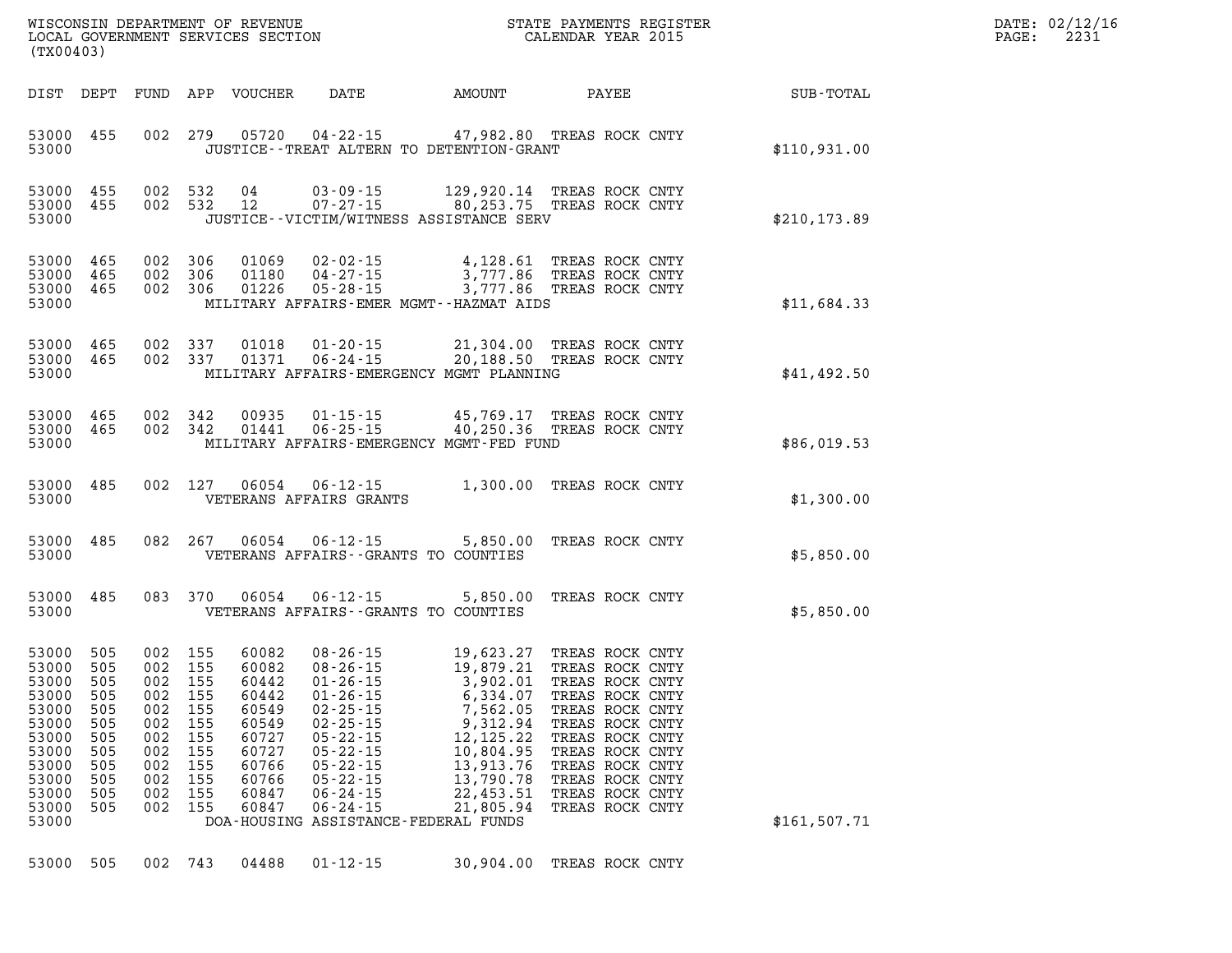WISCONSIN DEPARTMENT OF REVENUE
LOCAL GOVERNMENT SERVICES SECTION
(TX00403)

STATE PAYMENTS REGISTER
CALENDAR YEAR 2015

DATE: 02/12/16
PAGE: 2231

| DIST | DEPT | FUND | APP | VOUCHER | DATE | AMOUNT | PAYEE | SUB-TOTAL |
|---|---|---|---|---|---|---|---|---|
| 53000 | 455 | 002 | 279 | 05720 | 04-22-15 | 47,982.80 | TREAS ROCK CNTY | |
| 53000 | | | | | JUSTICE--TREAT ALTERN TO DETENTION-GRANT | | | $110,931.00 |
| 53000 | 455 | 002 | 532 | 04 | 03-09-15 | 129,920.14 | TREAS ROCK CNTY | |
| 53000 | 455 | 002 | 532 | 12 | 07-27-15 | 80,253.75 | TREAS ROCK CNTY | |
| 53000 | | | | | JUSTICE--VICTIM/WITNESS ASSISTANCE SERV | | | $210,173.89 |
| 53000 | 465 | 002 | 306 | 01069 | 02-02-15 | 4,128.61 | TREAS ROCK CNTY | |
| 53000 | 465 | 002 | 306 | 01180 | 04-27-15 | 3,777.86 | TREAS ROCK CNTY | |
| 53000 | 465 | 002 | 306 | 01226 | 05-28-15 | 3,777.86 | TREAS ROCK CNTY | |
| 53000 | | | | | MILITARY AFFAIRS-EMER MGMT--HAZMAT AIDS | | | $11,684.33 |
| 53000 | 465 | 002 | 337 | 01018 | 01-20-15 | 21,304.00 | TREAS ROCK CNTY | |
| 53000 | 465 | 002 | 337 | 01371 | 06-24-15 | 20,188.50 | TREAS ROCK CNTY | |
| 53000 | | | | | MILITARY AFFAIRS-EMERGENCY MGMT PLANNING | | | $41,492.50 |
| 53000 | 465 | 002 | 342 | 00935 | 01-15-15 | 45,769.17 | TREAS ROCK CNTY | |
| 53000 | 465 | 002 | 342 | 01441 | 06-25-15 | 40,250.36 | TREAS ROCK CNTY | |
| 53000 | | | | | MILITARY AFFAIRS-EMERGENCY MGMT-FED FUND | | | $86,019.53 |
| 53000 | 485 | 002 | 127 | 06054 | 06-12-15 | 1,300.00 | TREAS ROCK CNTY | |
| 53000 | | | | | VETERANS AFFAIRS GRANTS | | | $1,300.00 |
| 53000 | 485 | 082 | 267 | 06054 | 06-12-15 | 5,850.00 | TREAS ROCK CNTY | |
| 53000 | | | | | VETERANS AFFAIRS--GRANTS TO COUNTIES | | | $5,850.00 |
| 53000 | 485 | 083 | 370 | 06054 | 06-12-15 | 5,850.00 | TREAS ROCK CNTY | |
| 53000 | | | | | VETERANS AFFAIRS--GRANTS TO COUNTIES | | | $5,850.00 |
| 53000 | 505 | 002 | 155 | 60082 | 08-26-15 | 19,623.27 | TREAS ROCK CNTY | |
| 53000 | 505 | 002 | 155 | 60082 | 08-26-15 | 19,879.21 | TREAS ROCK CNTY | |
| 53000 | 505 | 002 | 155 | 60442 | 01-26-15 | 3,902.01 | TREAS ROCK CNTY | |
| 53000 | 505 | 002 | 155 | 60442 | 01-26-15 | 6,334.07 | TREAS ROCK CNTY | |
| 53000 | 505 | 002 | 155 | 60549 | 02-25-15 | 7,562.05 | TREAS ROCK CNTY | |
| 53000 | 505 | 002 | 155 | 60549 | 02-25-15 | 9,312.94 | TREAS ROCK CNTY | |
| 53000 | 505 | 002 | 155 | 60727 | 05-22-15 | 12,125.22 | TREAS ROCK CNTY | |
| 53000 | 505 | 002 | 155 | 60727 | 05-22-15 | 10,804.95 | TREAS ROCK CNTY | |
| 53000 | 505 | 002 | 155 | 60766 | 05-22-15 | 13,913.76 | TREAS ROCK CNTY | |
| 53000 | 505 | 002 | 155 | 60766 | 05-22-15 | 13,790.78 | TREAS ROCK CNTY | |
| 53000 | 505 | 002 | 155 | 60847 | 06-24-15 | 22,453.51 | TREAS ROCK CNTY | |
| 53000 | 505 | 002 | 155 | 60847 | 06-24-15 | 21,805.94 | TREAS ROCK CNTY | |
| 53000 | | | | | DOA-HOUSING ASSISTANCE-FEDERAL FUNDS | | | $161,507.71 |
| 53000 | 505 | 002 | 743 | 04488 | 01-12-15 | 30,904.00 | TREAS ROCK CNTY | |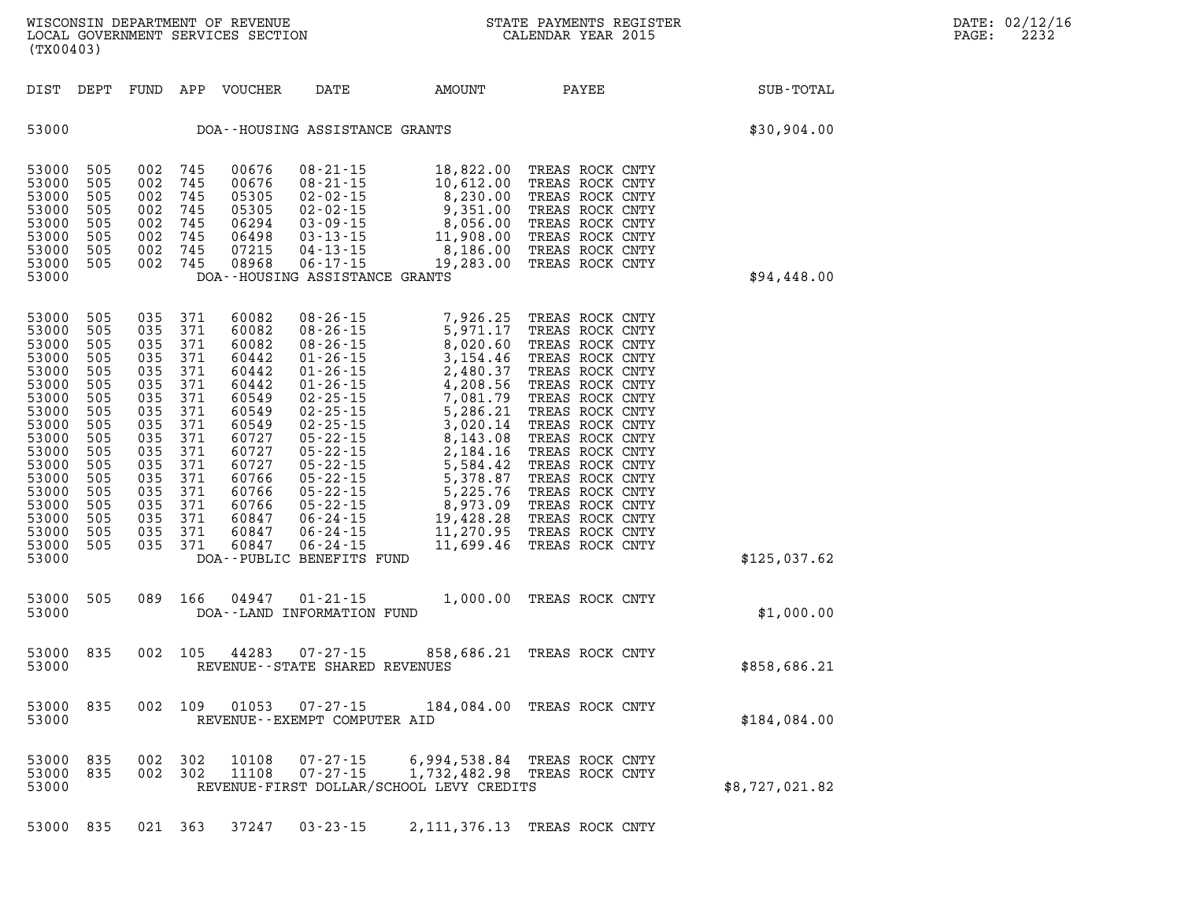WISCONSIN DEPARTMENT OF REVENUE
LOCAL GOVERNMENT SERVICES SECTION
(TX00403)

STATE PAYMENTS REGISTER
CALENDAR YEAR 2015

| DIST | DEPT | FUND | APP | VOUCHER | DATE | AMOUNT | PAYEE | SUB-TOTAL |
|---|---|---|---|---|---|---|---|---|
| 53000 | | | | | DOA--HOUSING ASSISTANCE GRANTS | | | $30,904.00 |
| 53000 | 505 | 002 | 745 | 00676 | 08-21-15 | 18,822.00 | TREAS ROCK CNTY | |
| 53000 | 505 | 002 | 745 | 00676 | 08-21-15 | 10,612.00 | TREAS ROCK CNTY | |
| 53000 | 505 | 002 | 745 | 05305 | 02-02-15 | 8,230.00 | TREAS ROCK CNTY | |
| 53000 | 505 | 002 | 745 | 05305 | 02-02-15 | 9,351.00 | TREAS ROCK CNTY | |
| 53000 | 505 | 002 | 745 | 06294 | 03-09-15 | 8,056.00 | TREAS ROCK CNTY | |
| 53000 | 505 | 002 | 745 | 06498 | 03-13-15 | 11,908.00 | TREAS ROCK CNTY | |
| 53000 | 505 | 002 | 745 | 07215 | 04-13-15 | 8,186.00 | TREAS ROCK CNTY | |
| 53000 | 505 | 002 | 745 | 08968 | 06-17-15 | 19,283.00 | TREAS ROCK CNTY | |
| 53000 | | | | | DOA--HOUSING ASSISTANCE GRANTS | | | $94,448.00 |
| 53000 | 505 | 035 | 371 | 60082 | 08-26-15 | 7,926.25 | TREAS ROCK CNTY | |
| 53000 | 505 | 035 | 371 | 60082 | 08-26-15 | 5,971.17 | TREAS ROCK CNTY | |
| 53000 | 505 | 035 | 371 | 60082 | 08-26-15 | 8,020.60 | TREAS ROCK CNTY | |
| 53000 | 505 | 035 | 371 | 60442 | 01-26-15 | 3,154.46 | TREAS ROCK CNTY | |
| 53000 | 505 | 035 | 371 | 60442 | 01-26-15 | 2,480.37 | TREAS ROCK CNTY | |
| 53000 | 505 | 035 | 371 | 60442 | 01-26-15 | 4,208.56 | TREAS ROCK CNTY | |
| 53000 | 505 | 035 | 371 | 60549 | 02-25-15 | 7,081.79 | TREAS ROCK CNTY | |
| 53000 | 505 | 035 | 371 | 60549 | 02-25-15 | 5,286.21 | TREAS ROCK CNTY | |
| 53000 | 505 | 035 | 371 | 60549 | 02-25-15 | 3,020.14 | TREAS ROCK CNTY | |
| 53000 | 505 | 035 | 371 | 60727 | 05-22-15 | 8,143.08 | TREAS ROCK CNTY | |
| 53000 | 505 | 035 | 371 | 60727 | 05-22-15 | 2,184.16 | TREAS ROCK CNTY | |
| 53000 | 505 | 035 | 371 | 60727 | 05-22-15 | 5,584.42 | TREAS ROCK CNTY | |
| 53000 | 505 | 035 | 371 | 60766 | 05-22-15 | 5,378.87 | TREAS ROCK CNTY | |
| 53000 | 505 | 035 | 371 | 60766 | 05-22-15 | 5,225.76 | TREAS ROCK CNTY | |
| 53000 | 505 | 035 | 371 | 60766 | 05-22-15 | 8,973.09 | TREAS ROCK CNTY | |
| 53000 | 505 | 035 | 371 | 60847 | 06-24-15 | 19,428.28 | TREAS ROCK CNTY | |
| 53000 | 505 | 035 | 371 | 60847 | 06-24-15 | 11,270.95 | TREAS ROCK CNTY | |
| 53000 | 505 | 035 | 371 | 60847 | 06-24-15 | 11,699.46 | TREAS ROCK CNTY | |
| 53000 | | | | | DOA--PUBLIC BENEFITS FUND | | | $125,037.62 |
| 53000 | 505 | 089 | 166 | 04947 | 01-21-15 | 1,000.00 | TREAS ROCK CNTY | |
| 53000 | | | | | DOA--LAND INFORMATION FUND | | | $1,000.00 |
| 53000 | 835 | 002 | 105 | 44283 | 07-27-15 | 858,686.21 | TREAS ROCK CNTY | |
| 53000 | | | | | REVENUE--STATE SHARED REVENUES | | | $858,686.21 |
| 53000 | 835 | 002 | 109 | 01053 | 07-27-15 | 184,084.00 | TREAS ROCK CNTY | |
| 53000 | | | | | REVENUE--EXEMPT COMPUTER AID | | | $184,084.00 |
| 53000 | 835 | 002 | 302 | 10108 | 07-27-15 | 6,994,538.84 | TREAS ROCK CNTY | |
| 53000 | 835 | 002 | 302 | 11108 | 07-27-15 | 1,732,482.98 | TREAS ROCK CNTY | |
| 53000 | | | | | REVENUE-FIRST DOLLAR/SCHOOL LEVY CREDITS | | | $8,727,021.82 |
| 53000 | 835 | 021 | 363 | 37247 | 03-23-15 | 2,111,376.13 | TREAS ROCK CNTY | |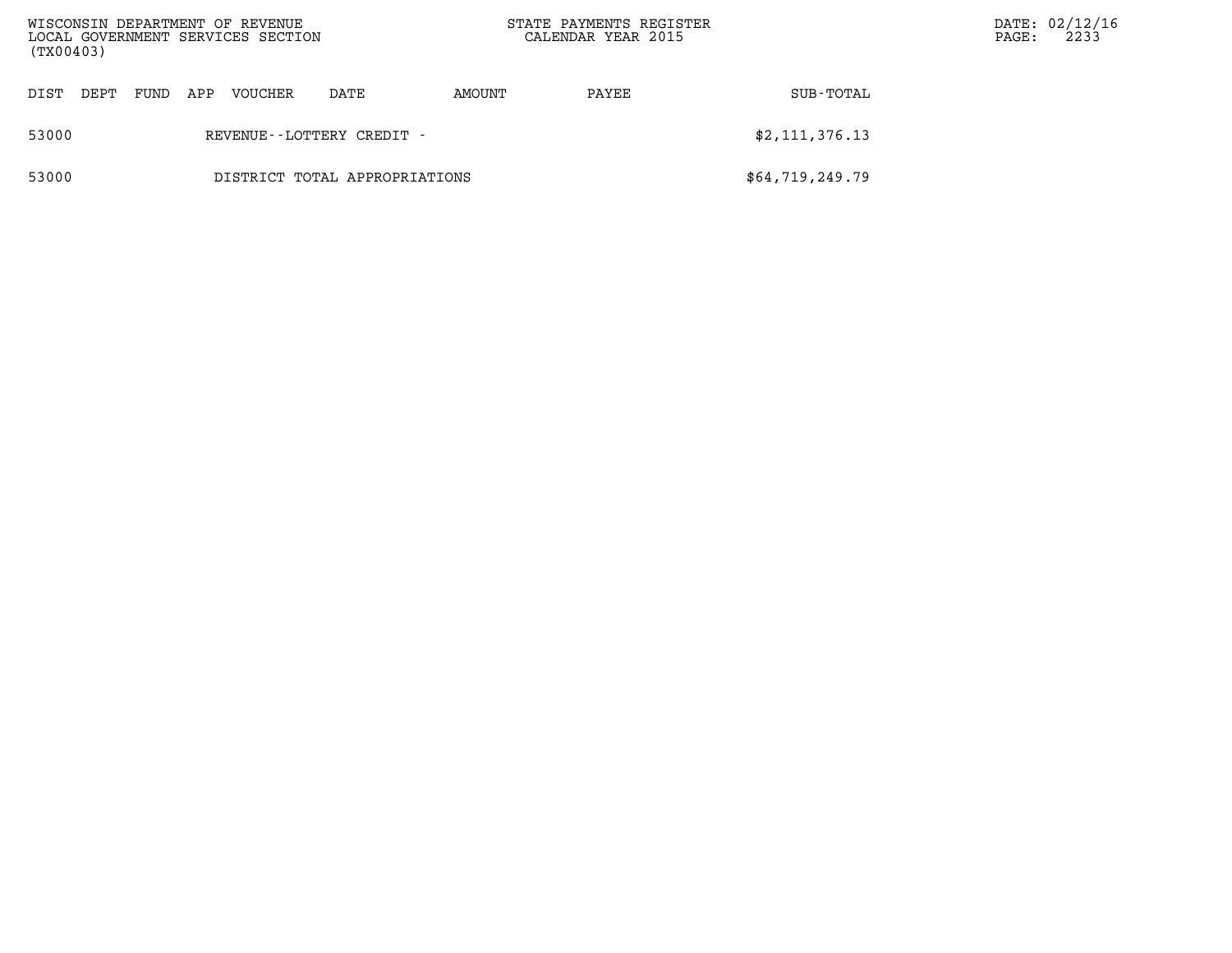| DIST | DEPT | FUND | APP | VOUCHER | DATE | AMOUNT | PAYEE | SUB-TOTAL |
|---|---|---|---|---|---|---|---|---|
| 53000 | | | | REVENUE--LOTTERY CREDIT - | | | | $2,111,376.13 |
| 53000 | | | | DISTRICT TOTAL APPROPRIATIONS | | | | $64,719,249.79 |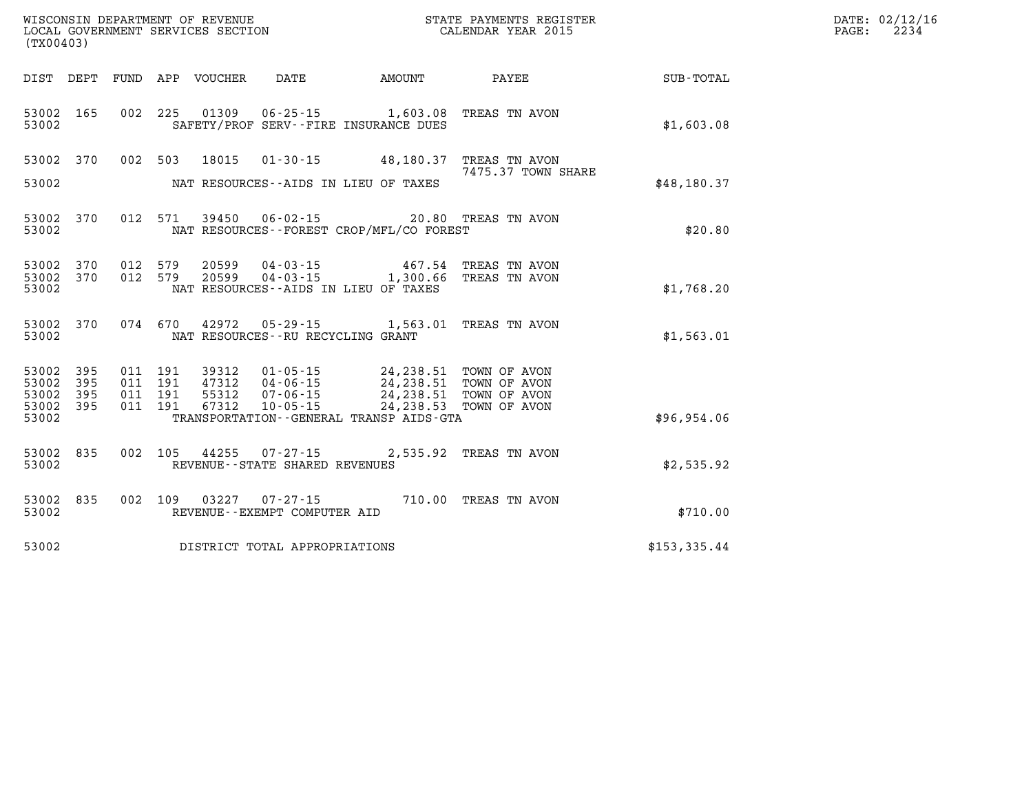WISCONSIN DEPARTMENT OF REVENUE
LOCAL GOVERNMENT SERVICES SECTION
(TX00403)

STATE PAYMENTS REGISTER
CALENDAR YEAR 2015

DATE: 02/12/16

| DIST | DEPT | FUND | APP | VOUCHER | DATE | AMOUNT | PAYEE | SUB-TOTAL |
|---|---|---|---|---|---|---|---|---|
| 53002 | 165 | 002 | 225 | 01309 | 06-25-15 | 1,603.08 | TREAS TN AVON | |
| 53002 | | | | | SAFETY/PROF SERV--FIRE INSURANCE DUES | | | $1,603.08 |
| 53002 | 370 | 002 | 503 | 18015 | 01-30-15 | 48,180.37 | TREAS TN AVON 7475.37 TOWN SHARE | |
| 53002 | | | | | NAT RESOURCES--AIDS IN LIEU OF TAXES | | | $48,180.37 |
| 53002 | 370 | 012 | 571 | 39450 | 06-02-15 | 20.80 | TREAS TN AVON | |
| 53002 | | | | | NAT RESOURCES--FOREST CROP/MFL/CO FOREST | | | $20.80 |
| 53002 | 370 | 012 | 579 | 20599 | 04-03-15 | 467.54 | TREAS TN AVON | |
| 53002 | 370 | 012 | 579 | 20599 | 04-03-15 | 1,300.66 | TREAS TN AVON | |
| 53002 | | | | | NAT RESOURCES--AIDS IN LIEU OF TAXES | | | $1,768.20 |
| 53002 | 370 | 074 | 670 | 42972 | 05-29-15 | 1,563.01 | TREAS TN AVON | |
| 53002 | | | | | NAT RESOURCES--RU RECYCLING GRANT | | | $1,563.01 |
| 53002 | 395 | 011 | 191 | 39312 | 01-05-15 | 24,238.51 | TOWN OF AVON | |
| 53002 | 395 | 011 | 191 | 47312 | 04-06-15 | 24,238.51 | TOWN OF AVON | |
| 53002 | 395 | 011 | 191 | 55312 | 07-06-15 | 24,238.51 | TOWN OF AVON | |
| 53002 | 395 | 011 | 191 | 67312 | 10-05-15 | 24,238.53 | TOWN OF AVON | |
| 53002 | | | | | TRANSPORTATION--GENERAL TRANSP AIDS-GTA | | | $96,954.06 |
| 53002 | 835 | 002 | 105 | 44255 | 07-27-15 | 2,535.92 | TREAS TN AVON | |
| 53002 | | | | | REVENUE--STATE SHARED REVENUES | | | $2,535.92 |
| 53002 | 835 | 002 | 109 | 03227 | 07-27-15 | 710.00 | TREAS TN AVON | |
| 53002 | | | | | REVENUE--EXEMPT COMPUTER AID | | | $710.00 |
| 53002 | | | | | DISTRICT TOTAL APPROPRIATIONS | | | $153,335.44 |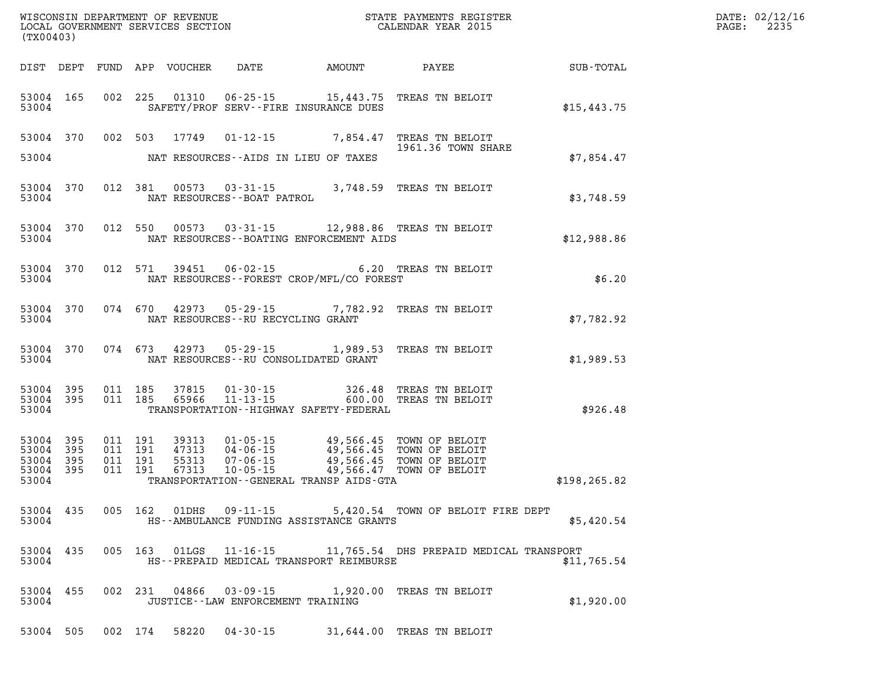WISCONSIN DEPARTMENT OF REVENUE
LOCAL GOVERNMENT SERVICES SECTION
(TX00403)

STATE PAYMENTS REGISTER
CALENDAR YEAR 2015

DATE: 02/12/16
PAGE: 2235

| DIST | DEPT | FUND | APP | VOUCHER | DATE | AMOUNT | PAYEE | SUB-TOTAL |
|---|---|---|---|---|---|---|---|---|
| 53004 | 165 | 002 | 225 | 01310 | 06-25-15 | 15,443.75 | TREAS TN BELOIT | |
| 53004 | | | | | SAFETY/PROF SERV--FIRE INSURANCE DUES | | | $15,443.75 |
| 53004 | 370 | 002 | 503 | 17749 | 01-12-15 | 7,854.47 | TREAS TN BELOIT 1961.36 TOWN SHARE | |
| 53004 | | | | | NAT RESOURCES--AIDS IN LIEU OF TAXES | | | $7,854.47 |
| 53004 | 370 | 012 | 381 | 00573 | 03-31-15 | 3,748.59 | TREAS TN BELOIT | |
| 53004 | | | | | NAT RESOURCES--BOAT PATROL | | | $3,748.59 |
| 53004 | 370 | 012 | 550 | 00573 | 03-31-15 | 12,988.86 | TREAS TN BELOIT | |
| 53004 | | | | | NAT RESOURCES--BOATING ENFORCEMENT AIDS | | | $12,988.86 |
| 53004 | 370 | 012 | 571 | 39451 | 06-02-15 | 6.20 | TREAS TN BELOIT | |
| 53004 | | | | | NAT RESOURCES--FOREST CROP/MFL/CO FOREST | | | $6.20 |
| 53004 | 370 | 074 | 670 | 42973 | 05-29-15 | 7,782.92 | TREAS TN BELOIT | |
| 53004 | | | | | NAT RESOURCES--RU RECYCLING GRANT | | | $7,782.92 |
| 53004 | 370 | 074 | 673 | 42973 | 05-29-15 | 1,989.53 | TREAS TN BELOIT | |
| 53004 | | | | | NAT RESOURCES--RU CONSOLIDATED GRANT | | | $1,989.53 |
| 53004 | 395 | 011 | 185 | 37815 | 01-30-15 | 326.48 | TREAS TN BELOIT | |
| 53004 | 395 | 011 | 185 | 65966 | 11-13-15 | 600.00 | TREAS TN BELOIT | |
| 53004 | | | | | TRANSPORTATION--HIGHWAY SAFETY-FEDERAL | | | $926.48 |
| 53004 | 395 | 011 | 191 | 39313 | 01-05-15 | 49,566.45 | TOWN OF BELOIT | |
| 53004 | 395 | 011 | 191 | 47313 | 04-06-15 | 49,566.45 | TOWN OF BELOIT | |
| 53004 | 395 | 011 | 191 | 55313 | 07-06-15 | 49,566.45 | TOWN OF BELOIT | |
| 53004 | 395 | 011 | 191 | 67313 | 10-05-15 | 49,566.47 | TOWN OF BELOIT | |
| 53004 | | | | | TRANSPORTATION--GENERAL TRANSP AIDS-GTA | | | $198,265.82 |
| 53004 | 435 | 005 | 162 | 01DHS | 09-11-15 | 5,420.54 | TOWN OF BELOIT FIRE DEPT | |
| 53004 | | | | | HS--AMBULANCE FUNDING ASSISTANCE GRANTS | | | $5,420.54 |
| 53004 | 435 | 005 | 163 | 01LGS | 11-16-15 | 11,765.54 | DHS PREPAID MEDICAL TRANSPORT | |
| 53004 | | | | | HS--PREPAID MEDICAL TRANSPORT REIMBURSE | | | $11,765.54 |
| 53004 | 455 | 002 | 231 | 04866 | 03-09-15 | 1,920.00 | TREAS TN BELOIT | |
| 53004 | | | | | JUSTICE--LAW ENFORCEMENT TRAINING | | | $1,920.00 |
| 53004 | 505 | 002 | 174 | 58220 | 04-30-15 | 31,644.00 | TREAS TN BELOIT | |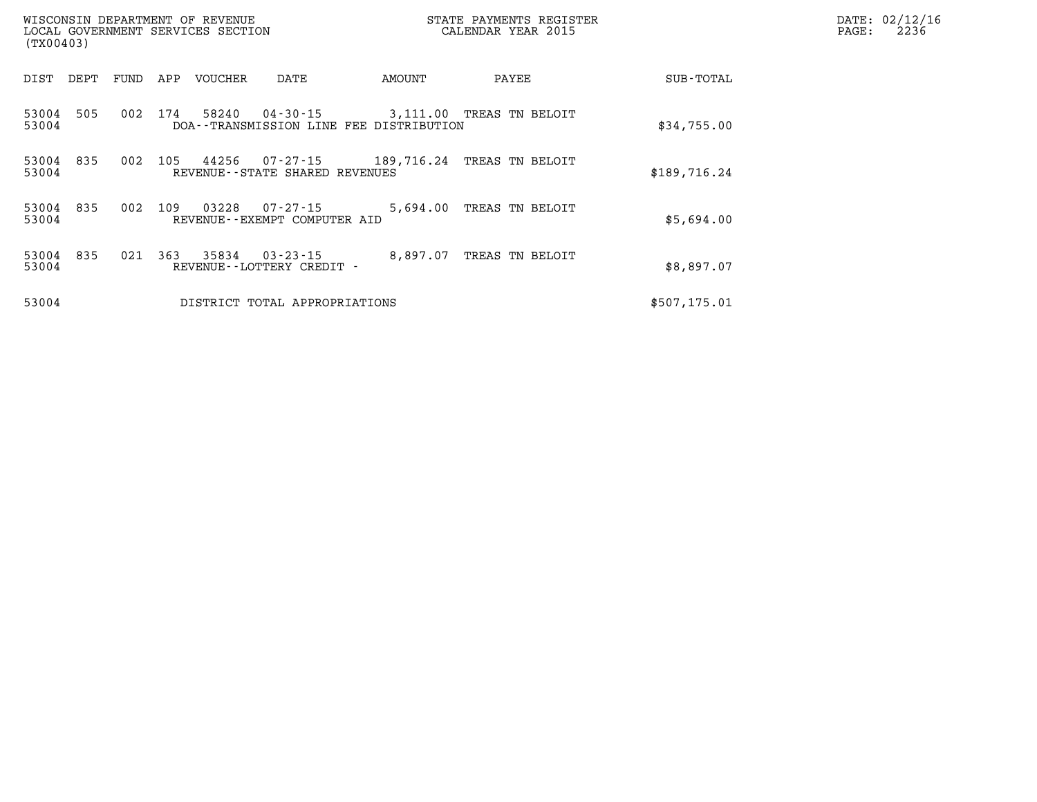WISCONSIN DEPARTMENT OF REVENUE
LOCAL GOVERNMENT SERVICES SECTION
(TX00403)

STATE PAYMENTS REGISTER
CALENDAR YEAR 2015

DATE: 02/12/16

| DIST | DEPT | FUND | APP | VOUCHER | DATE | AMOUNT | PAYEE | SUB-TOTAL |
|---|---|---|---|---|---|---|---|---|
| 53004 | 505 | 002 | 174 | 58240 | 04-30-15 | 3,111.00 | TREAS TN BELOIT | |
| 53004 | | | | DOA--TRANSMISSION LINE FEE DISTRIBUTION | | | | $34,755.00 |
| 53004 | 835 | 002 | 105 | 44256 | 07-27-15 | 189,716.24 | TREAS TN BELOIT | |
| 53004 | | | | REVENUE--STATE SHARED REVENUES | | | | $189,716.24 |
| 53004 | 835 | 002 | 109 | 03228 | 07-27-15 | 5,694.00 | TREAS TN BELOIT | |
| 53004 | | | | REVENUE--EXEMPT COMPUTER AID | | | | $5,694.00 |
| 53004 | 835 | 021 | 363 | 35834 | 03-23-15 | 8,897.07 | TREAS TN BELOIT | |
| 53004 | | | | REVENUE--LOTTERY CREDIT - | | | | $8,897.07 |
| 53004 | | | | DISTRICT TOTAL APPROPRIATIONS | | | | $507,175.01 |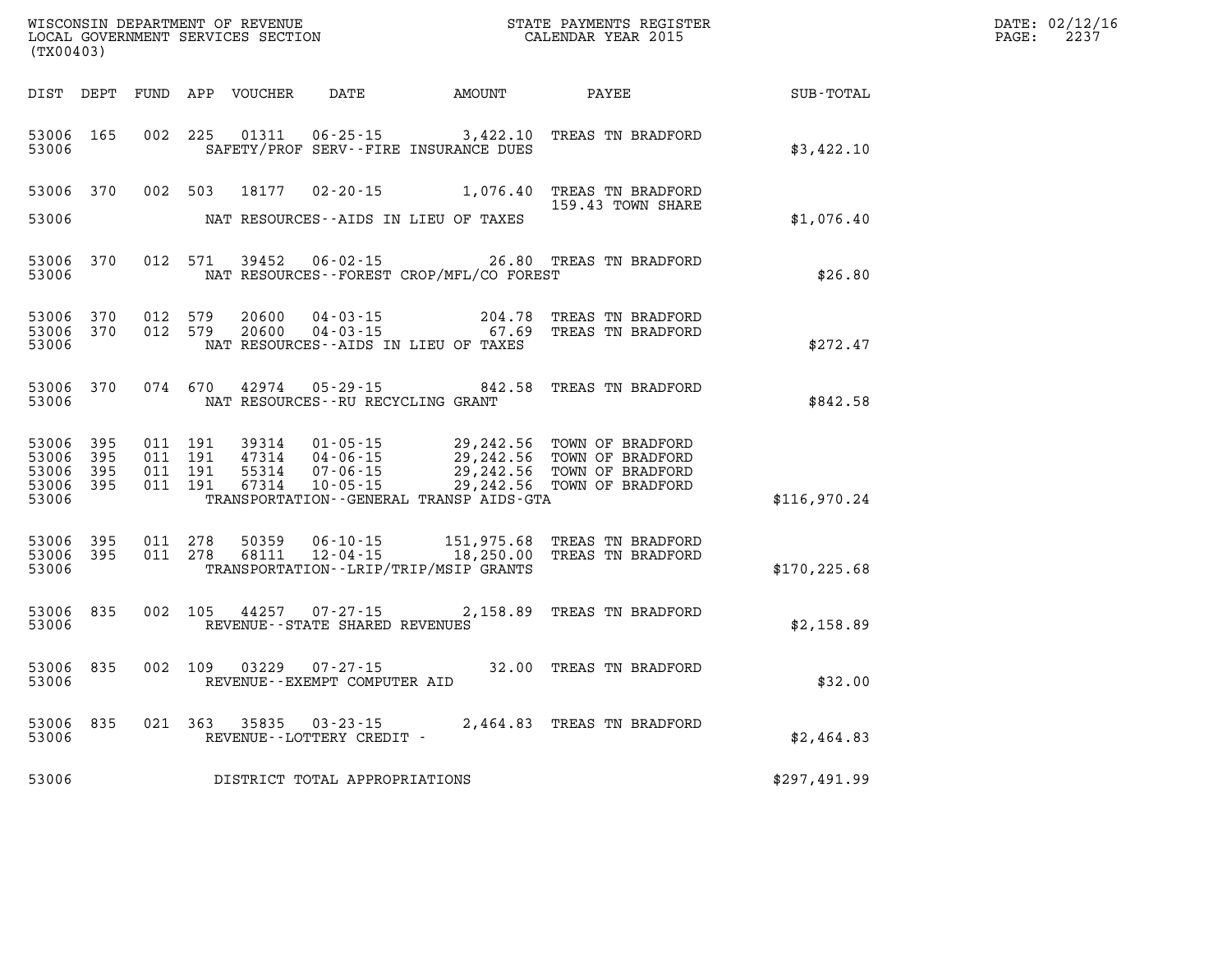WISCONSIN DEPARTMENT OF REVENUE
LOCAL GOVERNMENT SERVICES SECTION
(TX00403)

STATE PAYMENTS REGISTER
CALENDAR YEAR 2015

DATE: 02/12/16
PAGE: 2237

| DIST | DEPT | FUND | APP | VOUCHER | DATE | AMOUNT | PAYEE | SUB-TOTAL |
|---|---|---|---|---|---|---|---|---|
| 53006 | 165 | 002 | 225 | 01311 | 06-25-15 | 3,422.10 | TREAS TN BRADFORD | |
| 53006 | | | | | SAFETY/PROF SERV--FIRE INSURANCE DUES | | | $3,422.10 |
| 53006 | 370 | 002 | 503 | 18177 | 02-20-15 | 1,076.40 | TREAS TN BRADFORD 159.43 TOWN SHARE | |
| 53006 | | | | | NAT RESOURCES--AIDS IN LIEU OF TAXES | | | $1,076.40 |
| 53006 | 370 | 012 | 571 | 39452 | 06-02-15 | 26.80 | TREAS TN BRADFORD | |
| 53006 | | | | | NAT RESOURCES--FOREST CROP/MFL/CO FOREST | | | $26.80 |
| 53006 | 370 | 012 | 579 | 20600 | 04-03-15 | 204.78 | TREAS TN BRADFORD | |
| 53006 | 370 | 012 | 579 | 20600 | 04-03-15 | 67.69 | TREAS TN BRADFORD | |
| 53006 | | | | | NAT RESOURCES--AIDS IN LIEU OF TAXES | | | $272.47 |
| 53006 | 370 | 074 | 670 | 42974 | 05-29-15 | 842.58 | TREAS TN BRADFORD | |
| 53006 | | | | | NAT RESOURCES--RU RECYCLING GRANT | | | $842.58 |
| 53006 | 395 | 011 | 191 | 39314 | 01-05-15 | 29,242.56 | TOWN OF BRADFORD | |
| 53006 | 395 | 011 | 191 | 47314 | 04-06-15 | 29,242.56 | TOWN OF BRADFORD | |
| 53006 | 395 | 011 | 191 | 55314 | 07-06-15 | 29,242.56 | TOWN OF BRADFORD | |
| 53006 | 395 | 011 | 191 | 67314 | 10-05-15 | 29,242.56 | TOWN OF BRADFORD | |
| 53006 | | | | | TRANSPORTATION--GENERAL TRANSP AIDS-GTA | | | $116,970.24 |
| 53006 | 395 | 011 | 278 | 50359 | 06-10-15 | 151,975.68 | TREAS TN BRADFORD | |
| 53006 | 395 | 011 | 278 | 68111 | 12-04-15 | 18,250.00 | TREAS TN BRADFORD | |
| 53006 | | | | | TRANSPORTATION--LRIP/TRIP/MSIP GRANTS | | | $170,225.68 |
| 53006 | 835 | 002 | 105 | 44257 | 07-27-15 | 2,158.89 | TREAS TN BRADFORD | |
| 53006 | | | | | REVENUE--STATE SHARED REVENUES | | | $2,158.89 |
| 53006 | 835 | 002 | 109 | 03229 | 07-27-15 | 32.00 | TREAS TN BRADFORD | |
| 53006 | | | | | REVENUE--EXEMPT COMPUTER AID | | | $32.00 |
| 53006 | 835 | 021 | 363 | 35835 | 03-23-15 | 2,464.83 | TREAS TN BRADFORD | |
| 53006 | | | | | REVENUE--LOTTERY CREDIT - | | | $2,464.83 |
| 53006 | | | | | DISTRICT TOTAL APPROPRIATIONS | | | $297,491.99 |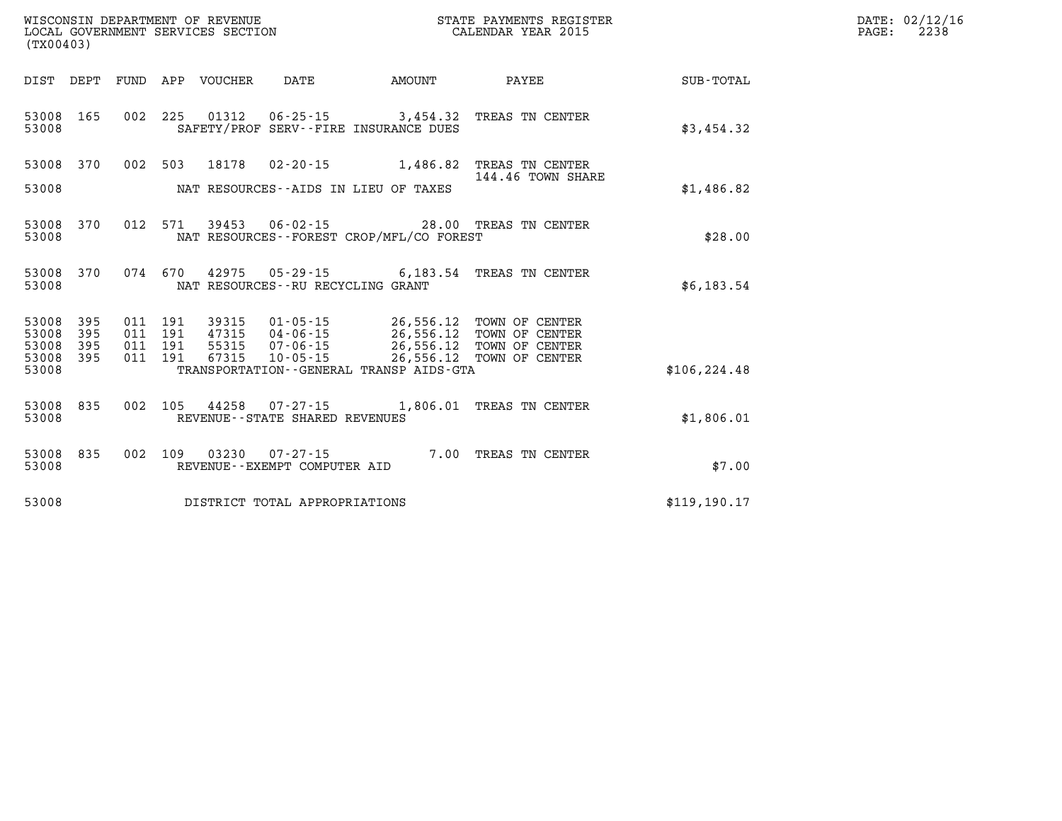WISCONSIN DEPARTMENT OF REVENUE
LOCAL GOVERNMENT SERVICES SECTION
(TX00403)

STATE PAYMENTS REGISTER
CALENDAR YEAR 2015

DATE: 02/12/16

| DIST | DEPT | FUND | APP | VOUCHER | DATE | AMOUNT | PAYEE | SUB-TOTAL |
|---|---|---|---|---|---|---|---|---|
| 53008 | 165 | 002 | 225 | 01312 | 06-25-15 | 3,454.32 | TREAS TN CENTER | |
| 53008 | | | | | SAFETY/PROF SERV--FIRE INSURANCE DUES | | | $3,454.32 |
| 53008 | 370 | 002 | 503 | 18178 | 02-20-15 | 1,486.82 | TREAS TN CENTER 144.46 TOWN SHARE | |
| 53008 | | | | | NAT RESOURCES--AIDS IN LIEU OF TAXES | | | $1,486.82 |
| 53008 | 370 | 012 | 571 | 39453 | 06-02-15 | 28.00 | TREAS TN CENTER | |
| 53008 | | | | | NAT RESOURCES--FOREST CROP/MFL/CO FOREST | | | $28.00 |
| 53008 | 370 | 074 | 670 | 42975 | 05-29-15 | 6,183.54 | TREAS TN CENTER | |
| 53008 | | | | | NAT RESOURCES--RU RECYCLING GRANT | | | $6,183.54 |
| 53008 | 395 | 011 | 191 | 39315 | 01-05-15 | 26,556.12 | TOWN OF CENTER | |
| 53008 | 395 | 011 | 191 | 47315 | 04-06-15 | 26,556.12 | TOWN OF CENTER | |
| 53008 | 395 | 011 | 191 | 55315 | 07-06-15 | 26,556.12 | TOWN OF CENTER | |
| 53008 | 395 | 011 | 191 | 67315 | 10-05-15 | 26,556.12 | TOWN OF CENTER | |
| 53008 | | | | | TRANSPORTATION--GENERAL TRANSP AIDS-GTA | | | $106,224.48 |
| 53008 | 835 | 002 | 105 | 44258 | 07-27-15 | 1,806.01 | TREAS TN CENTER | |
| 53008 | | | | | REVENUE--STATE SHARED REVENUES | | | $1,806.01 |
| 53008 | 835 | 002 | 109 | 03230 | 07-27-15 | 7.00 | TREAS TN CENTER | |
| 53008 | | | | | REVENUE--EXEMPT COMPUTER AID | | | $7.00 |
| 53008 | | | | | DISTRICT TOTAL APPROPRIATIONS | | | $119,190.17 |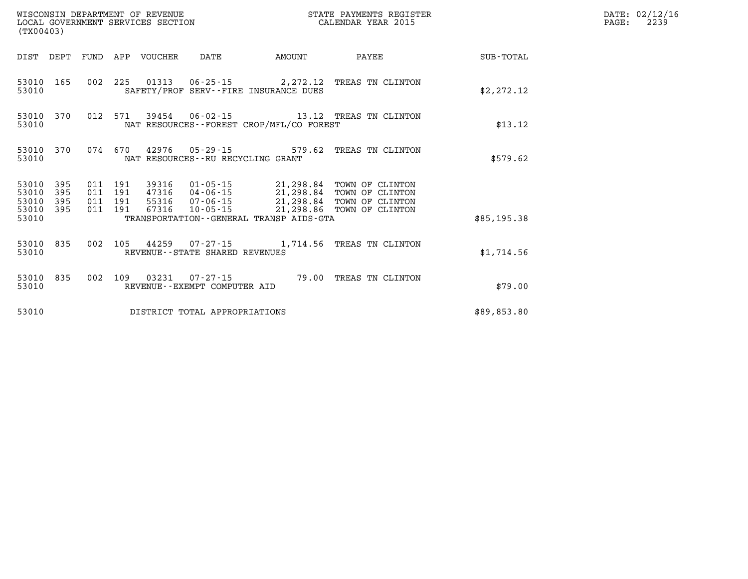WISCONSIN DEPARTMENT OF REVENUE
LOCAL GOVERNMENT SERVICES SECTION
(TX00403)

STATE PAYMENTS REGISTER
CALENDAR YEAR 2015

DATE: 02/12/16
PAGE: 2239

| DIST | DEPT | FUND | APP | VOUCHER | DATE | AMOUNT | PAYEE | SUB-TOTAL |
|---|---|---|---|---|---|---|---|---|
| 53010 | 165 | 002 | 225 | 01313 | 06-25-15 | 2,272.12 | TREAS TN CLINTON | |
| 53010 | | | | SAFETY/PROF SERV--FIRE INSURANCE DUES | | | | $2,272.12 |
| 53010 | 370 | 012 | 571 | 39454 | 06-02-15 | 13.12 | TREAS TN CLINTON | |
| 53010 | | | | NAT RESOURCES--FOREST CROP/MFL/CO FOREST | | | | $13.12 |
| 53010 | 370 | 074 | 670 | 42976 | 05-29-15 | 579.62 | TREAS TN CLINTON | |
| 53010 | | | | NAT RESOURCES--RU RECYCLING GRANT | | | | $579.62 |
| 53010 | 395 | 011 | 191 | 39316 | 01-05-15 | 21,298.84 | TOWN OF CLINTON | |
| 53010 | 395 | 011 | 191 | 47316 | 04-06-15 | 21,298.84 | TOWN OF CLINTON | |
| 53010 | 395 | 011 | 191 | 55316 | 07-06-15 | 21,298.84 | TOWN OF CLINTON | |
| 53010 | 395 | 011 | 191 | 67316 | 10-05-15 | 21,298.86 | TOWN OF CLINTON | |
| 53010 | | | | TRANSPORTATION--GENERAL TRANSP AIDS-GTA | | | | $85,195.38 |
| 53010 | 835 | 002 | 105 | 44259 | 07-27-15 | 1,714.56 | TREAS TN CLINTON | |
| 53010 | | | | REVENUE--STATE SHARED REVENUES | | | | $1,714.56 |
| 53010 | 835 | 002 | 109 | 03231 | 07-27-15 | 79.00 | TREAS TN CLINTON | |
| 53010 | | | | REVENUE--EXEMPT COMPUTER AID | | | | $79.00 |
| 53010 | | | | DISTRICT TOTAL APPROPRIATIONS | | | | $89,853.80 |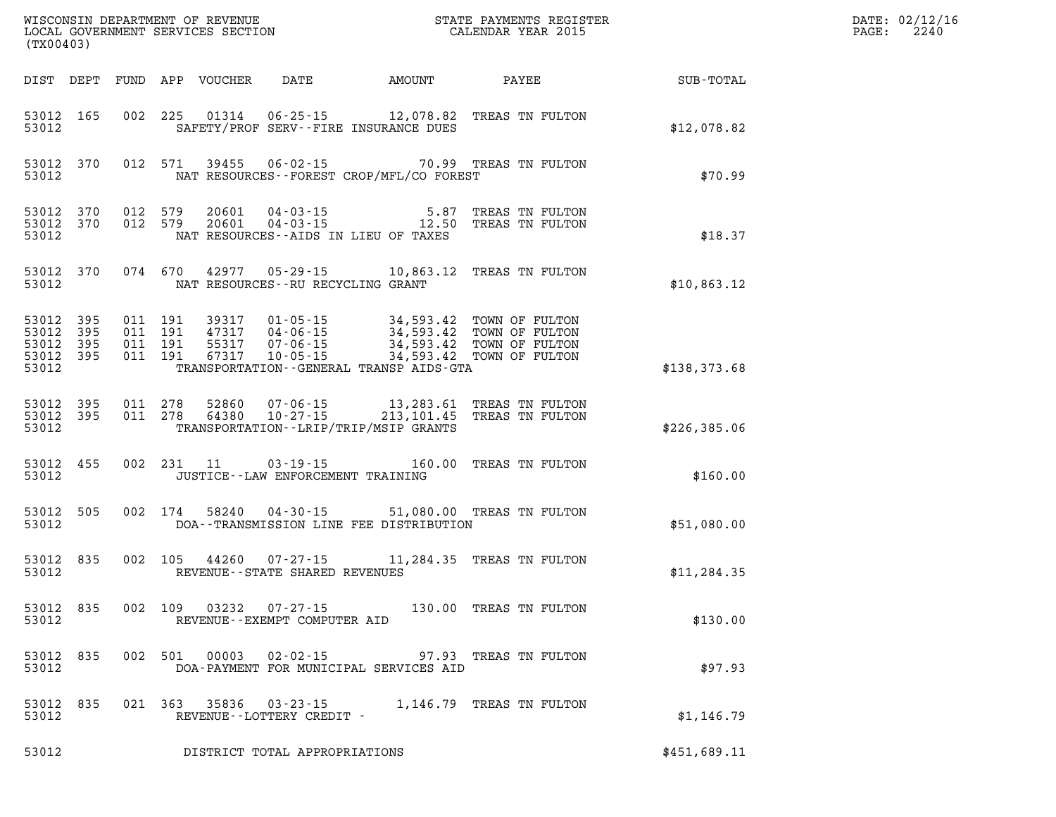WISCONSIN DEPARTMENT OF REVENUE
LOCAL GOVERNMENT SERVICES SECTION
(TX00403)

STATE PAYMENTS REGISTER
CALENDAR YEAR 2015

DATE: 02/12/16
PAGE: 2240

| DIST | DEPT | FUND | APP | VOUCHER | DATE | AMOUNT | PAYEE | SUB-TOTAL |
|---|---|---|---|---|---|---|---|---|
| 53012 | 165 | 002 | 225 | 01314 | 06-25-15 | 12,078.82 | TREAS TN FULTON | |
| 53012 | | | | SAFETY/PROF SERV--FIRE INSURANCE DUES | | | | $12,078.82 |
| 53012 | 370 | 012 | 571 | 39455 | 06-02-15 | 70.99 | TREAS TN FULTON | |
| 53012 | | | | NAT RESOURCES--FOREST CROP/MFL/CO FOREST | | | | $70.99 |
| 53012 | 370 | 012 | 579 | 20601 | 04-03-15 | 5.87 | TREAS TN FULTON | |
| 53012 | 370 | 012 | 579 | 20601 | 04-03-15 | 12.50 | TREAS TN FULTON | |
| 53012 | | | | NAT RESOURCES--AIDS IN LIEU OF TAXES | | | | $18.37 |
| 53012 | 370 | 074 | 670 | 42977 | 05-29-15 | 10,863.12 | TREAS TN FULTON | |
| 53012 | | | | NAT RESOURCES--RU RECYCLING GRANT | | | | $10,863.12 |
| 53012 | 395 | 011 | 191 | 39317 | 01-05-15 | 34,593.42 | TOWN OF FULTON | |
| 53012 | 395 | 011 | 191 | 47317 | 04-06-15 | 34,593.42 | TOWN OF FULTON | |
| 53012 | 395 | 011 | 191 | 55317 | 07-06-15 | 34,593.42 | TOWN OF FULTON | |
| 53012 | 395 | 011 | 191 | 67317 | 10-05-15 | 34,593.42 | TOWN OF FULTON | |
| 53012 | | | | TRANSPORTATION--GENERAL TRANSP AIDS-GTA | | | | $138,373.68 |
| 53012 | 395 | 011 | 278 | 52860 | 07-06-15 | 13,283.61 | TREAS TN FULTON | |
| 53012 | 395 | 011 | 278 | 64380 | 10-27-15 | 213,101.45 | TREAS TN FULTON | |
| 53012 | | | | TRANSPORTATION--LRIP/TRIP/MSIP GRANTS | | | | $226,385.06 |
| 53012 | 455 | 002 | 231 | 11 | 03-19-15 | 160.00 | TREAS TN FULTON | |
| 53012 | | | | JUSTICE--LAW ENFORCEMENT TRAINING | | | | $160.00 |
| 53012 | 505 | 002 | 174 | 58240 | 04-30-15 | 51,080.00 | TREAS TN FULTON | |
| 53012 | | | | DOA--TRANSMISSION LINE FEE DISTRIBUTION | | | | $51,080.00 |
| 53012 | 835 | 002 | 105 | 44260 | 07-27-15 | 11,284.35 | TREAS TN FULTON | |
| 53012 | | | | REVENUE--STATE SHARED REVENUES | | | | $11,284.35 |
| 53012 | 835 | 002 | 109 | 03232 | 07-27-15 | 130.00 | TREAS TN FULTON | |
| 53012 | | | | REVENUE--EXEMPT COMPUTER AID | | | | $130.00 |
| 53012 | 835 | 002 | 501 | 00003 | 02-02-15 | 97.93 | TREAS TN FULTON | |
| 53012 | | | | DOA-PAYMENT FOR MUNICIPAL SERVICES AID | | | | $97.93 |
| 53012 | 835 | 021 | 363 | 35836 | 03-23-15 | 1,146.79 | TREAS TN FULTON | |
| 53012 | | | | REVENUE--LOTTERY CREDIT - | | | | $1,146.79 |
| 53012 | | | | DISTRICT TOTAL APPROPRIATIONS | | | | $451,689.11 |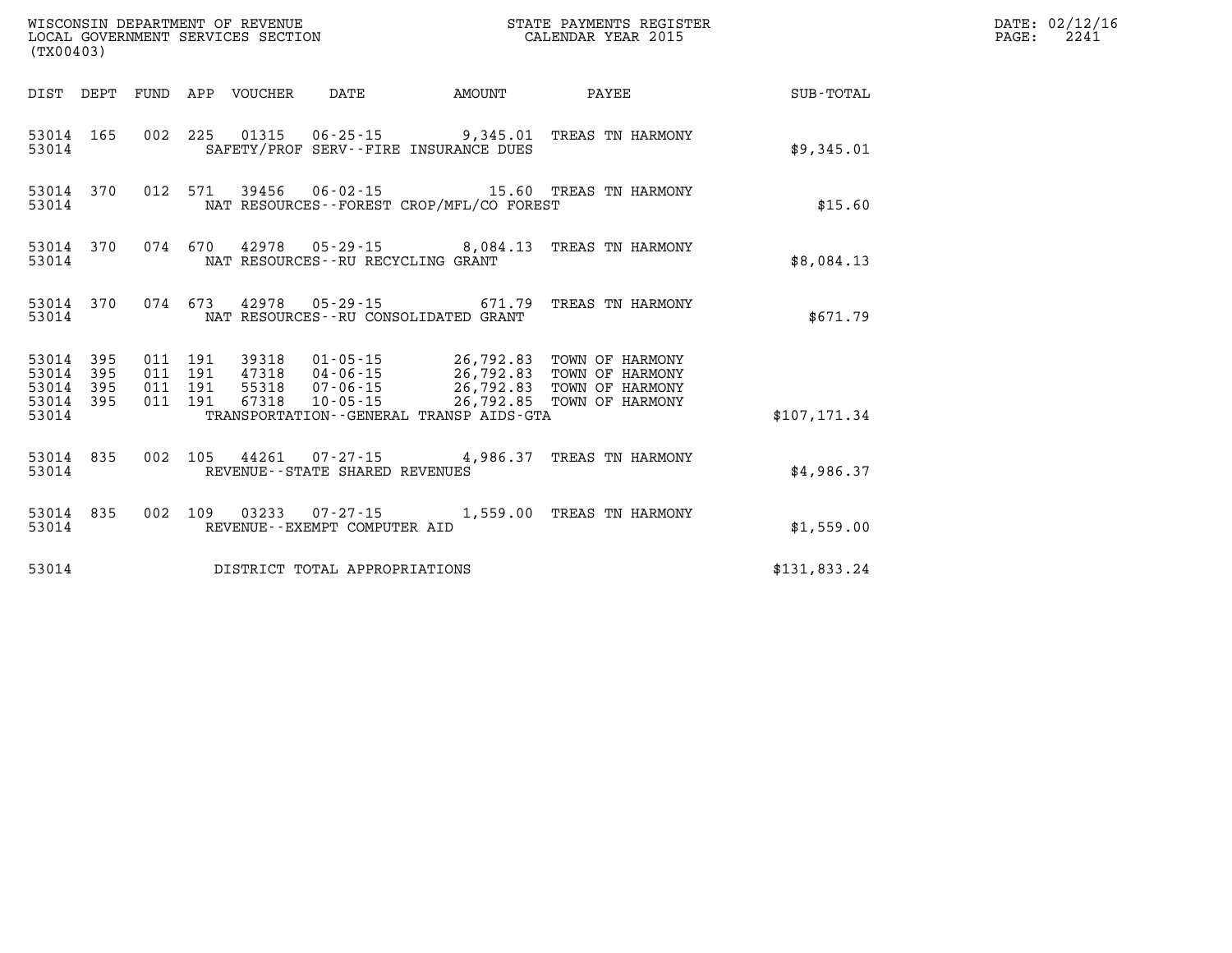WISCONSIN DEPARTMENT OF REVENUE
LOCAL GOVERNMENT SERVICES SECTION
(TX00403)

STATE PAYMENTS REGISTER
CALENDAR YEAR 2015

DATE: 02/12/16
PAGE: 2241

| DIST | DEPT | FUND | APP | VOUCHER | DATE | AMOUNT | PAYEE | SUB-TOTAL |
|---|---|---|---|---|---|---|---|---|
| 53014 | 165 | 002 | 225 | 01315 | 06-25-15 | 9,345.01 | TREAS TN HARMONY | |
| 53014 | | | | SAFETY/PROF SERV--FIRE INSURANCE DUES | | | | $9,345.01 |
| 53014 | 370 | 012 | 571 | 39456 | 06-02-15 | 15.60 | TREAS TN HARMONY | |
| 53014 | | | | NAT RESOURCES--FOREST CROP/MFL/CO FOREST | | | | $15.60 |
| 53014 | 370 | 074 | 670 | 42978 | 05-29-15 | 8,084.13 | TREAS TN HARMONY | |
| 53014 | | | | NAT RESOURCES--RU RECYCLING GRANT | | | | $8,084.13 |
| 53014 | 370 | 074 | 673 | 42978 | 05-29-15 | 671.79 | TREAS TN HARMONY | |
| 53014 | | | | NAT RESOURCES--RU CONSOLIDATED GRANT | | | | $671.79 |
| 53014 | 395 | 011 | 191 | 39318 | 01-05-15 | 26,792.83 | TOWN OF HARMONY | |
| 53014 | 395 | 011 | 191 | 47318 | 04-06-15 | 26,792.83 | TOWN OF HARMONY | |
| 53014 | 395 | 011 | 191 | 55318 | 07-06-15 | 26,792.83 | TOWN OF HARMONY | |
| 53014 | 395 | 011 | 191 | 67318 | 10-05-15 | 26,792.85 | TOWN OF HARMONY | |
| 53014 | | | | TRANSPORTATION--GENERAL TRANSP AIDS-GTA | | | | $107,171.34 |
| 53014 | 835 | 002 | 105 | 44261 | 07-27-15 | 4,986.37 | TREAS TN HARMONY | |
| 53014 | | | | REVENUE--STATE SHARED REVENUES | | | | $4,986.37 |
| 53014 | 835 | 002 | 109 | 03233 | 07-27-15 | 1,559.00 | TREAS TN HARMONY | |
| 53014 | | | | REVENUE--EXEMPT COMPUTER AID | | | | $1,559.00 |
| 53014 | | | | DISTRICT TOTAL APPROPRIATIONS | | | | $131,833.24 |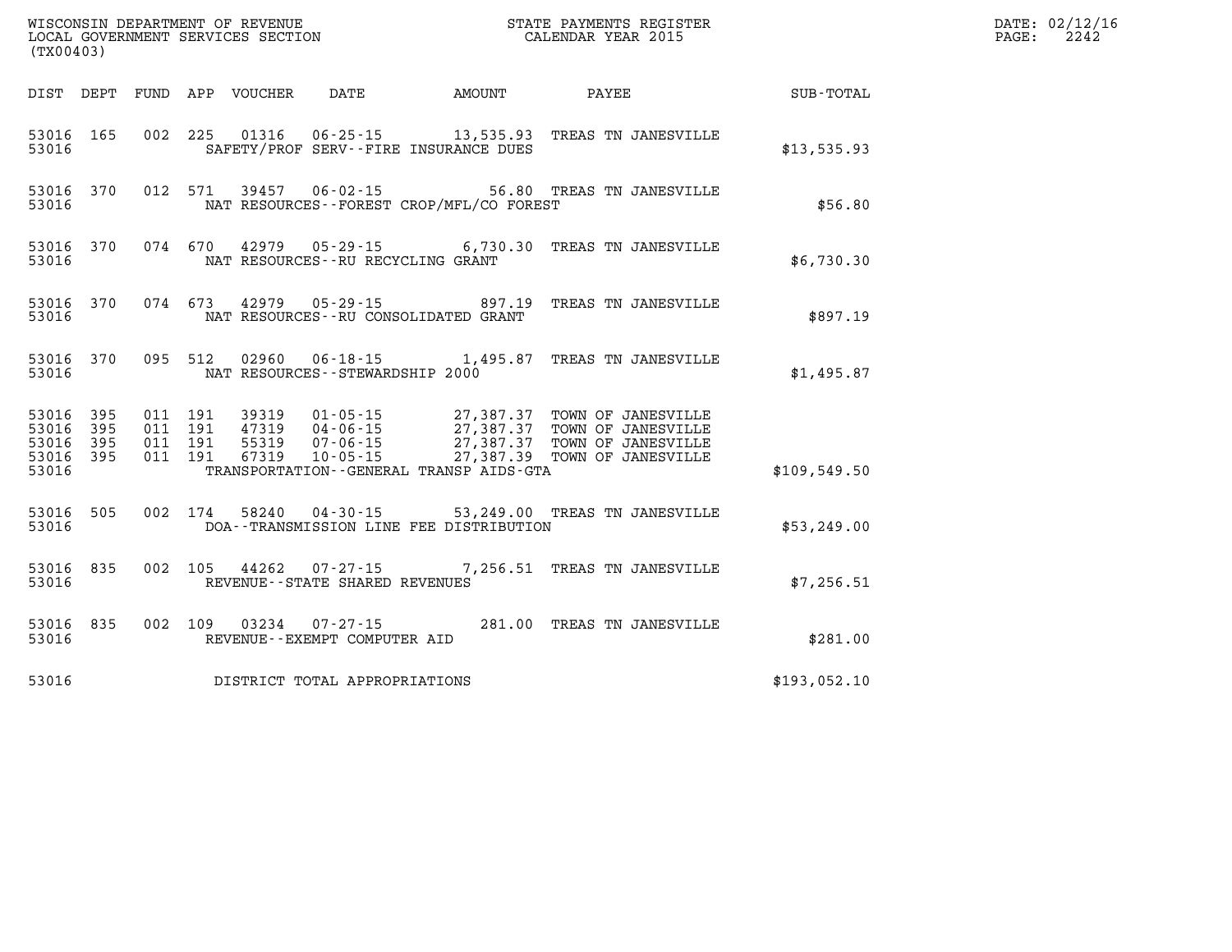WISCONSIN DEPARTMENT OF REVENUE
LOCAL GOVERNMENT SERVICES SECTION
(TX00403)

STATE PAYMENTS REGISTER
CALENDAR YEAR 2015

DATE: 02/12/16
PAGE: 2242

| DIST | DEPT | FUND | APP | VOUCHER | DATE | AMOUNT | PAYEE | SUB-TOTAL |
|---|---|---|---|---|---|---|---|---|
| 53016 | 165 | 002 | 225 | 01316 | 06-25-15 | 13,535.93 | TREAS TN JANESVILLE | |
| 53016 | | | | | SAFETY/PROF SERV--FIRE INSURANCE DUES | | | $13,535.93 |
| 53016 | 370 | 012 | 571 | 39457 | 06-02-15 | 56.80 | TREAS TN JANESVILLE | |
| 53016 | | | | | NAT RESOURCES--FOREST CROP/MFL/CO FOREST | | | $56.80 |
| 53016 | 370 | 074 | 670 | 42979 | 05-29-15 | 6,730.30 | TREAS TN JANESVILLE | |
| 53016 | | | | | NAT RESOURCES--RU RECYCLING GRANT | | | $6,730.30 |
| 53016 | 370 | 074 | 673 | 42979 | 05-29-15 | 897.19 | TREAS TN JANESVILLE | |
| 53016 | | | | | NAT RESOURCES--RU CONSOLIDATED GRANT | | | $897.19 |
| 53016 | 370 | 095 | 512 | 02960 | 06-18-15 | 1,495.87 | TREAS TN JANESVILLE | |
| 53016 | | | | | NAT RESOURCES--STEWARDSHIP 2000 | | | $1,495.87 |
| 53016 | 395 | 011 | 191 | 39319 | 01-05-15 | 27,387.37 | TOWN OF JANESVILLE | |
| 53016 | 395 | 011 | 191 | 47319 | 04-06-15 | 27,387.37 | TOWN OF JANESVILLE | |
| 53016 | 395 | 011 | 191 | 55319 | 07-06-15 | 27,387.37 | TOWN OF JANESVILLE | |
| 53016 | 395 | 011 | 191 | 67319 | 10-05-15 | 27,387.39 | TOWN OF JANESVILLE | |
| 53016 | | | | | TRANSPORTATION--GENERAL TRANSP AIDS-GTA | | | $109,549.50 |
| 53016 | 505 | 002 | 174 | 58240 | 04-30-15 | 53,249.00 | TREAS TN JANESVILLE | |
| 53016 | | | | | DOA--TRANSMISSION LINE FEE DISTRIBUTION | | | $53,249.00 |
| 53016 | 835 | 002 | 105 | 44262 | 07-27-15 | 7,256.51 | TREAS TN JANESVILLE | |
| 53016 | | | | | REVENUE--STATE SHARED REVENUES | | | $7,256.51 |
| 53016 | 835 | 002 | 109 | 03234 | 07-27-15 | 281.00 | TREAS TN JANESVILLE | |
| 53016 | | | | | REVENUE--EXEMPT COMPUTER AID | | | $281.00 |
| 53016 | | | | | DISTRICT TOTAL APPROPRIATIONS | | | $193,052.10 |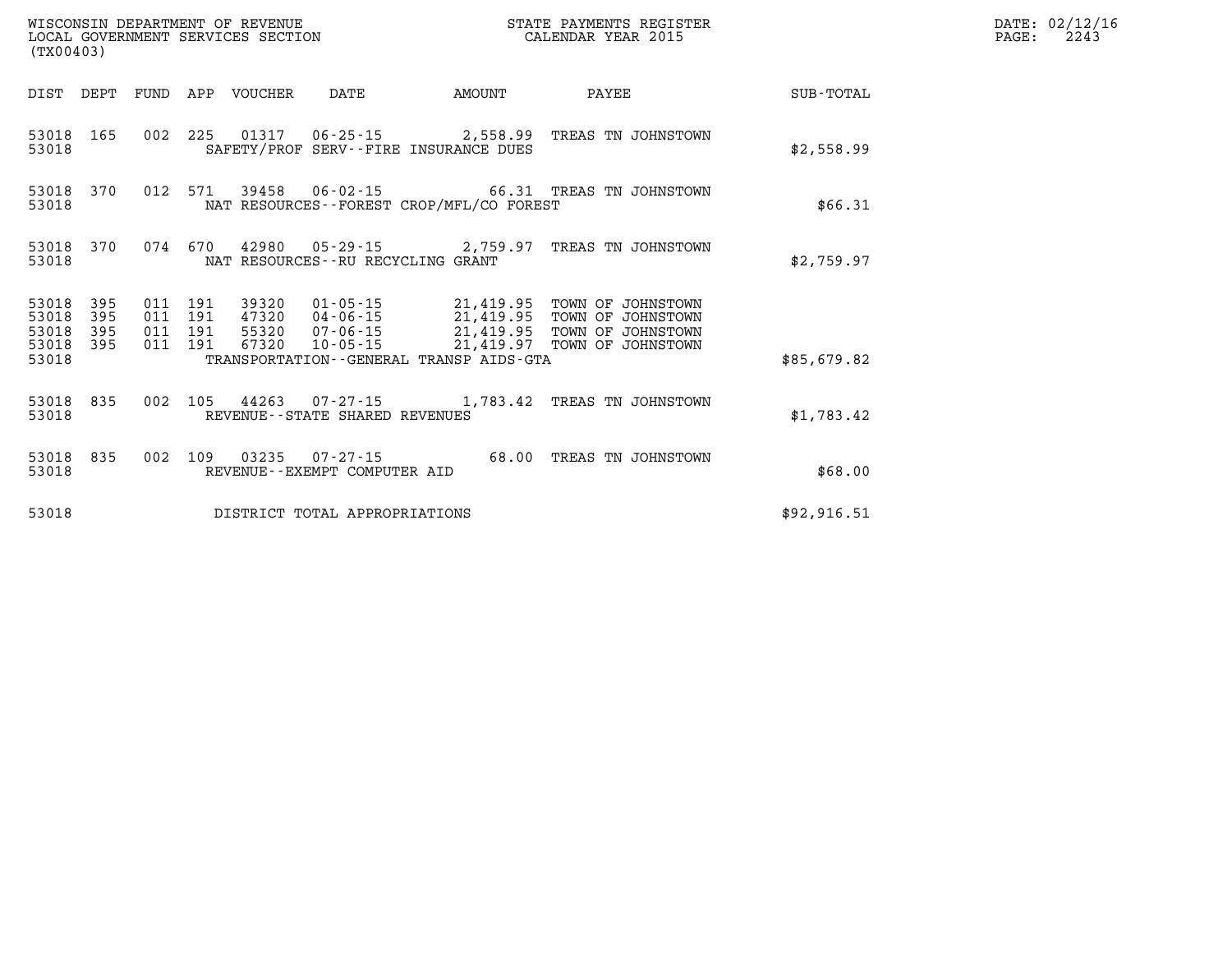WISCONSIN DEPARTMENT OF REVENUE
LOCAL GOVERNMENT SERVICES SECTION
(TX00403)

STATE PAYMENTS REGISTER
CALENDAR YEAR 2015

| DIST | DEPT | FUND | APP | VOUCHER | DATE | AMOUNT | PAYEE | SUB-TOTAL |
|---|---|---|---|---|---|---|---|---|
| 53018 | 165 | 002 | 225 | 01317 | 06-25-15 | 2,558.99 | TREAS TN JOHNSTOWN | |
| 53018 | | | | SAFETY/PROF SERV--FIRE INSURANCE DUES | | | | $2,558.99 |
| 53018 | 370 | 012 | 571 | 39458 | 06-02-15 | 66.31 | TREAS TN JOHNSTOWN | |
| 53018 | | | | NAT RESOURCES--FOREST CROP/MFL/CO FOREST | | | | $66.31 |
| 53018 | 370 | 074 | 670 | 42980 | 05-29-15 | 2,759.97 | TREAS TN JOHNSTOWN | |
| 53018 | | | | NAT RESOURCES--RU RECYCLING GRANT | | | | $2,759.97 |
| 53018 | 395 | 011 | 191 | 39320 | 01-05-15 | 21,419.95 | TOWN OF JOHNSTOWN | |
| 53018 | 395 | 011 | 191 | 47320 | 04-06-15 | 21,419.95 | TOWN OF JOHNSTOWN | |
| 53018 | 395 | 011 | 191 | 55320 | 07-06-15 | 21,419.95 | TOWN OF JOHNSTOWN | |
| 53018 | 395 | 011 | 191 | 67320 | 10-05-15 | 21,419.97 | TOWN OF JOHNSTOWN | |
| 53018 | | | | TRANSPORTATION--GENERAL TRANSP AIDS-GTA | | | | $85,679.82 |
| 53018 | 835 | 002 | 105 | 44263 | 07-27-15 | 1,783.42 | TREAS TN JOHNSTOWN | |
| 53018 | | | | REVENUE--STATE SHARED REVENUES | | | | $1,783.42 |
| 53018 | 835 | 002 | 109 | 03235 | 07-27-15 | 68.00 | TREAS TN JOHNSTOWN | |
| 53018 | | | | REVENUE--EXEMPT COMPUTER AID | | | | $68.00 |
| 53018 | | | | DISTRICT TOTAL APPROPRIATIONS | | | | $92,916.51 |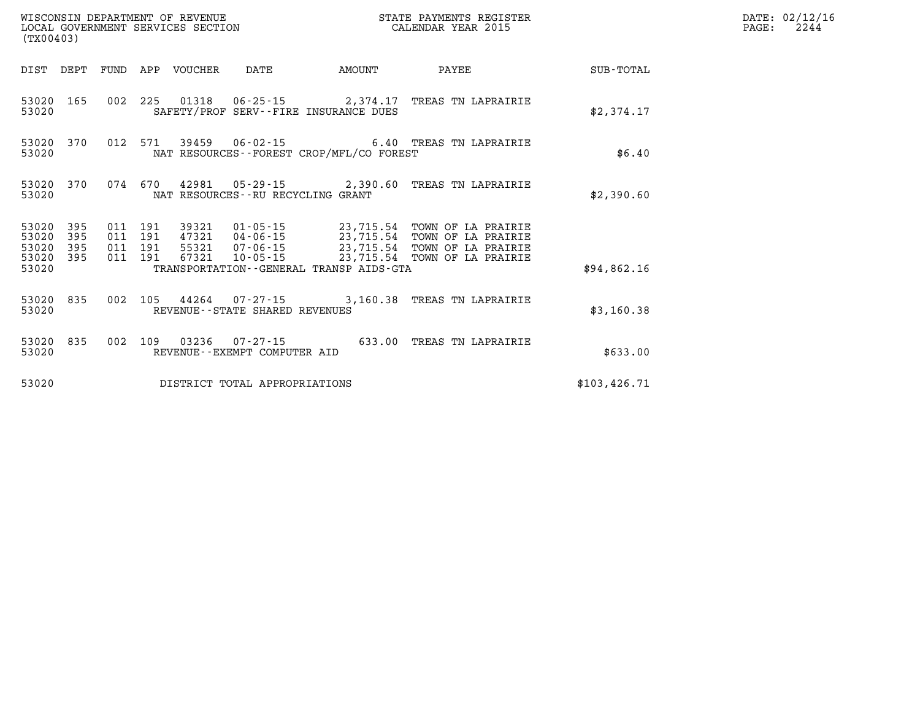WISCONSIN DEPARTMENT OF REVENUE
LOCAL GOVERNMENT SERVICES SECTION
(TX00403)

STATE PAYMENTS REGISTER
CALENDAR YEAR 2015

DATE: 02/12/16
PAGE: 2244

| DIST | DEPT | FUND | APP | VOUCHER | DATE | AMOUNT | PAYEE | SUB-TOTAL |
|---|---|---|---|---|---|---|---|---|
| 53020 | 165 | 002 | 225 | 01318 | 06-25-15 | 2,374.17 | TREAS TN LAPRAIRIE | |
| 53020 | | | | SAFETY/PROF SERV--FIRE INSURANCE DUES | | | | $2,374.17 |
| 53020 | 370 | 012 | 571 | 39459 | 06-02-15 | 6.40 | TREAS TN LAPRAIRIE | |
| 53020 | | | | NAT RESOURCES--FOREST CROP/MFL/CO FOREST | | | | $6.40 |
| 53020 | 370 | 074 | 670 | 42981 | 05-29-15 | 2,390.60 | TREAS TN LAPRAIRIE | |
| 53020 | | | | NAT RESOURCES--RU RECYCLING GRANT | | | | $2,390.60 |
| 53020 | 395 | 011 | 191 | 39321 | 01-05-15 | 23,715.54 | TOWN OF LA PRAIRIE | |
| 53020 | 395 | 011 | 191 | 47321 | 04-06-15 | 23,715.54 | TOWN OF LA PRAIRIE | |
| 53020 | 395 | 011 | 191 | 55321 | 07-06-15 | 23,715.54 | TOWN OF LA PRAIRIE | |
| 53020 | 395 | 011 | 191 | 67321 | 10-05-15 | 23,715.54 | TOWN OF LA PRAIRIE | |
| 53020 | | | | TRANSPORTATION--GENERAL TRANSP AIDS-GTA | | | | $94,862.16 |
| 53020 | 835 | 002 | 105 | 44264 | 07-27-15 | 3,160.38 | TREAS TN LAPRAIRIE | |
| 53020 | | | | REVENUE--STATE SHARED REVENUES | | | | $3,160.38 |
| 53020 | 835 | 002 | 109 | 03236 | 07-27-15 | 633.00 | TREAS TN LAPRAIRIE | |
| 53020 | | | | REVENUE--EXEMPT COMPUTER AID | | | | $633.00 |
| 53020 | | | | DISTRICT TOTAL APPROPRIATIONS | | | | $103,426.71 |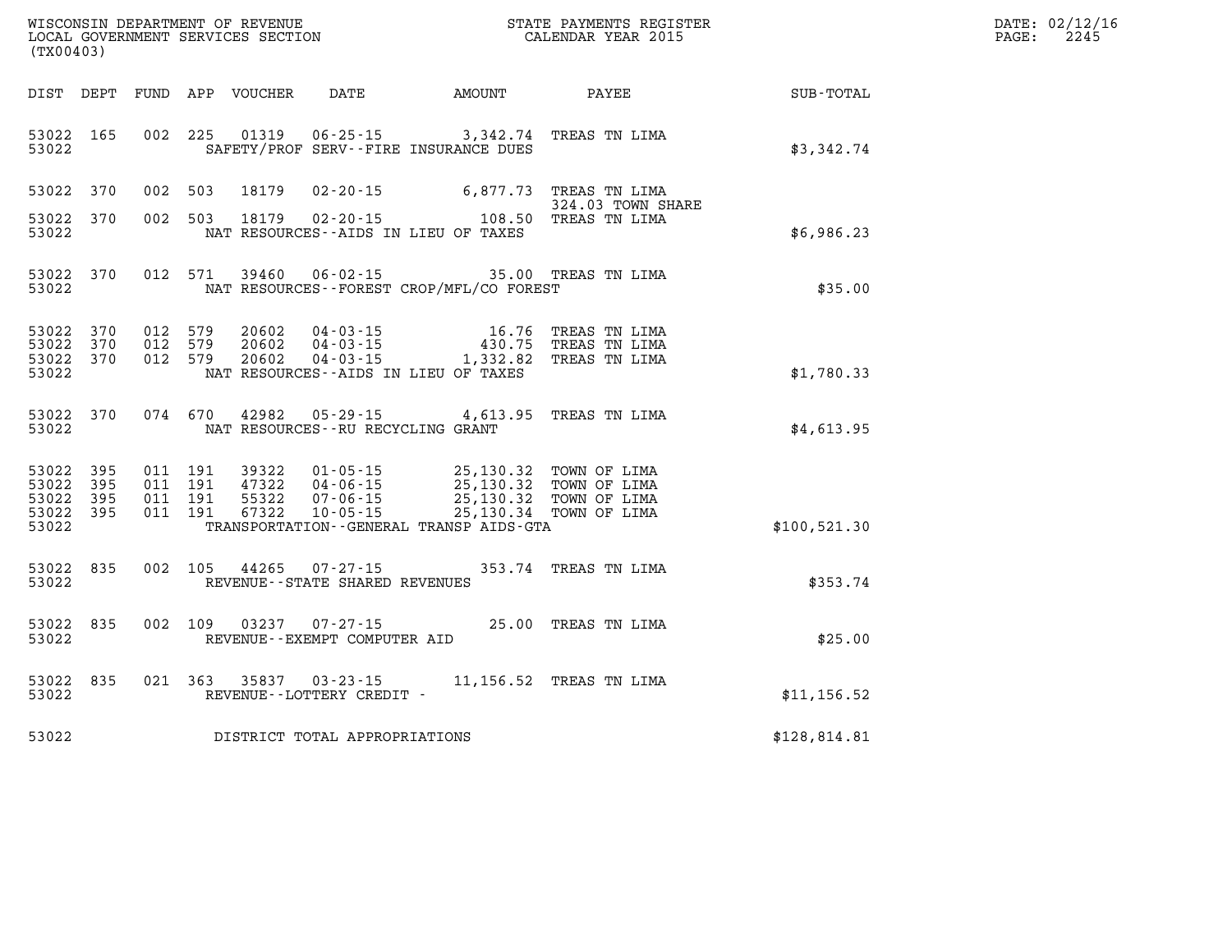WISCONSIN DEPARTMENT OF REVENUE
LOCAL GOVERNMENT SERVICES SECTION
(TX00403)

STATE PAYMENTS REGISTER
CALENDAR YEAR 2015

DATE: 02/12/16
PAGE: 2245

| DIST | DEPT | FUND | APP | VOUCHER | DATE | AMOUNT | PAYEE | SUB-TOTAL |
|---|---|---|---|---|---|---|---|---|
| 53022 | 165 | 002 | 225 | 01319 | 06-25-15 | 3,342.74 | TREAS TN LIMA | |
| 53022 | | | | | SAFETY/PROF SERV--FIRE INSURANCE DUES | | | $3,342.74 |
| 53022 | 370 | 002 | 503 | 18179 | 02-20-15 | 6,877.73 | TREAS TN LIMA 324.03 TOWN SHARE | |
| 53022 | 370 | 002 | 503 | 18179 | 02-20-15 | 108.50 | TREAS TN LIMA | |
| 53022 | | | | | NAT RESOURCES--AIDS IN LIEU OF TAXES | | | $6,986.23 |
| 53022 | 370 | 012 | 571 | 39460 | 06-02-15 | 35.00 | TREAS TN LIMA | |
| 53022 | | | | | NAT RESOURCES--FOREST CROP/MFL/CO FOREST | | | $35.00 |
| 53022 | 370 | 012 | 579 | 20602 | 04-03-15 | 16.76 | TREAS TN LIMA | |
| 53022 | 370 | 012 | 579 | 20602 | 04-03-15 | 430.75 | TREAS TN LIMA | |
| 53022 | 370 | 012 | 579 | 20602 | 04-03-15 | 1,332.82 | TREAS TN LIMA | |
| 53022 | | | | | NAT RESOURCES--AIDS IN LIEU OF TAXES | | | $1,780.33 |
| 53022 | 370 | 074 | 670 | 42982 | 05-29-15 | 4,613.95 | TREAS TN LIMA | |
| 53022 | | | | | NAT RESOURCES--RU RECYCLING GRANT | | | $4,613.95 |
| 53022 | 395 | 011 | 191 | 39322 | 01-05-15 | 25,130.32 | TOWN OF LIMA | |
| 53022 | 395 | 011 | 191 | 47322 | 04-06-15 | 25,130.32 | TOWN OF LIMA | |
| 53022 | 395 | 011 | 191 | 55322 | 07-06-15 | 25,130.32 | TOWN OF LIMA | |
| 53022 | 395 | 011 | 191 | 67322 | 10-05-15 | 25,130.34 | TOWN OF LIMA | |
| 53022 | | | | | TRANSPORTATION--GENERAL TRANSP AIDS-GTA | | | $100,521.30 |
| 53022 | 835 | 002 | 105 | 44265 | 07-27-15 | 353.74 | TREAS TN LIMA | |
| 53022 | | | | | REVENUE--STATE SHARED REVENUES | | | $353.74 |
| 53022 | 835 | 002 | 109 | 03237 | 07-27-15 | 25.00 | TREAS TN LIMA | |
| 53022 | | | | | REVENUE--EXEMPT COMPUTER AID | | | $25.00 |
| 53022 | 835 | 021 | 363 | 35837 | 03-23-15 | 11,156.52 | TREAS TN LIMA | |
| 53022 | | | | | REVENUE--LOTTERY CREDIT - | | | $11,156.52 |
| 53022 | | | | | DISTRICT TOTAL APPROPRIATIONS | | | $128,814.81 |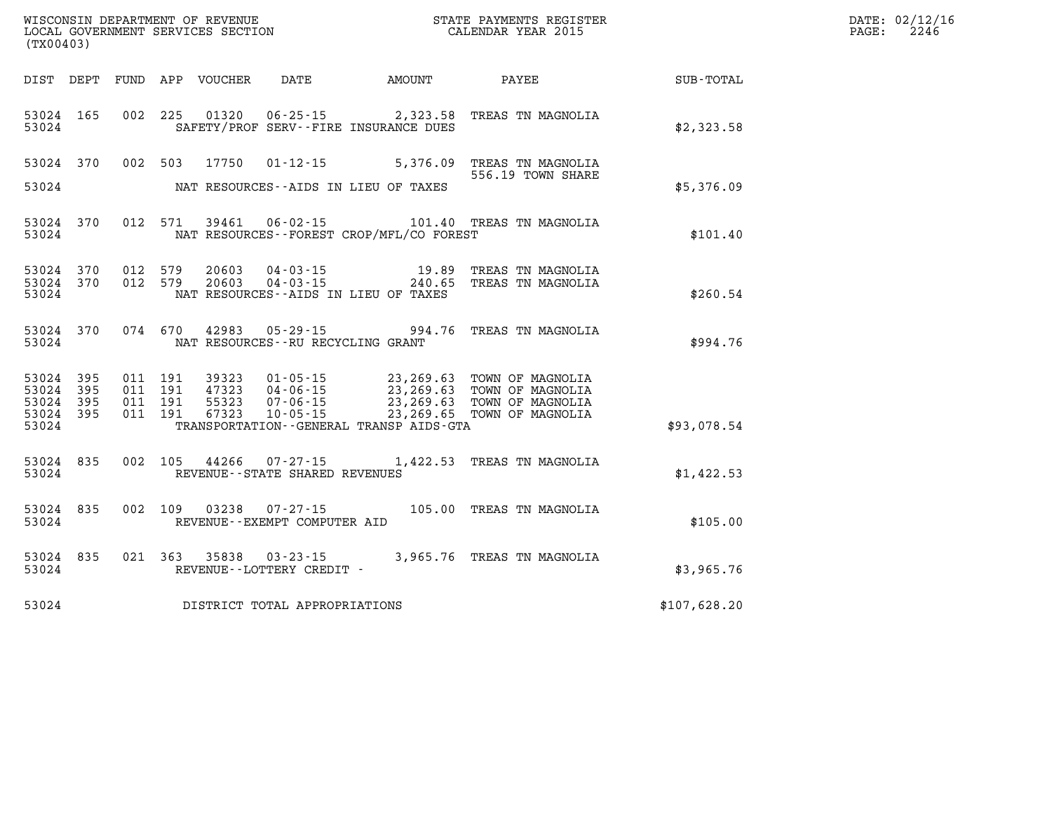WISCONSIN DEPARTMENT OF REVENUE
LOCAL GOVERNMENT SERVICES SECTION
(TX00403)

STATE PAYMENTS REGISTER
CALENDAR YEAR 2015

DATE: 02/12/16
PAGE: 2246

| DIST | DEPT | FUND | APP | VOUCHER | DATE | AMOUNT | PAYEE | SUB-TOTAL |
|---|---|---|---|---|---|---|---|---|
| 53024 | 165 | 002 | 225 | 01320 | 06-25-15 | 2,323.58 | TREAS TN MAGNOLIA | |
| 53024 | | | | | SAFETY/PROF SERV--FIRE INSURANCE DUES | | | $2,323.58 |
| 53024 | 370 | 002 | 503 | 17750 | 01-12-15 | 5,376.09 | TREAS TN MAGNOLIA 556.19 TOWN SHARE | |
| 53024 | | | | | NAT RESOURCES--AIDS IN LIEU OF TAXES | | | $5,376.09 |
| 53024 | 370 | 012 | 571 | 39461 | 06-02-15 | 101.40 | TREAS TN MAGNOLIA | |
| 53024 | | | | | NAT RESOURCES--FOREST CROP/MFL/CO FOREST | | | $101.40 |
| 53024 | 370 | 012 | 579 | 20603 | 04-03-15 | 19.89 | TREAS TN MAGNOLIA | |
| 53024 | 370 | 012 | 579 | 20603 | 04-03-15 | 240.65 | TREAS TN MAGNOLIA | |
| 53024 | | | | | NAT RESOURCES--AIDS IN LIEU OF TAXES | | | $260.54 |
| 53024 | 370 | 074 | 670 | 42983 | 05-29-15 | 994.76 | TREAS TN MAGNOLIA | |
| 53024 | | | | | NAT RESOURCES--RU RECYCLING GRANT | | | $994.76 |
| 53024 | 395 | 011 | 191 | 39323 | 01-05-15 | 23,269.63 | TOWN OF MAGNOLIA | |
| 53024 | 395 | 011 | 191 | 47323 | 04-06-15 | 23,269.63 | TOWN OF MAGNOLIA | |
| 53024 | 395 | 011 | 191 | 55323 | 07-06-15 | 23,269.63 | TOWN OF MAGNOLIA | |
| 53024 | 395 | 011 | 191 | 67323 | 10-05-15 | 23,269.65 | TOWN OF MAGNOLIA | |
| 53024 | | | | | TRANSPORTATION--GENERAL TRANSP AIDS-GTA | | | $93,078.54 |
| 53024 | 835 | 002 | 105 | 44266 | 07-27-15 | 1,422.53 | TREAS TN MAGNOLIA | |
| 53024 | | | | | REVENUE--STATE SHARED REVENUES | | | $1,422.53 |
| 53024 | 835 | 002 | 109 | 03238 | 07-27-15 | 105.00 | TREAS TN MAGNOLIA | |
| 53024 | | | | | REVENUE--EXEMPT COMPUTER AID | | | $105.00 |
| 53024 | 835 | 021 | 363 | 35838 | 03-23-15 | 3,965.76 | TREAS TN MAGNOLIA | |
| 53024 | | | | | REVENUE--LOTTERY CREDIT - | | | $3,965.76 |
| 53024 | | | | | DISTRICT TOTAL APPROPRIATIONS | | | $107,628.20 |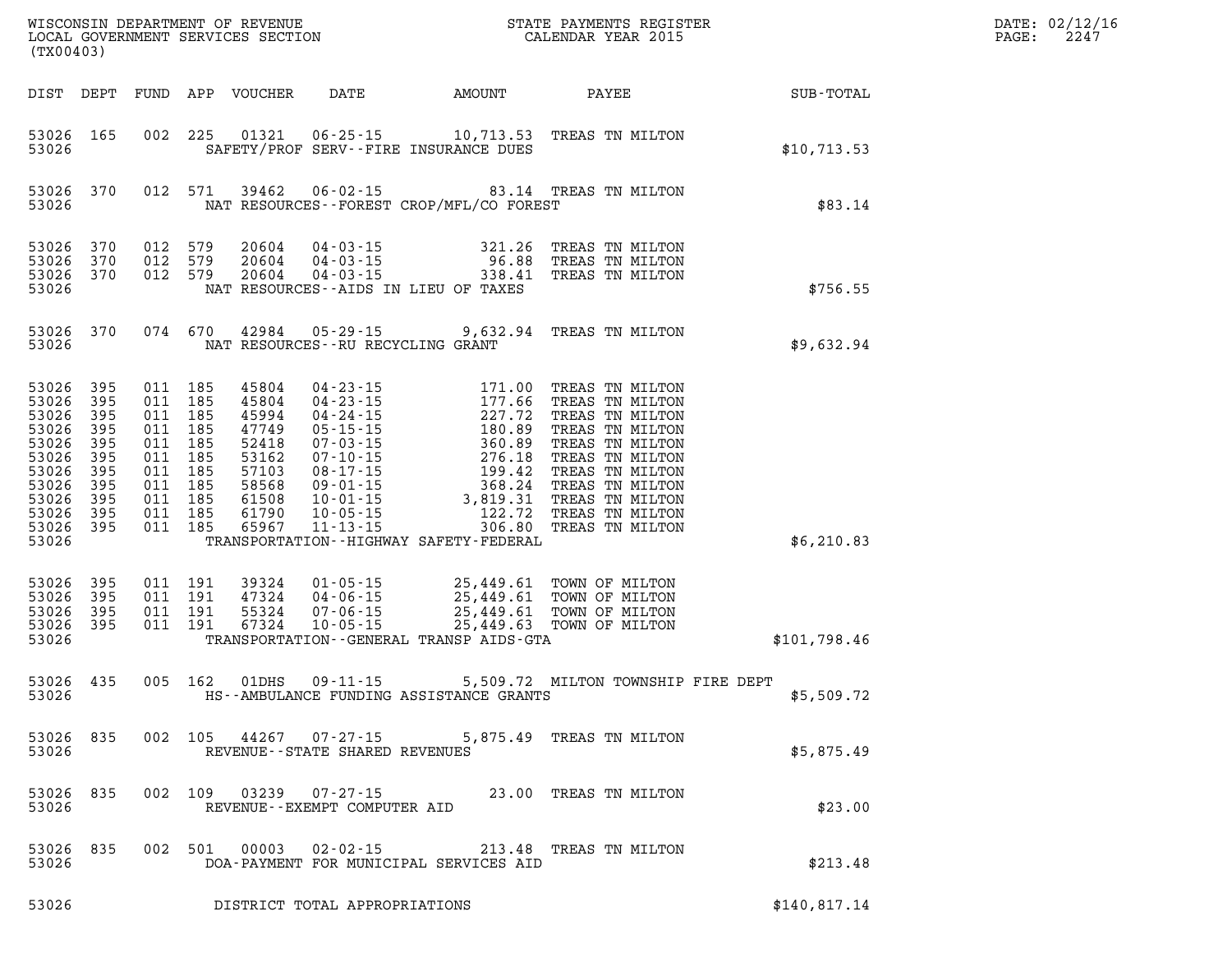WISCONSIN DEPARTMENT OF REVENUE
LOCAL GOVERNMENT SERVICES SECTION
(TX00403)

STATE PAYMENTS REGISTER
CALENDAR YEAR 2015

| DIST | DEPT | FUND | APP | VOUCHER | DATE | AMOUNT | PAYEE | SUB-TOTAL |
|---|---|---|---|---|---|---|---|---|
| 53026 | 165 | 002 | 225 | 01321 | 06-25-15 | 10,713.53 | TREAS TN MILTON | |
| 53026 | | | | SAFETY/PROF SERV--FIRE INSURANCE DUES | | | | $10,713.53 |
| 53026 | 370 | 012 | 571 | 39462 | 06-02-15 | 83.14 | TREAS TN MILTON | |
| 53026 | | | | NAT RESOURCES--FOREST CROP/MFL/CO FOREST | | | | $83.14 |
| 53026 | 370 | 012 | 579 | 20604 | 04-03-15 | 321.26 | TREAS TN MILTON | |
| 53026 | 370 | 012 | 579 | 20604 | 04-03-15 | 96.88 | TREAS TN MILTON | |
| 53026 | 370 | 012 | 579 | 20604 | 04-03-15 | 338.41 | TREAS TN MILTON | |
| 53026 | | | | NAT RESOURCES--AIDS IN LIEU OF TAXES | | | | $756.55 |
| 53026 | 370 | 074 | 670 | 42984 | 05-29-15 | 9,632.94 | TREAS TN MILTON | |
| 53026 | | | | NAT RESOURCES--RU RECYCLING GRANT | | | | $9,632.94 |
| 53026 | 395 | 011 | 185 | 45804 | 04-23-15 | 171.00 | TREAS TN MILTON | |
| 53026 | 395 | 011 | 185 | 45804 | 04-23-15 | 177.66 | TREAS TN MILTON | |
| 53026 | 395 | 011 | 185 | 45994 | 04-24-15 | 227.72 | TREAS TN MILTON | |
| 53026 | 395 | 011 | 185 | 47749 | 05-15-15 | 180.89 | TREAS TN MILTON | |
| 53026 | 395 | 011 | 185 | 52418 | 07-03-15 | 360.89 | TREAS TN MILTON | |
| 53026 | 395 | 011 | 185 | 53162 | 07-10-15 | 276.18 | TREAS TN MILTON | |
| 53026 | 395 | 011 | 185 | 57103 | 08-17-15 | 199.42 | TREAS TN MILTON | |
| 53026 | 395 | 011 | 185 | 58568 | 09-01-15 | 368.24 | TREAS TN MILTON | |
| 53026 | 395 | 011 | 185 | 61508 | 10-01-15 | 3,819.31 | TREAS TN MILTON | |
| 53026 | 395 | 011 | 185 | 61790 | 10-05-15 | 122.72 | TREAS TN MILTON | |
| 53026 | 395 | 011 | 185 | 65967 | 11-13-15 | 306.80 | TREAS TN MILTON | |
| 53026 | | | | TRANSPORTATION--HIGHWAY SAFETY-FEDERAL | | | | $6,210.83 |
| 53026 | 395 | 011 | 191 | 39324 | 01-05-15 | 25,449.61 | TOWN OF MILTON | |
| 53026 | 395 | 011 | 191 | 47324 | 04-06-15 | 25,449.61 | TOWN OF MILTON | |
| 53026 | 395 | 011 | 191 | 55324 | 07-06-15 | 25,449.61 | TOWN OF MILTON | |
| 53026 | 395 | 011 | 191 | 67324 | 10-05-15 | 25,449.63 | TOWN OF MILTON | |
| 53026 | | | | TRANSPORTATION--GENERAL TRANSP AIDS-GTA | | | | $101,798.46 |
| 53026 | 435 | 005 | 162 | 01DHS | 09-11-15 | 5,509.72 | MILTON TOWNSHIP FIRE DEPT | |
| 53026 | | | | HS--AMBULANCE FUNDING ASSISTANCE GRANTS | | | | $5,509.72 |
| 53026 | 835 | 002 | 105 | 44267 | 07-27-15 | 5,875.49 | TREAS TN MILTON | |
| 53026 | | | | REVENUE--STATE SHARED REVENUES | | | | $5,875.49 |
| 53026 | 835 | 002 | 109 | 03239 | 07-27-15 | 23.00 | TREAS TN MILTON | |
| 53026 | | | | REVENUE--EXEMPT COMPUTER AID | | | | $23.00 |
| 53026 | 835 | 002 | 501 | 00003 | 02-02-15 | 213.48 | TREAS TN MILTON | |
| 53026 | | | | DOA-PAYMENT FOR MUNICIPAL SERVICES AID | | | | $213.48 |
| 53026 | | | | DISTRICT TOTAL APPROPRIATIONS | | | | $140,817.14 |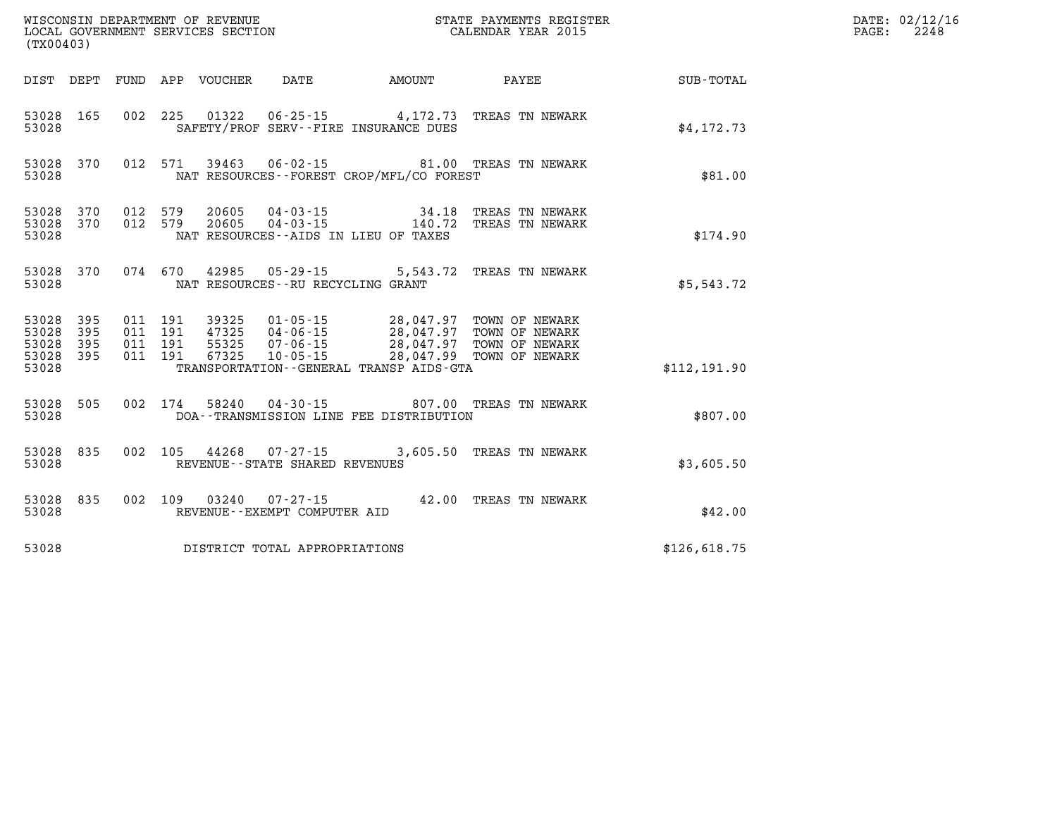WISCONSIN DEPARTMENT OF REVENUE
LOCAL GOVERNMENT SERVICES SECTION
(TX00403)

STATE PAYMENTS REGISTER
CALENDAR YEAR 2015

DATE: 02/12/16
PAGE: 2248

| DIST | DEPT | FUND | APP | VOUCHER | DATE | AMOUNT | PAYEE | SUB-TOTAL |
|---|---|---|---|---|---|---|---|---|
| 53028 | 165 | 002 | 225 | 01322 | 06-25-15 | 4,172.73 | TREAS TN NEWARK | |
| 53028 | | | | | SAFETY/PROF SERV--FIRE INSURANCE DUES | | | $4,172.73 |
| 53028 | 370 | 012 | 571 | 39463 | 06-02-15 | 81.00 | TREAS TN NEWARK | |
| 53028 | | | | | NAT RESOURCES--FOREST CROP/MFL/CO FOREST | | | $81.00 |
| 53028 | 370 | 012 | 579 | 20605 | 04-03-15 | 34.18 | TREAS TN NEWARK | |
| 53028 | 370 | 012 | 579 | 20605 | 04-03-15 | 140.72 | TREAS TN NEWARK | |
| 53028 | | | | | NAT RESOURCES--AIDS IN LIEU OF TAXES | | | $174.90 |
| 53028 | 370 | 074 | 670 | 42985 | 05-29-15 | 5,543.72 | TREAS TN NEWARK | |
| 53028 | | | | | NAT RESOURCES--RU RECYCLING GRANT | | | $5,543.72 |
| 53028 | 395 | 011 | 191 | 39325 | 01-05-15 | 28,047.97 | TOWN OF NEWARK | |
| 53028 | 395 | 011 | 191 | 47325 | 04-06-15 | 28,047.97 | TOWN OF NEWARK | |
| 53028 | 395 | 011 | 191 | 55325 | 07-06-15 | 28,047.97 | TOWN OF NEWARK | |
| 53028 | 395 | 011 | 191 | 67325 | 10-05-15 | 28,047.99 | TOWN OF NEWARK | |
| 53028 | | | | | TRANSPORTATION--GENERAL TRANSP AIDS-GTA | | | $112,191.90 |
| 53028 | 505 | 002 | 174 | 58240 | 04-30-15 | 807.00 | TREAS TN NEWARK | |
| 53028 | | | | | DOA--TRANSMISSION LINE FEE DISTRIBUTION | | | $807.00 |
| 53028 | 835 | 002 | 105 | 44268 | 07-27-15 | 3,605.50 | TREAS TN NEWARK | |
| 53028 | | | | | REVENUE--STATE SHARED REVENUES | | | $3,605.50 |
| 53028 | 835 | 002 | 109 | 03240 | 07-27-15 | 42.00 | TREAS TN NEWARK | |
| 53028 | | | | | REVENUE--EXEMPT COMPUTER AID | | | $42.00 |
| 53028 | | | | | DISTRICT TOTAL APPROPRIATIONS | | | $126,618.75 |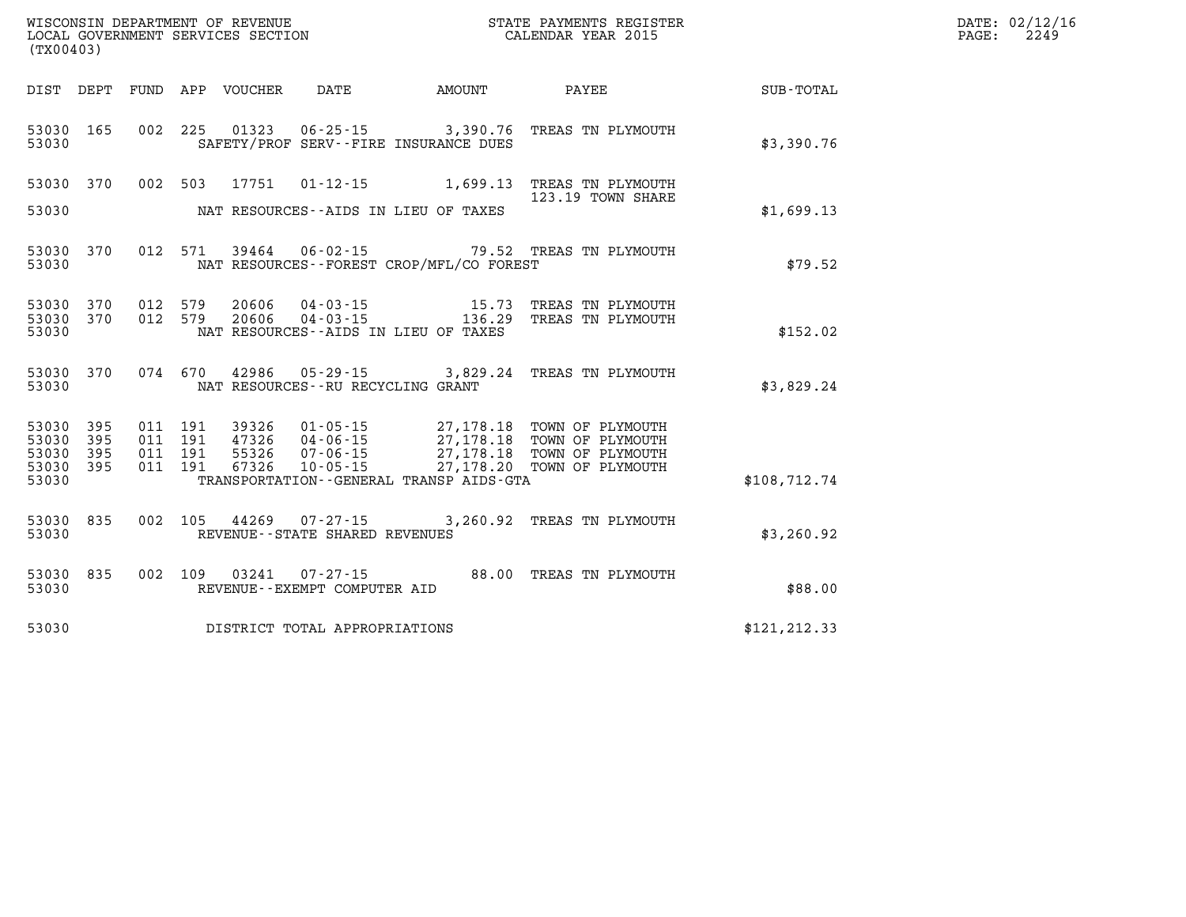WISCONSIN DEPARTMENT OF REVENUE
LOCAL GOVERNMENT SERVICES SECTION
(TX00403)

STATE PAYMENTS REGISTER
CALENDAR YEAR 2015

DATE: 02/12/16

| DIST | DEPT | FUND | APP | VOUCHER | DATE | AMOUNT | PAYEE | SUB-TOTAL |
|---|---|---|---|---|---|---|---|---|
| 53030 | 165 | 002 | 225 | 01323 | 06-25-15 | 3,390.76 | TREAS TN PLYMOUTH | |
| 53030 | | | | | SAFETY/PROF SERV--FIRE INSURANCE DUES | | | $3,390.76 |
| 53030 | 370 | 002 | 503 | 17751 | 01-12-15 | 1,699.13 | TREAS TN PLYMOUTH 123.19 TOWN SHARE | |
| 53030 | | | | | NAT RESOURCES--AIDS IN LIEU OF TAXES | | | $1,699.13 |
| 53030 | 370 | 012 | 571 | 39464 | 06-02-15 | 79.52 | TREAS TN PLYMOUTH | |
| 53030 | | | | | NAT RESOURCES--FOREST CROP/MFL/CO FOREST | | | $79.52 |
| 53030 | 370 | 012 | 579 | 20606 | 04-03-15 | 15.73 | TREAS TN PLYMOUTH | |
| 53030 | 370 | 012 | 579 | 20606 | 04-03-15 | 136.29 | TREAS TN PLYMOUTH | |
| 53030 | | | | | NAT RESOURCES--AIDS IN LIEU OF TAXES | | | $152.02 |
| 53030 | 370 | 074 | 670 | 42986 | 05-29-15 | 3,829.24 | TREAS TN PLYMOUTH | |
| 53030 | | | | | NAT RESOURCES--RU RECYCLING GRANT | | | $3,829.24 |
| 53030 | 395 | 011 | 191 | 39326 | 01-05-15 | 27,178.18 | TOWN OF PLYMOUTH | |
| 53030 | 395 | 011 | 191 | 47326 | 04-06-15 | 27,178.18 | TOWN OF PLYMOUTH | |
| 53030 | 395 | 011 | 191 | 55326 | 07-06-15 | 27,178.18 | TOWN OF PLYMOUTH | |
| 53030 | 395 | 011 | 191 | 67326 | 10-05-15 | 27,178.20 | TOWN OF PLYMOUTH | |
| 53030 | | | | | TRANSPORTATION--GENERAL TRANSP AIDS-GTA | | | $108,712.74 |
| 53030 | 835 | 002 | 105 | 44269 | 07-27-15 | 3,260.92 | TREAS TN PLYMOUTH | |
| 53030 | | | | | REVENUE--STATE SHARED REVENUES | | | $3,260.92 |
| 53030 | 835 | 002 | 109 | 03241 | 07-27-15 | 88.00 | TREAS TN PLYMOUTH | |
| 53030 | | | | | REVENUE--EXEMPT COMPUTER AID | | | $88.00 |
| 53030 | | | | | DISTRICT TOTAL APPROPRIATIONS | | | $121,212.33 |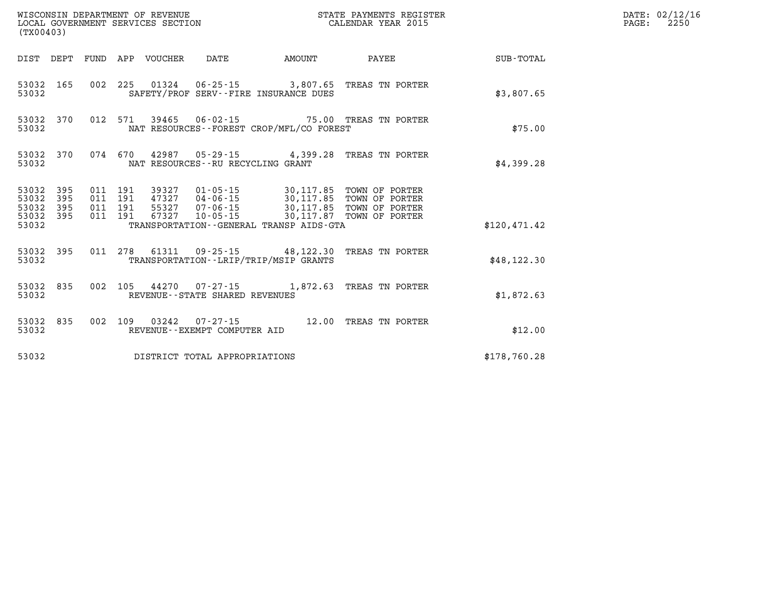WISCONSIN DEPARTMENT OF REVENUE
LOCAL GOVERNMENT SERVICES SECTION
(TX00403)

STATE PAYMENTS REGISTER
CALENDAR YEAR 2015

DATE: 02/12/16
PAGE: 2250

| DIST | DEPT | FUND | APP | VOUCHER | DATE | AMOUNT | PAYEE | SUB-TOTAL |
|---|---|---|---|---|---|---|---|---|
| 53032 | 165 | 002 | 225 | 01324 | 06-25-15 | 3,807.65 | TREAS TN PORTER | |
| 53032 | | | | SAFETY/PROF SERV--FIRE INSURANCE DUES | | | | $3,807.65 |
| 53032 | 370 | 012 | 571 | 39465 | 06-02-15 | 75.00 | TREAS TN PORTER | |
| 53032 | | | | NAT RESOURCES--FOREST CROP/MFL/CO FOREST | | | | $75.00 |
| 53032 | 370 | 074 | 670 | 42987 | 05-29-15 | 4,399.28 | TREAS TN PORTER | |
| 53032 | | | | NAT RESOURCES--RU RECYCLING GRANT | | | | $4,399.28 |
| 53032 | 395 | 011 | 191 | 39327 | 01-05-15 | 30,117.85 | TOWN OF PORTER | |
| 53032 | 395 | 011 | 191 | 47327 | 04-06-15 | 30,117.85 | TOWN OF PORTER | |
| 53032 | 395 | 011 | 191 | 55327 | 07-06-15 | 30,117.85 | TOWN OF PORTER | |
| 53032 | 395 | 011 | 191 | 67327 | 10-05-15 | 30,117.87 | TOWN OF PORTER | |
| 53032 | | | | TRANSPORTATION--GENERAL TRANSP AIDS-GTA | | | | $120,471.42 |
| 53032 | 395 | 011 | 278 | 61311 | 09-25-15 | 48,122.30 | TREAS TN PORTER | |
| 53032 | | | | TRANSPORTATION--LRIP/TRIP/MSIP GRANTS | | | | $48,122.30 |
| 53032 | 835 | 002 | 105 | 44270 | 07-27-15 | 1,872.63 | TREAS TN PORTER | |
| 53032 | | | | REVENUE--STATE SHARED REVENUES | | | | $1,872.63 |
| 53032 | 835 | 002 | 109 | 03242 | 07-27-15 | 12.00 | TREAS TN PORTER | |
| 53032 | | | | REVENUE--EXEMPT COMPUTER AID | | | | $12.00 |
| 53032 | | | | DISTRICT TOTAL APPROPRIATIONS | | | | $178,760.28 |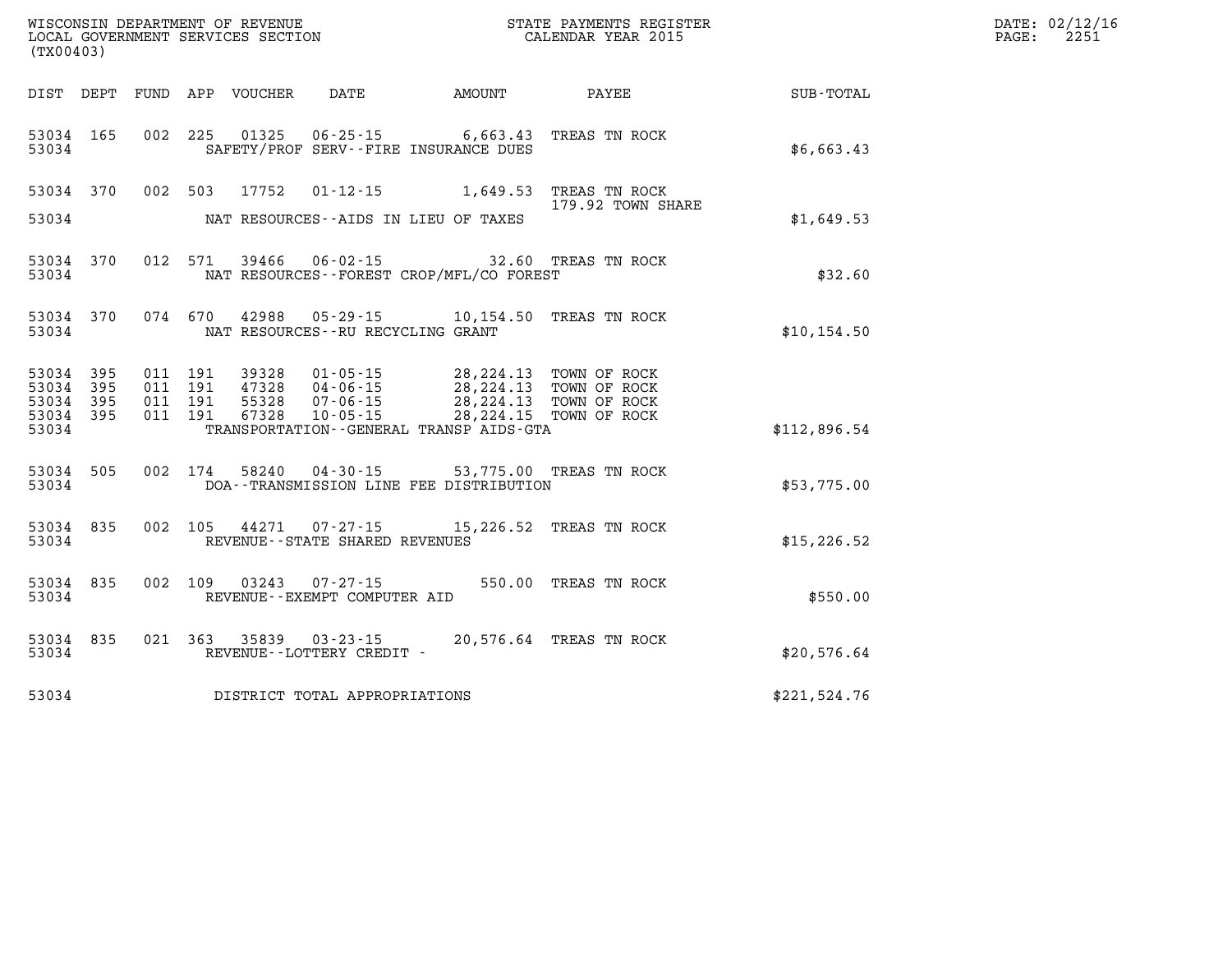WISCONSIN DEPARTMENT OF REVENUE
LOCAL GOVERNMENT SERVICES SECTION
(TX00403)

STATE PAYMENTS REGISTER
CALENDAR YEAR 2015

DATE: 02/12/16
PAGE: 2251

| DIST | DEPT | FUND | APP | VOUCHER | DATE | AMOUNT | PAYEE | SUB-TOTAL |
|---|---|---|---|---|---|---|---|---|
| 53034 | 165 | 002 | 225 | 01325 | 06-25-15 | 6,663.43 | TREAS TN ROCK | |
| 53034 | | | | SAFETY/PROF SERV--FIRE INSURANCE DUES | | | | $6,663.43 |
| 53034 | 370 | 002 | 503 | 17752 | 01-12-15 | 1,649.53 | TREAS TN ROCK 179.92 TOWN SHARE | |
| 53034 | | | | NAT RESOURCES--AIDS IN LIEU OF TAXES | | | | $1,649.53 |
| 53034 | 370 | 012 | 571 | 39466 | 06-02-15 | 32.60 | TREAS TN ROCK | |
| 53034 | | | | NAT RESOURCES--FOREST CROP/MFL/CO FOREST | | | | $32.60 |
| 53034 | 370 | 074 | 670 | 42988 | 05-29-15 | 10,154.50 | TREAS TN ROCK | |
| 53034 | | | | NAT RESOURCES--RU RECYCLING GRANT | | | | $10,154.50 |
| 53034 | 395 | 011 | 191 | 39328 | 01-05-15 | 28,224.13 | TOWN OF ROCK | |
| 53034 | 395 | 011 | 191 | 47328 | 04-06-15 | 28,224.13 | TOWN OF ROCK | |
| 53034 | 395 | 011 | 191 | 55328 | 07-06-15 | 28,224.13 | TOWN OF ROCK | |
| 53034 | 395 | 011 | 191 | 67328 | 10-05-15 | 28,224.15 | TOWN OF ROCK | |
| 53034 | | | | TRANSPORTATION--GENERAL TRANSP AIDS-GTA | | | | $112,896.54 |
| 53034 | 505 | 002 | 174 | 58240 | 04-30-15 | 53,775.00 | TREAS TN ROCK | |
| 53034 | | | | DOA--TRANSMISSION LINE FEE DISTRIBUTION | | | | $53,775.00 |
| 53034 | 835 | 002 | 105 | 44271 | 07-27-15 | 15,226.52 | TREAS TN ROCK | |
| 53034 | | | | REVENUE--STATE SHARED REVENUES | | | | $15,226.52 |
| 53034 | 835 | 002 | 109 | 03243 | 07-27-15 | 550.00 | TREAS TN ROCK | |
| 53034 | | | | REVENUE--EXEMPT COMPUTER AID | | | | $550.00 |
| 53034 | 835 | 021 | 363 | 35839 | 03-23-15 | 20,576.64 | TREAS TN ROCK | |
| 53034 | | | | REVENUE--LOTTERY CREDIT - | | | | $20,576.64 |
| 53034 | | | | DISTRICT TOTAL APPROPRIATIONS | | | | $221,524.76 |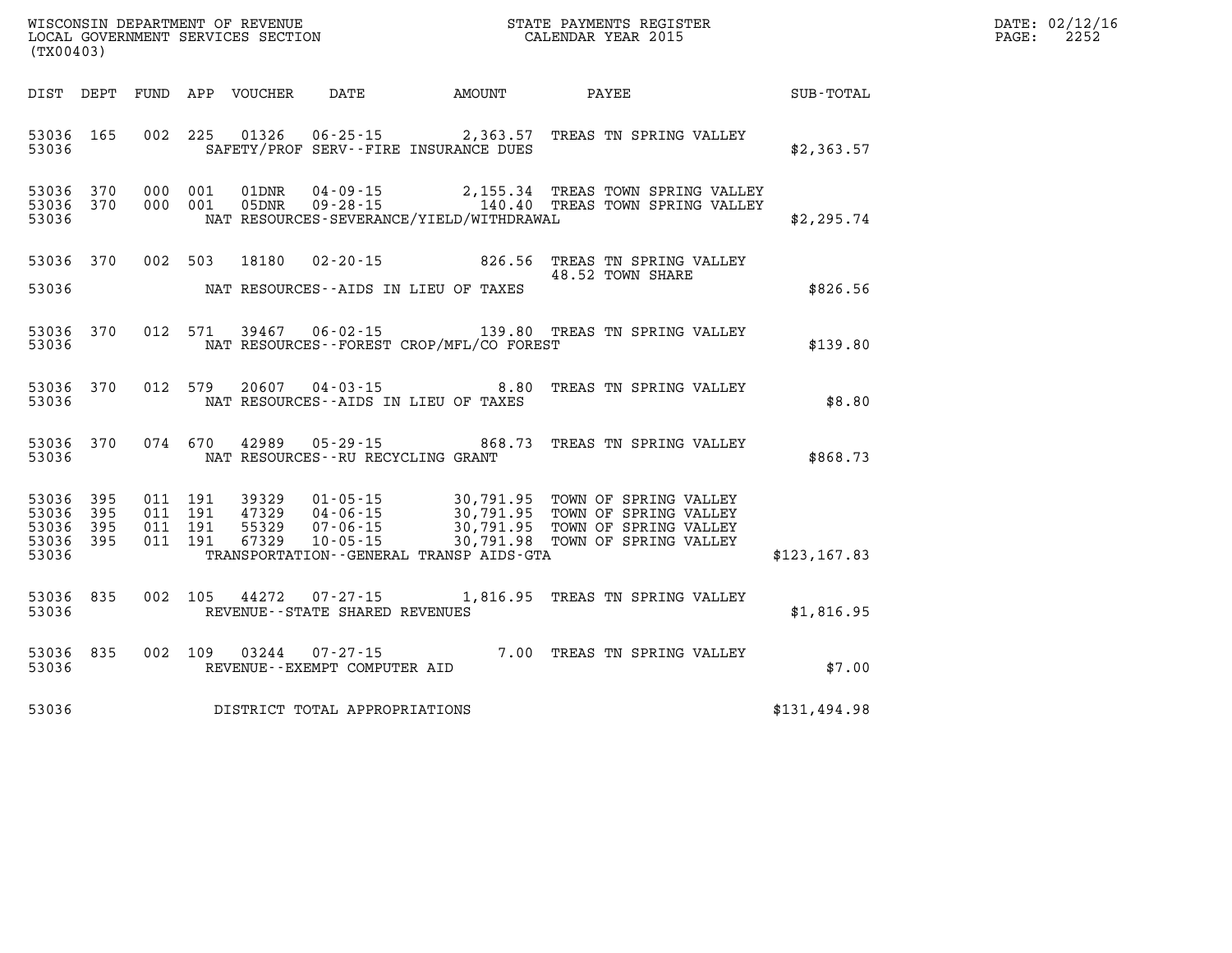WISCONSIN DEPARTMENT OF REVENUE
LOCAL GOVERNMENT SERVICES SECTION
(TX00403)

STATE PAYMENTS REGISTER
CALENDAR YEAR 2015

DATE: 02/12/16
PAGE: 2252

| DIST | DEPT | FUND | APP | VOUCHER | DATE | AMOUNT | PAYEE | SUB-TOTAL |
|---|---|---|---|---|---|---|---|---|
| 53036 | 165 | 002 | 225 | 01326 | 06-25-15 | 2,363.57 | TREAS TN SPRING VALLEY | |
| 53036 | | | | | SAFETY/PROF SERV--FIRE INSURANCE DUES | | | $2,363.57 |
| 53036 | 370 | 000 | 001 | 01DNR | 04-09-15 | 2,155.34 | TREAS TOWN SPRING VALLEY | |
| 53036 | 370 | 000 | 001 | 05DNR | 09-28-15 | 140.40 | TREAS TOWN SPRING VALLEY | |
| 53036 | | | | | NAT RESOURCES-SEVERANCE/YIELD/WITHDRAWAL | | | $2,295.74 |
| 53036 | 370 | 002 | 503 | 18180 | 02-20-15 | 826.56 | TREAS TN SPRING VALLEY<br>48.52 TOWN SHARE | |
| 53036 | | | | | NAT RESOURCES--AIDS IN LIEU OF TAXES | | | $826.56 |
| 53036 | 370 | 012 | 571 | 39467 | 06-02-15 | 139.80 | TREAS TN SPRING VALLEY | |
| 53036 | | | | | NAT RESOURCES--FOREST CROP/MFL/CO FOREST | | | $139.80 |
| 53036 | 370 | 012 | 579 | 20607 | 04-03-15 | 8.80 | TREAS TN SPRING VALLEY | |
| 53036 | | | | | NAT RESOURCES--AIDS IN LIEU OF TAXES | | | $8.80 |
| 53036 | 370 | 074 | 670 | 42989 | 05-29-15 | 868.73 | TREAS TN SPRING VALLEY | |
| 53036 | | | | | NAT RESOURCES--RU RECYCLING GRANT | | | $868.73 |
| 53036 | 395 | 011 | 191 | 39329 | 01-05-15 | 30,791.95 | TOWN OF SPRING VALLEY | |
| 53036 | 395 | 011 | 191 | 47329 | 04-06-15 | 30,791.95 | TOWN OF SPRING VALLEY | |
| 53036 | 395 | 011 | 191 | 55329 | 07-06-15 | 30,791.95 | TOWN OF SPRING VALLEY | |
| 53036 | 395 | 011 | 191 | 67329 | 10-05-15 | 30,791.98 | TOWN OF SPRING VALLEY | |
| 53036 | | | | | TRANSPORTATION--GENERAL TRANSP AIDS-GTA | | | $123,167.83 |
| 53036 | 835 | 002 | 105 | 44272 | 07-27-15 | 1,816.95 | TREAS TN SPRING VALLEY | |
| 53036 | | | | | REVENUE--STATE SHARED REVENUES | | | $1,816.95 |
| 53036 | 835 | 002 | 109 | 03244 | 07-27-15 | 7.00 | TREAS TN SPRING VALLEY | |
| 53036 | | | | | REVENUE--EXEMPT COMPUTER AID | | | $7.00 |
| 53036 | | | | | DISTRICT TOTAL APPROPRIATIONS | | | $131,494.98 |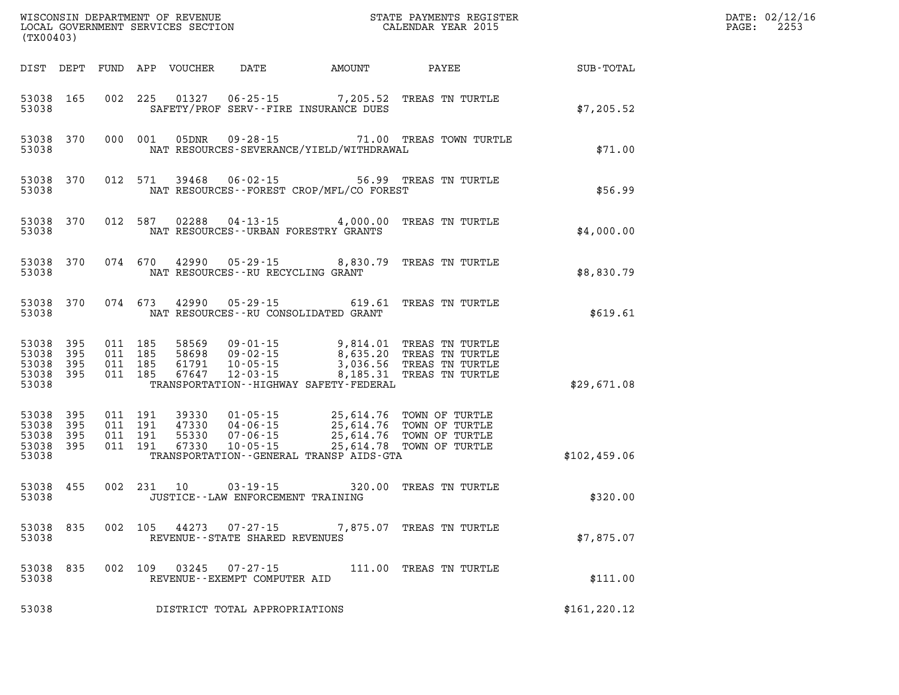WISCONSIN DEPARTMENT OF REVENUE
LOCAL GOVERNMENT SERVICES SECTION
(TX00403)

STATE PAYMENTS REGISTER
CALENDAR YEAR 2015

DATE: 02/12/16
PAGE: 2253

| DIST | DEPT | FUND | APP | VOUCHER | DATE | AMOUNT | PAYEE | SUB-TOTAL |
|---|---|---|---|---|---|---|---|---|
| 53038 | 165 | 002 | 225 | 01327 | 06-25-15 | 7,205.52 | TREAS TN TURTLE | |
| 53038 | | | | | SAFETY/PROF SERV--FIRE INSURANCE DUES | | | $7,205.52 |
| 53038 | 370 | 000 | 001 | 05DNR | 09-28-15 | 71.00 | TREAS TOWN TURTLE | |
| 53038 | | | | | NAT RESOURCES-SEVERANCE/YIELD/WITHDRAWAL | | | $71.00 |
| 53038 | 370 | 012 | 571 | 39468 | 06-02-15 | 56.99 | TREAS TN TURTLE | |
| 53038 | | | | | NAT RESOURCES--FOREST CROP/MFL/CO FOREST | | | $56.99 |
| 53038 | 370 | 012 | 587 | 02288 | 04-13-15 | 4,000.00 | TREAS TN TURTLE | |
| 53038 | | | | | NAT RESOURCES--URBAN FORESTRY GRANTS | | | $4,000.00 |
| 53038 | 370 | 074 | 670 | 42990 | 05-29-15 | 8,830.79 | TREAS TN TURTLE | |
| 53038 | | | | | NAT RESOURCES--RU RECYCLING GRANT | | | $8,830.79 |
| 53038 | 370 | 074 | 673 | 42990 | 05-29-15 | 619.61 | TREAS TN TURTLE | |
| 53038 | | | | | NAT RESOURCES--RU CONSOLIDATED GRANT | | | $619.61 |
| 53038 | 395 | 011 | 185 | 58569 | 09-01-15 | 9,814.01 | TREAS TN TURTLE | |
| 53038 | 395 | 011 | 185 | 58698 | 09-02-15 | 8,635.20 | TREAS TN TURTLE | |
| 53038 | 395 | 011 | 185 | 61791 | 10-05-15 | 3,036.56 | TREAS TN TURTLE | |
| 53038 | 395 | 011 | 185 | 67647 | 12-03-15 | 8,185.31 | TREAS TN TURTLE | |
| 53038 | | | | | TRANSPORTATION--HIGHWAY SAFETY-FEDERAL | | | $29,671.08 |
| 53038 | 395 | 011 | 191 | 39330 | 01-05-15 | 25,614.76 | TOWN OF TURTLE | |
| 53038 | 395 | 011 | 191 | 47330 | 04-06-15 | 25,614.76 | TOWN OF TURTLE | |
| 53038 | 395 | 011 | 191 | 55330 | 07-06-15 | 25,614.76 | TOWN OF TURTLE | |
| 53038 | 395 | 011 | 191 | 67330 | 10-05-15 | 25,614.78 | TOWN OF TURTLE | |
| 53038 | | | | | TRANSPORTATION--GENERAL TRANSP AIDS-GTA | | | $102,459.06 |
| 53038 | 455 | 002 | 231 | 10 | 03-19-15 | 320.00 | TREAS TN TURTLE | |
| 53038 | | | | | JUSTICE--LAW ENFORCEMENT TRAINING | | | $320.00 |
| 53038 | 835 | 002 | 105 | 44273 | 07-27-15 | 7,875.07 | TREAS TN TURTLE | |
| 53038 | | | | | REVENUE--STATE SHARED REVENUES | | | $7,875.07 |
| 53038 | 835 | 002 | 109 | 03245 | 07-27-15 | 111.00 | TREAS TN TURTLE | |
| 53038 | | | | | REVENUE--EXEMPT COMPUTER AID | | | $111.00 |
| 53038 | | | | | DISTRICT TOTAL APPROPRIATIONS | | | $161,220.12 |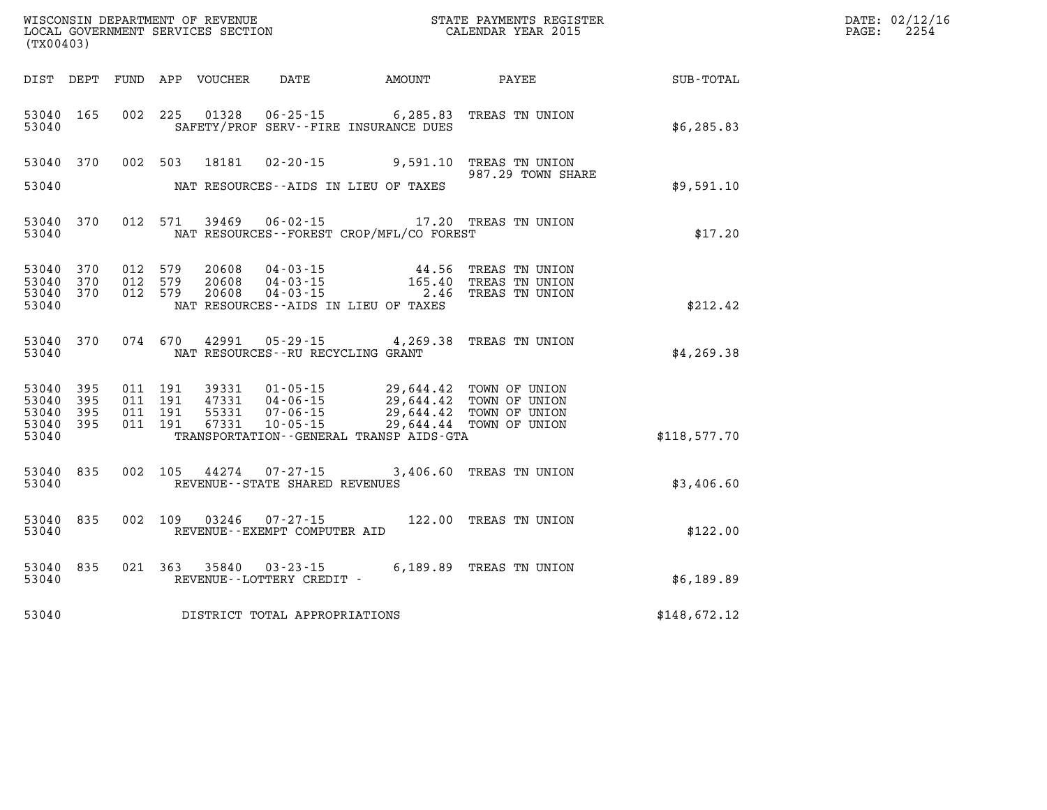WISCONSIN DEPARTMENT OF REVENUE
LOCAL GOVERNMENT SERVICES SECTION
(TX00403)

STATE PAYMENTS REGISTER
CALENDAR YEAR 2015

DATE: 02/12/16
PAGE: 2254

| DIST | DEPT | FUND | APP | VOUCHER | DATE | AMOUNT | PAYEE | SUB-TOTAL |
|---|---|---|---|---|---|---|---|---|
| 53040 | 165 | 002 | 225 | 01328 | 06-25-15 | 6,285.83 | TREAS TN UNION | |
| 53040 | | | | | SAFETY/PROF SERV--FIRE INSURANCE DUES | | | $6,285.83 |
| 53040 | 370 | 002 | 503 | 18181 | 02-20-15 | 9,591.10 | TREAS TN UNION 987.29 TOWN SHARE | |
| 53040 | | | | | NAT RESOURCES--AIDS IN LIEU OF TAXES | | | $9,591.10 |
| 53040 | 370 | 012 | 571 | 39469 | 06-02-15 | 17.20 | TREAS TN UNION | |
| 53040 | | | | | NAT RESOURCES--FOREST CROP/MFL/CO FOREST | | | $17.20 |
| 53040 | 370 | 012 | 579 | 20608 | 04-03-15 | 44.56 | TREAS TN UNION | |
| 53040 | 370 | 012 | 579 | 20608 | 04-03-15 | 165.40 | TREAS TN UNION | |
| 53040 | 370 | 012 | 579 | 20608 | 04-03-15 | 2.46 | TREAS TN UNION | |
| 53040 | | | | | NAT RESOURCES--AIDS IN LIEU OF TAXES | | | $212.42 |
| 53040 | 370 | 074 | 670 | 42991 | 05-29-15 | 4,269.38 | TREAS TN UNION | |
| 53040 | | | | | NAT RESOURCES--RU RECYCLING GRANT | | | $4,269.38 |
| 53040 | 395 | 011 | 191 | 39331 | 01-05-15 | 29,644.42 | TOWN OF UNION | |
| 53040 | 395 | 011 | 191 | 47331 | 04-06-15 | 29,644.42 | TOWN OF UNION | |
| 53040 | 395 | 011 | 191 | 55331 | 07-06-15 | 29,644.42 | TOWN OF UNION | |
| 53040 | 395 | 011 | 191 | 67331 | 10-05-15 | 29,644.44 | TOWN OF UNION | |
| 53040 | | | | | TRANSPORTATION--GENERAL TRANSP AIDS-GTA | | | $118,577.70 |
| 53040 | 835 | 002 | 105 | 44274 | 07-27-15 | 3,406.60 | TREAS TN UNION | |
| 53040 | | | | | REVENUE--STATE SHARED REVENUES | | | $3,406.60 |
| 53040 | 835 | 002 | 109 | 03246 | 07-27-15 | 122.00 | TREAS TN UNION | |
| 53040 | | | | | REVENUE--EXEMPT COMPUTER AID | | | $122.00 |
| 53040 | 835 | 021 | 363 | 35840 | 03-23-15 | 6,189.89 | TREAS TN UNION | |
| 53040 | | | | | REVENUE--LOTTERY CREDIT - | | | $6,189.89 |
| 53040 | | | | | DISTRICT TOTAL APPROPRIATIONS | | | $148,672.12 |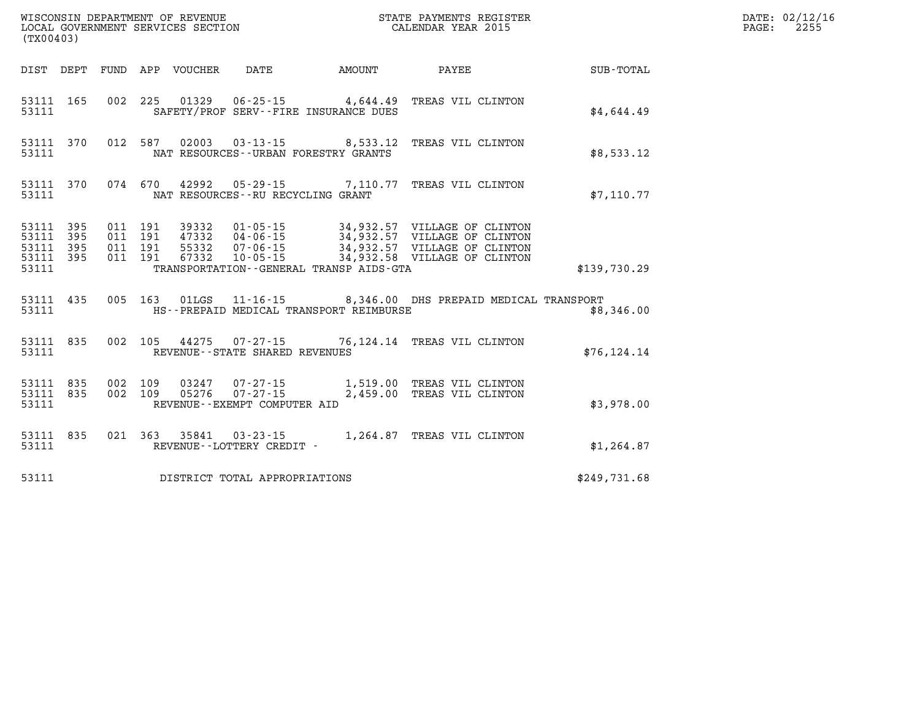WISCONSIN DEPARTMENT OF REVENUE
LOCAL GOVERNMENT SERVICES SECTION
(TX00403)

STATE PAYMENTS REGISTER
CALENDAR YEAR 2015

| DIST | DEPT | FUND | APP | VOUCHER | DATE | AMOUNT | PAYEE | SUB-TOTAL |
|---|---|---|---|---|---|---|---|---|
| 53111 | 165 | 002 | 225 | 01329 | 06-25-15 | 4,644.49 | TREAS VIL CLINTON | |
| 53111 | | | | | SAFETY/PROF SERV--FIRE INSURANCE DUES | | | $4,644.49 |
| 53111 | 370 | 012 | 587 | 02003 | 03-13-15 | 8,533.12 | TREAS VIL CLINTON | |
| 53111 | | | | | NAT RESOURCES--URBAN FORESTRY GRANTS | | | $8,533.12 |
| 53111 | 370 | 074 | 670 | 42992 | 05-29-15 | 7,110.77 | TREAS VIL CLINTON | |
| 53111 | | | | | NAT RESOURCES--RU RECYCLING GRANT | | | $7,110.77 |
| 53111 | 395 | 011 | 191 | 39332 | 01-05-15 | 34,932.57 | VILLAGE OF CLINTON | |
| 53111 | 395 | 011 | 191 | 47332 | 04-06-15 | 34,932.57 | VILLAGE OF CLINTON | |
| 53111 | 395 | 011 | 191 | 55332 | 07-06-15 | 34,932.57 | VILLAGE OF CLINTON | |
| 53111 | 395 | 011 | 191 | 67332 | 10-05-15 | 34,932.58 | VILLAGE OF CLINTON | |
| 53111 | | | | | TRANSPORTATION--GENERAL TRANSP AIDS-GTA | | | $139,730.29 |
| 53111 | 435 | 005 | 163 | 01LGS | 11-16-15 | 8,346.00 | DHS PREPAID MEDICAL TRANSPORT | |
| 53111 | | | | | HS--PREPAID MEDICAL TRANSPORT REIMBURSE | | | $8,346.00 |
| 53111 | 835 | 002 | 105 | 44275 | 07-27-15 | 76,124.14 | TREAS VIL CLINTON | |
| 53111 | | | | | REVENUE--STATE SHARED REVENUES | | | $76,124.14 |
| 53111 | 835 | 002 | 109 | 03247 | 07-27-15 | 1,519.00 | TREAS VIL CLINTON | |
| 53111 | 835 | 002 | 109 | 05276 | 07-27-15 | 2,459.00 | TREAS VIL CLINTON | |
| 53111 | | | | | REVENUE--EXEMPT COMPUTER AID | | | $3,978.00 |
| 53111 | 835 | 021 | 363 | 35841 | 03-23-15 | 1,264.87 | TREAS VIL CLINTON | |
| 53111 | | | | | REVENUE--LOTTERY CREDIT - | | | $1,264.87 |
| 53111 | | | | | DISTRICT TOTAL APPROPRIATIONS | | | $249,731.68 |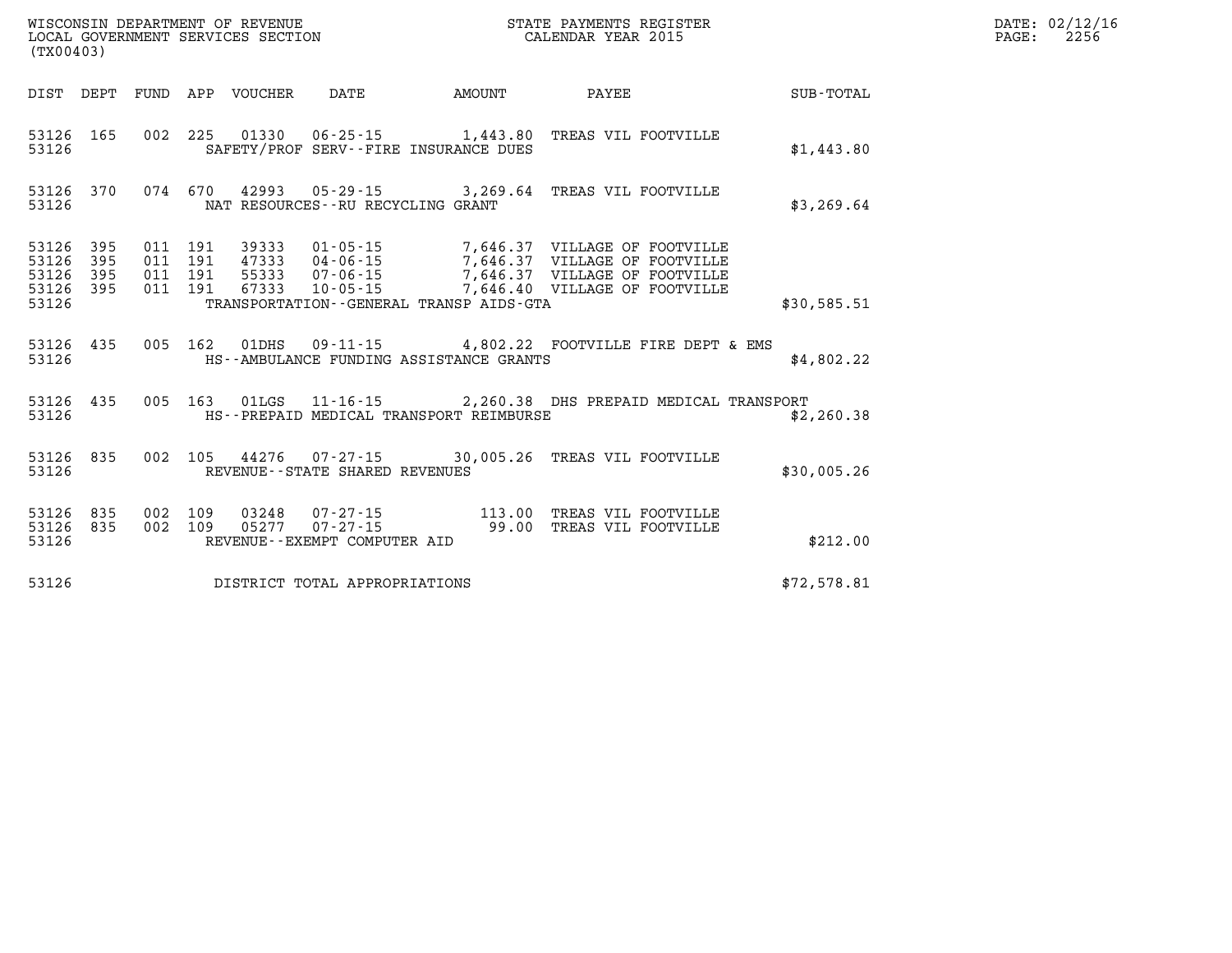WISCONSIN DEPARTMENT OF REVENUE
LOCAL GOVERNMENT SERVICES SECTION
(TX00403)

STATE PAYMENTS REGISTER
CALENDAR YEAR 2015

DATE: 02/12/16
PAGE: 2256

| DIST | DEPT | FUND | APP | VOUCHER | DATE | AMOUNT | PAYEE | SUB-TOTAL |
|---|---|---|---|---|---|---|---|---|
| 53126 | 165 | 002 | 225 | 01330 | 06-25-15 | 1,443.80 | TREAS VIL FOOTVILLE | |
| 53126 | | | | SAFETY/PROF SERV--FIRE INSURANCE DUES | | | | $1,443.80 |
| 53126 | 370 | 074 | 670 | 42993 | 05-29-15 | 3,269.64 | TREAS VIL FOOTVILLE | |
| 53126 | | | | NAT RESOURCES--RU RECYCLING GRANT | | | | $3,269.64 |
| 53126 | 395 | 011 | 191 | 39333 | 01-05-15 | 7,646.37 | VILLAGE OF FOOTVILLE | |
| 53126 | 395 | 011 | 191 | 47333 | 04-06-15 | 7,646.37 | VILLAGE OF FOOTVILLE | |
| 53126 | 395 | 011 | 191 | 55333 | 07-06-15 | 7,646.37 | VILLAGE OF FOOTVILLE | |
| 53126 | 395 | 011 | 191 | 67333 | 10-05-15 | 7,646.40 | VILLAGE OF FOOTVILLE | |
| 53126 | | | | TRANSPORTATION--GENERAL TRANSP AIDS-GTA | | | | $30,585.51 |
| 53126 | 435 | 005 | 162 | 01DHS | 09-11-15 | 4,802.22 | FOOTVILLE FIRE DEPT & EMS | |
| 53126 | | | | HS--AMBULANCE FUNDING ASSISTANCE GRANTS | | | | $4,802.22 |
| 53126 | 435 | 005 | 163 | 01LGS | 11-16-15 | 2,260.38 | DHS PREPAID MEDICAL TRANSPORT | |
| 53126 | | | | HS--PREPAID MEDICAL TRANSPORT REIMBURSE | | | | $2,260.38 |
| 53126 | 835 | 002 | 105 | 44276 | 07-27-15 | 30,005.26 | TREAS VIL FOOTVILLE | |
| 53126 | | | | REVENUE--STATE SHARED REVENUES | | | | $30,005.26 |
| 53126 | 835 | 002 | 109 | 03248 | 07-27-15 | 113.00 | TREAS VIL FOOTVILLE | |
| 53126 | 835 | 002 | 109 | 05277 | 07-27-15 | 99.00 | TREAS VIL FOOTVILLE | |
| 53126 | | | | REVENUE--EXEMPT COMPUTER AID | | | | $212.00 |
| 53126 | | | | DISTRICT TOTAL APPROPRIATIONS | | | | $72,578.81 |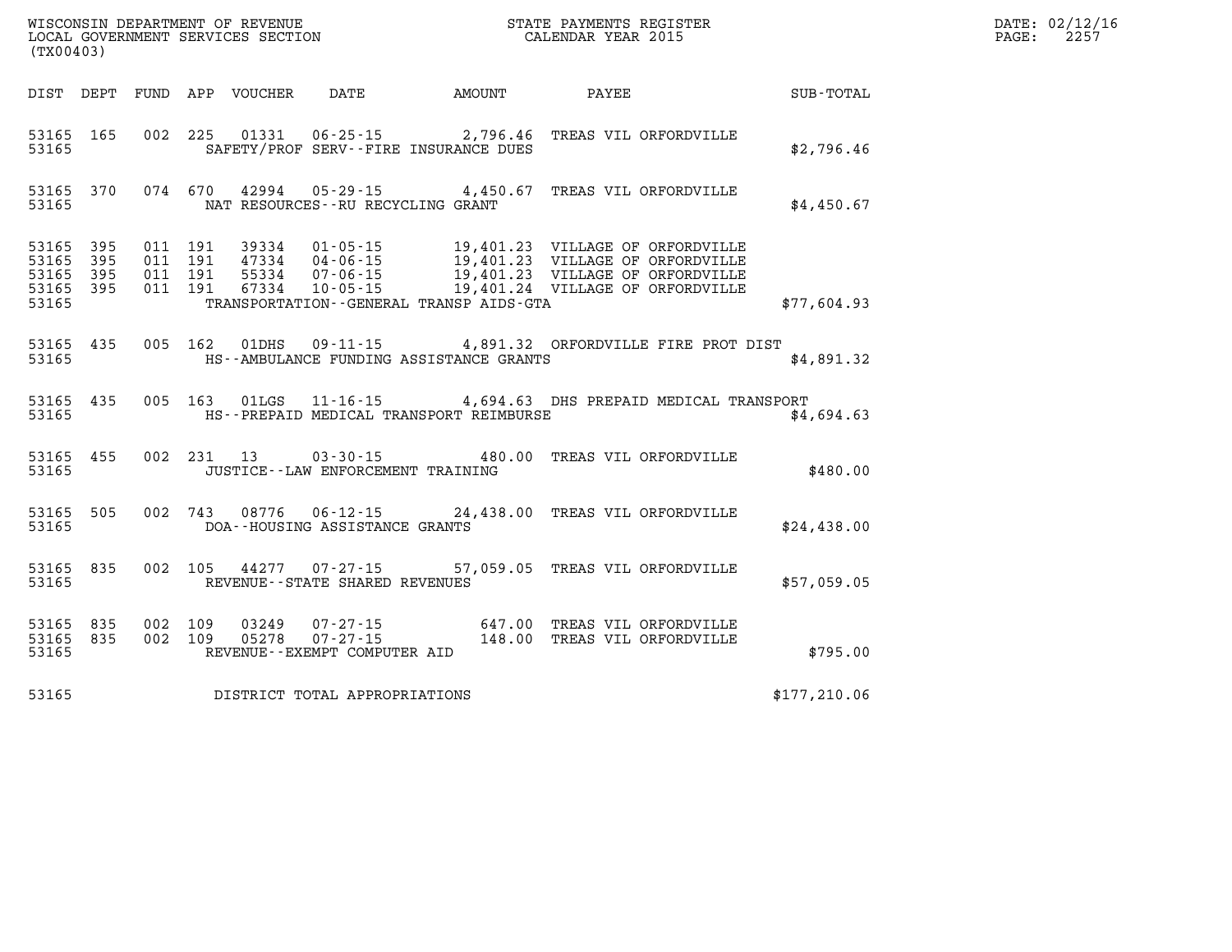WISCONSIN DEPARTMENT OF REVENUE
LOCAL GOVERNMENT SERVICES SECTION
(TX00403)

STATE PAYMENTS REGISTER
CALENDAR YEAR 2015

DATE: 02/12/16
PAGE: 2257

| DIST | DEPT | FUND | APP | VOUCHER | DATE | AMOUNT | PAYEE | SUB-TOTAL |
|---|---|---|---|---|---|---|---|---|
| 53165 | 165 | 002 | 225 | 01331 | 06-25-15 | 2,796.46 | TREAS VIL ORFORDVILLE | |
| 53165 | | | | | SAFETY/PROF SERV--FIRE INSURANCE DUES | | | $2,796.46 |
| 53165 | 370 | 074 | 670 | 42994 | 05-29-15 | 4,450.67 | TREAS VIL ORFORDVILLE | |
| 53165 | | | | | NAT RESOURCES--RU RECYCLING GRANT | | | $4,450.67 |
| 53165 | 395 | 011 | 191 | 39334 | 01-05-15 | 19,401.23 | VILLAGE OF ORFORDVILLE | |
| 53165 | 395 | 011 | 191 | 47334 | 04-06-15 | 19,401.23 | VILLAGE OF ORFORDVILLE | |
| 53165 | 395 | 011 | 191 | 55334 | 07-06-15 | 19,401.23 | VILLAGE OF ORFORDVILLE | |
| 53165 | 395 | 011 | 191 | 67334 | 10-05-15 | 19,401.24 | VILLAGE OF ORFORDVILLE | |
| 53165 | | | | | TRANSPORTATION--GENERAL TRANSP AIDS-GTA | | | $77,604.93 |
| 53165 | 435 | 005 | 162 | 01DHS | 09-11-15 | 4,891.32 | ORFORDVILLE FIRE PROT DIST | |
| 53165 | | | | | HS--AMBULANCE FUNDING ASSISTANCE GRANTS | | | $4,891.32 |
| 53165 | 435 | 005 | 163 | 01LGS | 11-16-15 | 4,694.63 | DHS PREPAID MEDICAL TRANSPORT | |
| 53165 | | | | | HS--PREPAID MEDICAL TRANSPORT REIMBURSE | | | $4,694.63 |
| 53165 | 455 | 002 | 231 | 13 | 03-30-15 | 480.00 | TREAS VIL ORFORDVILLE | |
| 53165 | | | | | JUSTICE--LAW ENFORCEMENT TRAINING | | | $480.00 |
| 53165 | 505 | 002 | 743 | 08776 | 06-12-15 | 24,438.00 | TREAS VIL ORFORDVILLE | |
| 53165 | | | | | DOA--HOUSING ASSISTANCE GRANTS | | | $24,438.00 |
| 53165 | 835 | 002 | 105 | 44277 | 07-27-15 | 57,059.05 | TREAS VIL ORFORDVILLE | |
| 53165 | | | | | REVENUE--STATE SHARED REVENUES | | | $57,059.05 |
| 53165 | 835 | 002 | 109 | 03249 | 07-27-15 | 647.00 | TREAS VIL ORFORDVILLE | |
| 53165 | 835 | 002 | 109 | 05278 | 07-27-15 | 148.00 | TREAS VIL ORFORDVILLE | |
| 53165 | | | | | REVENUE--EXEMPT COMPUTER AID | | | $795.00 |
| 53165 | | | | | DISTRICT TOTAL APPROPRIATIONS | | | $177,210.06 |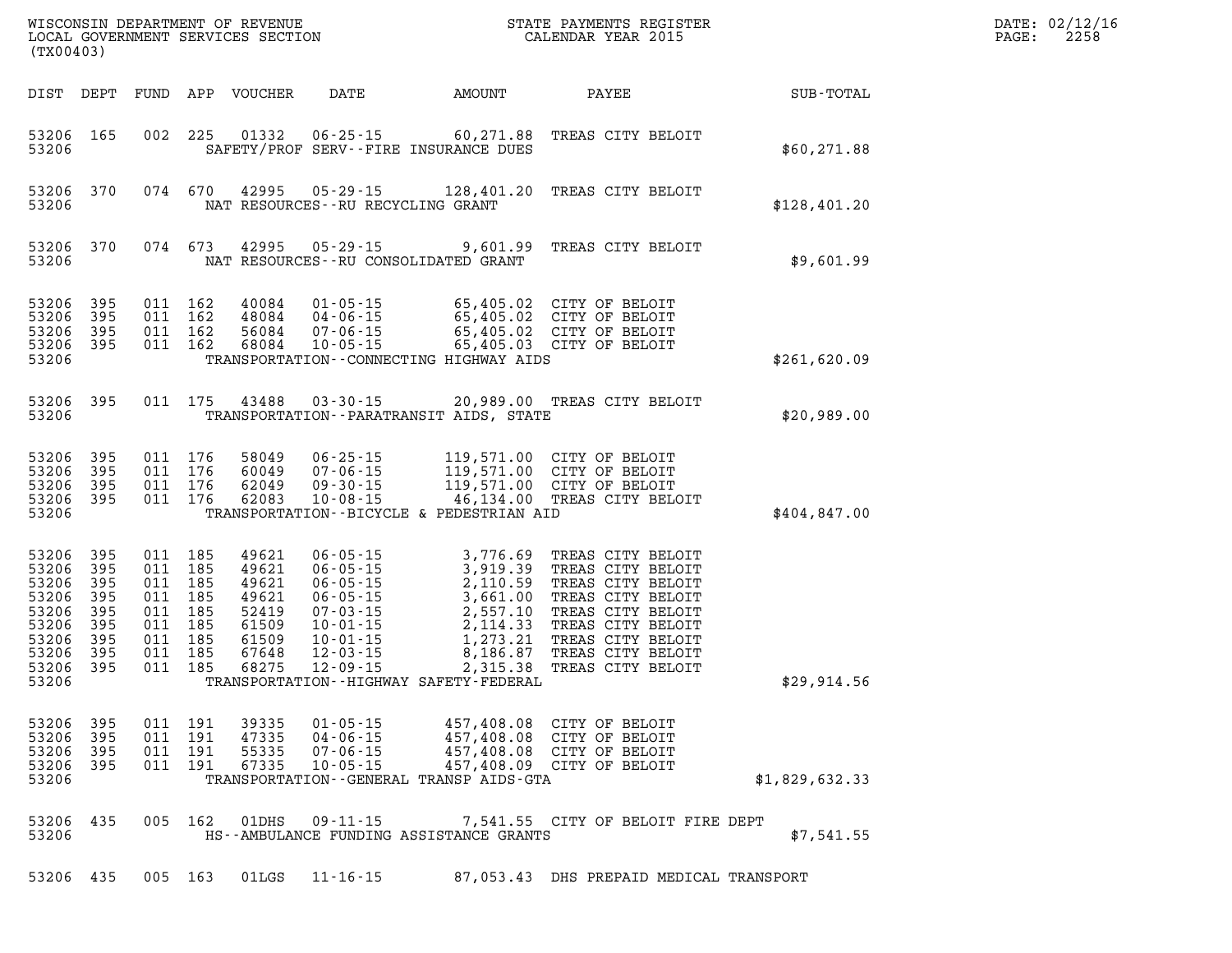WISCONSIN DEPARTMENT OF REVENUE
LOCAL GOVERNMENT SERVICES SECTION
(TX00403)

STATE PAYMENTS REGISTER
CALENDAR YEAR 2015

| DIST | DEPT | FUND | APP | VOUCHER | DATE | AMOUNT | PAYEE | SUB-TOTAL |
|---|---|---|---|---|---|---|---|---|
| 53206 | 165 | 002 | 225 | 01332 | 06-25-15 | 60,271.88 | TREAS CITY BELOIT | |
| 53206 | | | | | SAFETY/PROF SERV--FIRE INSURANCE DUES | | | $60,271.88 |
| 53206 | 370 | 074 | 670 | 42995 | 05-29-15 | 128,401.20 | TREAS CITY BELOIT | |
| 53206 | | | | | NAT RESOURCES--RU RECYCLING GRANT | | | $128,401.20 |
| 53206 | 370 | 074 | 673 | 42995 | 05-29-15 | 9,601.99 | TREAS CITY BELOIT | |
| 53206 | | | | | NAT RESOURCES--RU CONSOLIDATED GRANT | | | $9,601.99 |
| 53206 | 395 | 011 | 162 | 40084 | 01-05-15 | 65,405.02 | CITY OF BELOIT | |
| 53206 | 395 | 011 | 162 | 48084 | 04-06-15 | 65,405.02 | CITY OF BELOIT | |
| 53206 | 395 | 011 | 162 | 56084 | 07-06-15 | 65,405.02 | CITY OF BELOIT | |
| 53206 | 395 | 011 | 162 | 68084 | 10-05-15 | 65,405.03 | CITY OF BELOIT | |
| 53206 | | | | | TRANSPORTATION--CONNECTING HIGHWAY AIDS | | | $261,620.09 |
| 53206 | 395 | 011 | 175 | 43488 | 03-30-15 | 20,989.00 | TREAS CITY BELOIT | |
| 53206 | | | | | TRANSPORTATION--PARATRANSIT AIDS, STATE | | | $20,989.00 |
| 53206 | 395 | 011 | 176 | 58049 | 06-25-15 | 119,571.00 | CITY OF BELOIT | |
| 53206 | 395 | 011 | 176 | 60049 | 07-06-15 | 119,571.00 | CITY OF BELOIT | |
| 53206 | 395 | 011 | 176 | 62049 | 09-30-15 | 119,571.00 | CITY OF BELOIT | |
| 53206 | 395 | 011 | 176 | 62083 | 10-08-15 | 46,134.00 | TREAS CITY BELOIT | |
| 53206 | | | | | TRANSPORTATION--BICYCLE & PEDESTRIAN AID | | | $404,847.00 |
| 53206 | 395 | 011 | 185 | 49621 | 06-05-15 | 3,776.69 | TREAS CITY BELOIT | |
| 53206 | 395 | 011 | 185 | 49621 | 06-05-15 | 3,919.39 | TREAS CITY BELOIT | |
| 53206 | 395 | 011 | 185 | 49621 | 06-05-15 | 2,110.59 | TREAS CITY BELOIT | |
| 53206 | 395 | 011 | 185 | 49621 | 06-05-15 | 3,661.00 | TREAS CITY BELOIT | |
| 53206 | 395 | 011 | 185 | 52419 | 07-03-15 | 2,557.10 | TREAS CITY BELOIT | |
| 53206 | 395 | 011 | 185 | 61509 | 10-01-15 | 2,114.33 | TREAS CITY BELOIT | |
| 53206 | 395 | 011 | 185 | 61509 | 10-01-15 | 1,273.21 | TREAS CITY BELOIT | |
| 53206 | 395 | 011 | 185 | 67648 | 12-03-15 | 8,186.87 | TREAS CITY BELOIT | |
| 53206 | 395 | 011 | 185 | 68275 | 12-09-15 | 2,315.38 | TREAS CITY BELOIT | |
| 53206 | | | | | TRANSPORTATION--HIGHWAY SAFETY-FEDERAL | | | $29,914.56 |
| 53206 | 395 | 011 | 191 | 39335 | 01-05-15 | 457,408.08 | CITY OF BELOIT | |
| 53206 | 395 | 011 | 191 | 47335 | 04-06-15 | 457,408.08 | CITY OF BELOIT | |
| 53206 | 395 | 011 | 191 | 55335 | 07-06-15 | 457,408.08 | CITY OF BELOIT | |
| 53206 | 395 | 011 | 191 | 67335 | 10-05-15 | 457,408.09 | CITY OF BELOIT | |
| 53206 | | | | | TRANSPORTATION--GENERAL TRANSP AIDS-GTA | | | $1,829,632.33 |
| 53206 | 435 | 005 | 162 | 01DHS | 09-11-15 | 7,541.55 | CITY OF BELOIT FIRE DEPT | |
| 53206 | | | | | HS--AMBULANCE FUNDING ASSISTANCE GRANTS | | | $7,541.55 |
| 53206 | 435 | 005 | 163 | 01LGS | 11-16-15 | 87,053.43 | DHS PREPAID MEDICAL TRANSPORT | |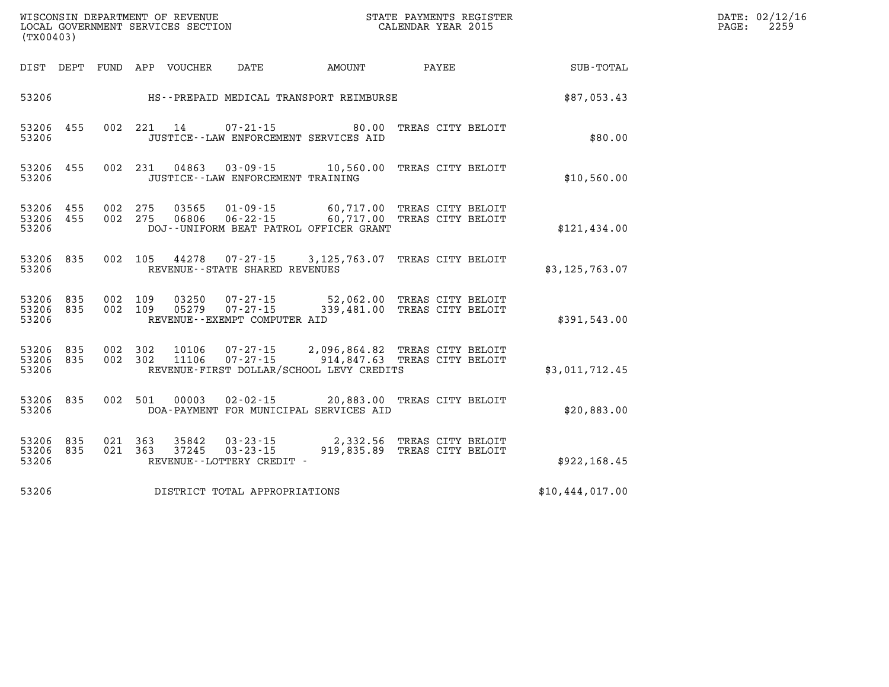WISCONSIN DEPARTMENT OF REVENUE
LOCAL GOVERNMENT SERVICES SECTION
(TX00403)

STATE PAYMENTS REGISTER
CALENDAR YEAR 2015

DATE: 02/12/16
PAGE: 2259

| DIST | DEPT | FUND | APP | VOUCHER | DATE | AMOUNT | PAYEE | SUB-TOTAL |
|---|---|---|---|---|---|---|---|---|
| 53206 | | | | | HS--PREPAID MEDICAL TRANSPORT REIMBURSE | | | $87,053.43 |
| 53206 | 455 | 002 | 221 | 14 | 07-21-15 | 80.00 | TREAS CITY BELOIT | |
| 53206 | | | | | JUSTICE--LAW ENFORCEMENT SERVICES AID | | | $80.00 |
| 53206 | 455 | 002 | 231 | 04863 | 03-09-15 | 10,560.00 | TREAS CITY BELOIT | |
| 53206 | | | | | JUSTICE--LAW ENFORCEMENT TRAINING | | | $10,560.00 |
| 53206 | 455 | 002 | 275 | 03565 | 01-09-15 | 60,717.00 | TREAS CITY BELOIT | |
| 53206 | 455 | 002 | 275 | 06806 | 06-22-15 | 60,717.00 | TREAS CITY BELOIT | |
| 53206 | | | | | DOJ--UNIFORM BEAT PATROL OFFICER GRANT | | | $121,434.00 |
| 53206 | 835 | 002 | 105 | 44278 | 07-27-15 | 3,125,763.07 | TREAS CITY BELOIT | |
| 53206 | | | | | REVENUE--STATE SHARED REVENUES | | | $3,125,763.07 |
| 53206 | 835 | 002 | 109 | 03250 | 07-27-15 | 52,062.00 | TREAS CITY BELOIT | |
| 53206 | 835 | 002 | 109 | 05279 | 07-27-15 | 339,481.00 | TREAS CITY BELOIT | |
| 53206 | | | | | REVENUE--EXEMPT COMPUTER AID | | | $391,543.00 |
| 53206 | 835 | 002 | 302 | 10106 | 07-27-15 | 2,096,864.82 | TREAS CITY BELOIT | |
| 53206 | 835 | 002 | 302 | 11106 | 07-27-15 | 914,847.63 | TREAS CITY BELOIT | |
| 53206 | | | | | REVENUE-FIRST DOLLAR/SCHOOL LEVY CREDITS | | | $3,011,712.45 |
| 53206 | 835 | 002 | 501 | 00003 | 02-02-15 | 20,883.00 | TREAS CITY BELOIT | |
| 53206 | | | | | DOA-PAYMENT FOR MUNICIPAL SERVICES AID | | | $20,883.00 |
| 53206 | 835 | 021 | 363 | 35842 | 03-23-15 | 2,332.56 | TREAS CITY BELOIT | |
| 53206 | 835 | 021 | 363 | 37245 | 03-23-15 | 919,835.89 | TREAS CITY BELOIT | |
| 53206 | | | | | REVENUE--LOTTERY CREDIT - | | | $922,168.45 |
| 53206 | | | | | DISTRICT TOTAL APPROPRIATIONS | | | $10,444,017.00 |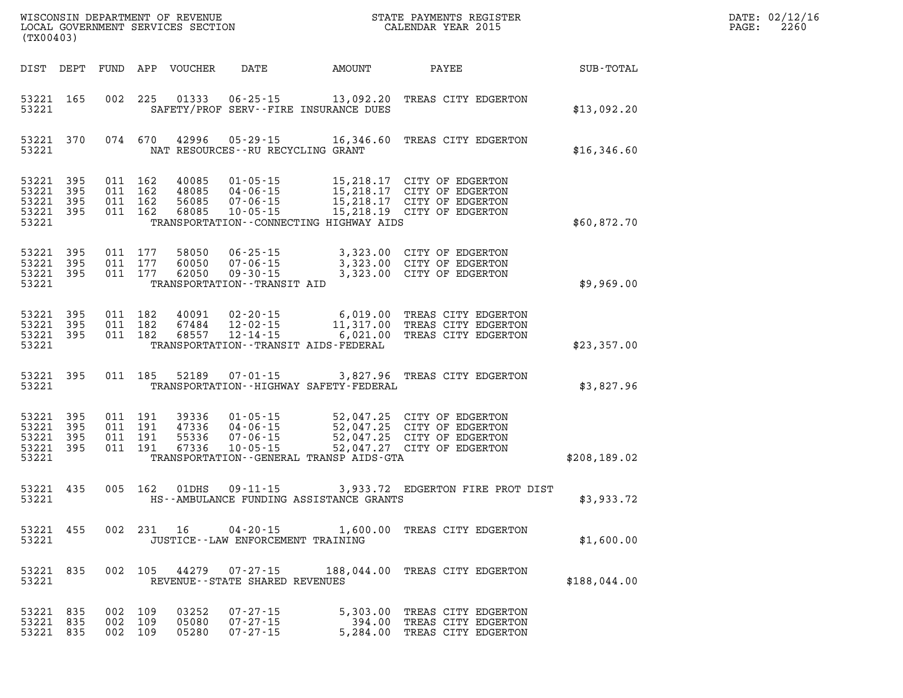WISCONSIN DEPARTMENT OF REVENUE
LOCAL GOVERNMENT SERVICES SECTION
(TX00403)

STATE PAYMENTS REGISTER
CALENDAR YEAR 2015

| DIST | DEPT | FUND | APP | VOUCHER | DATE | AMOUNT | PAYEE | SUB-TOTAL |
|---|---|---|---|---|---|---|---|---|
| 53221 | 165 | 002 | 225 | 01333 | 06-25-15 | 13,092.20 | TREAS CITY EDGERTON | |
| 53221 | | | | | SAFETY/PROF SERV--FIRE INSURANCE DUES | | | $13,092.20 |
| 53221 | 370 | 074 | 670 | 42996 | 05-29-15 | 16,346.60 | TREAS CITY EDGERTON | |
| 53221 | | | | | NAT RESOURCES--RU RECYCLING GRANT | | | $16,346.60 |
| 53221 | 395 | 011 | 162 | 40085 | 01-05-15 | 15,218.17 | CITY OF EDGERTON | |
| 53221 | 395 | 011 | 162 | 48085 | 04-06-15 | 15,218.17 | CITY OF EDGERTON | |
| 53221 | 395 | 011 | 162 | 56085 | 07-06-15 | 15,218.17 | CITY OF EDGERTON | |
| 53221 | 395 | 011 | 162 | 68085 | 10-05-15 | 15,218.19 | CITY OF EDGERTON | |
| 53221 | | | | | TRANSPORTATION--CONNECTING HIGHWAY AIDS | | | $60,872.70 |
| 53221 | 395 | 011 | 177 | 58050 | 06-25-15 | 3,323.00 | CITY OF EDGERTON | |
| 53221 | 395 | 011 | 177 | 60050 | 07-06-15 | 3,323.00 | CITY OF EDGERTON | |
| 53221 | 395 | 011 | 177 | 62050 | 09-30-15 | 3,323.00 | CITY OF EDGERTON | |
| 53221 | | | | | TRANSPORTATION--TRANSIT AID | | | $9,969.00 |
| 53221 | 395 | 011 | 182 | 40091 | 02-20-15 | 6,019.00 | TREAS CITY EDGERTON | |
| 53221 | 395 | 011 | 182 | 67484 | 12-02-15 | 11,317.00 | TREAS CITY EDGERTON | |
| 53221 | 395 | 011 | 182 | 68557 | 12-14-15 | 6,021.00 | TREAS CITY EDGERTON | |
| 53221 | | | | | TRANSPORTATION--TRANSIT AIDS-FEDERAL | | | $23,357.00 |
| 53221 | 395 | 011 | 185 | 52189 | 07-01-15 | 3,827.96 | TREAS CITY EDGERTON | |
| 53221 | | | | | TRANSPORTATION--HIGHWAY SAFETY-FEDERAL | | | $3,827.96 |
| 53221 | 395 | 011 | 191 | 39336 | 01-05-15 | 52,047.25 | CITY OF EDGERTON | |
| 53221 | 395 | 011 | 191 | 47336 | 04-06-15 | 52,047.25 | CITY OF EDGERTON | |
| 53221 | 395 | 011 | 191 | 55336 | 07-06-15 | 52,047.25 | CITY OF EDGERTON | |
| 53221 | 395 | 011 | 191 | 67336 | 10-05-15 | 52,047.27 | CITY OF EDGERTON | |
| 53221 | | | | | TRANSPORTATION--GENERAL TRANSP AIDS-GTA | | | $208,189.02 |
| 53221 | 435 | 005 | 162 | 01DHS | 09-11-15 | 3,933.72 | EDGERTON FIRE PROT DIST | |
| 53221 | | | | | HS--AMBULANCE FUNDING ASSISTANCE GRANTS | | | $3,933.72 |
| 53221 | 455 | 002 | 231 | 16 | 04-20-15 | 1,600.00 | TREAS CITY EDGERTON | |
| 53221 | | | | | JUSTICE--LAW ENFORCEMENT TRAINING | | | $1,600.00 |
| 53221 | 835 | 002 | 105 | 44279 | 07-27-15 | 188,044.00 | TREAS CITY EDGERTON | |
| 53221 | | | | | REVENUE--STATE SHARED REVENUES | | | $188,044.00 |
| 53221 | 835 | 002 | 109 | 03252 | 07-27-15 | 5,303.00 | TREAS CITY EDGERTON | |
| 53221 | 835 | 002 | 109 | 05080 | 07-27-15 | 394.00 | TREAS CITY EDGERTON | |
| 53221 | 835 | 002 | 109 | 05280 | 07-27-15 | 5,284.00 | TREAS CITY EDGERTON | |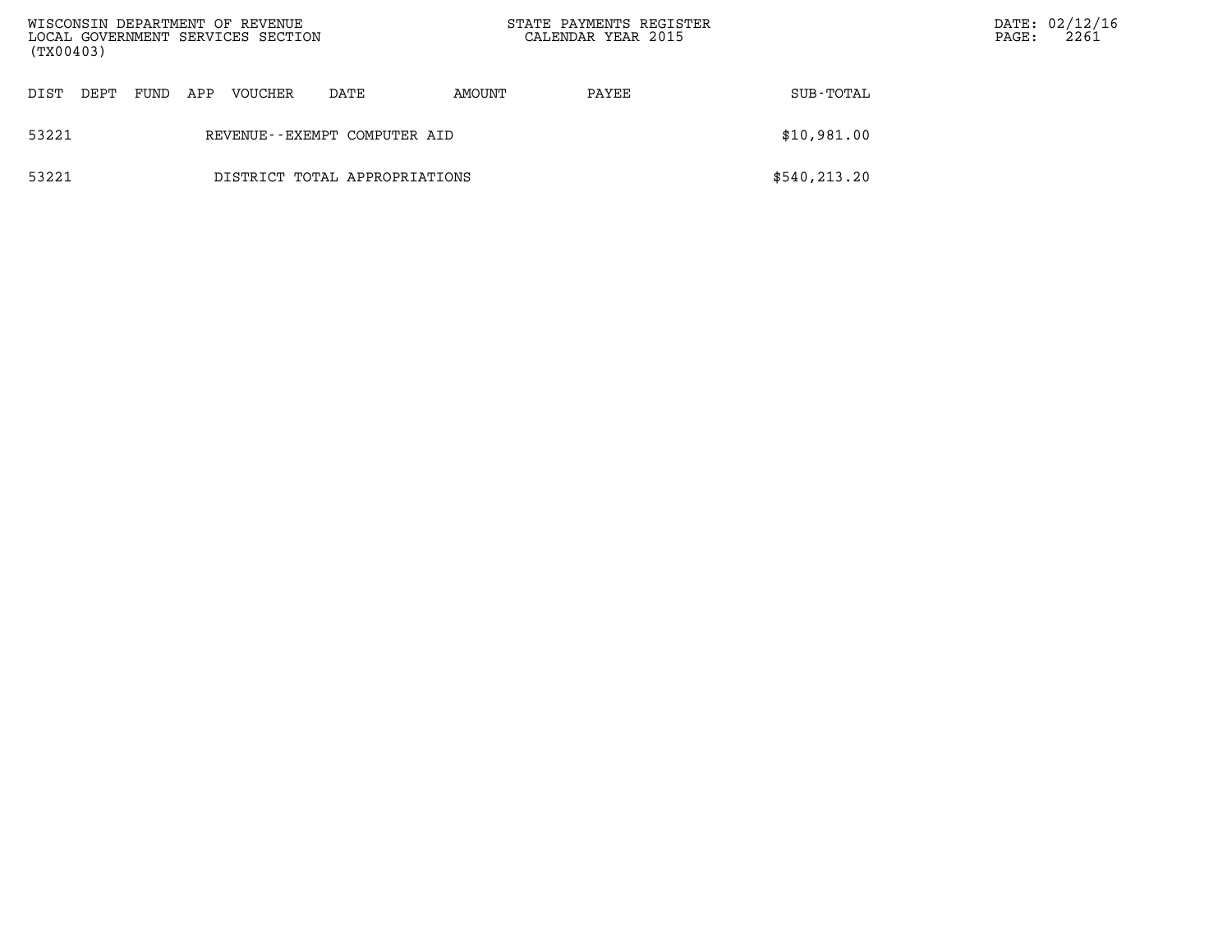| DIST | DEPT | FUND | APP | VOUCHER | DATE | AMOUNT | PAYEE | SUB-TOTAL |
|---|---|---|---|---|---|---|---|---|
| 53221 | | | REVENUE--EXEMPT COMPUTER AID | | | | | $10,981.00 |
| 53221 | | | DISTRICT TOTAL APPROPRIATIONS | | | | | $540,213.20 |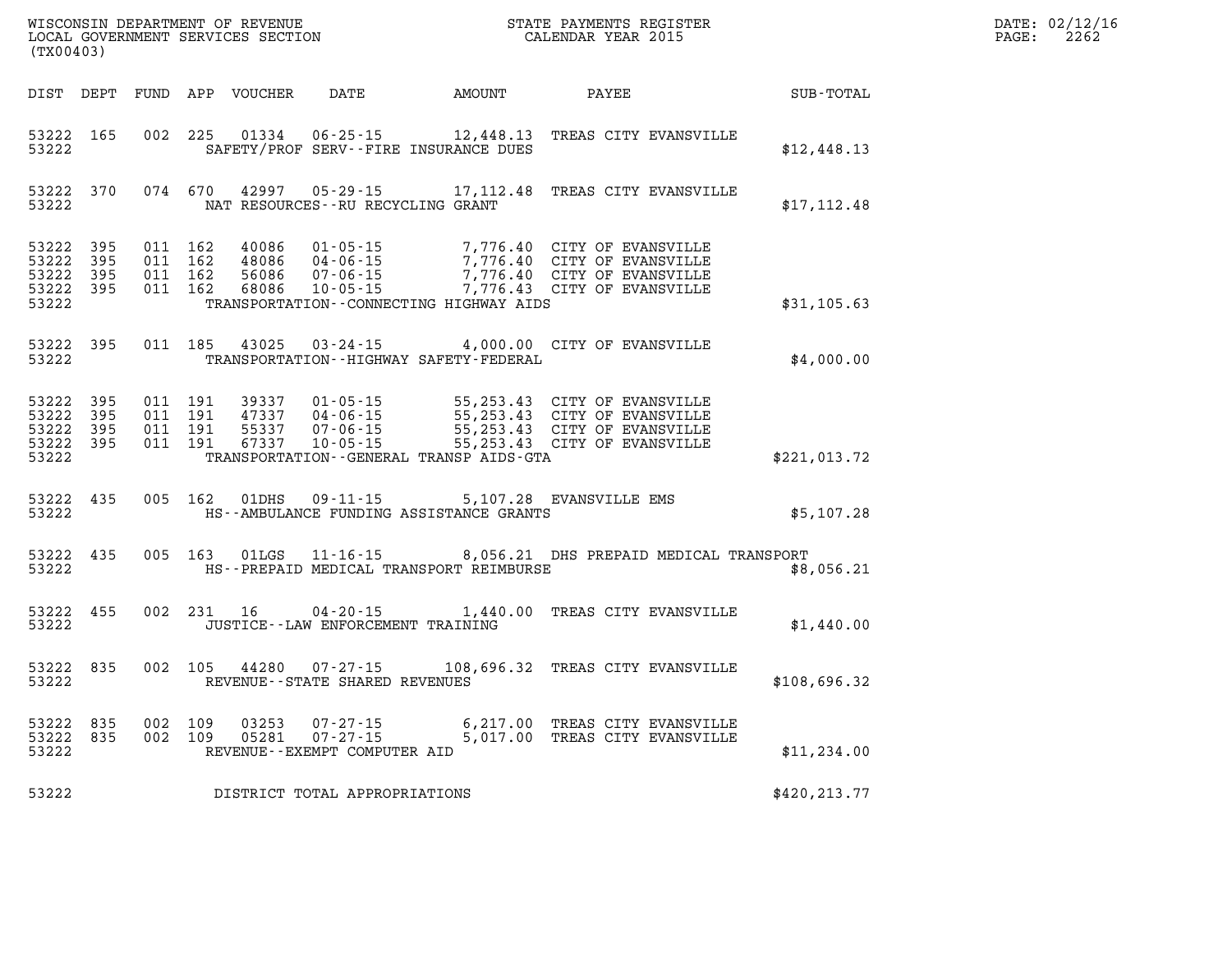WISCONSIN DEPARTMENT OF REVENUE
LOCAL GOVERNMENT SERVICES SECTION
(TX00403)

STATE PAYMENTS REGISTER
CALENDAR YEAR 2015

| DIST | DEPT | FUND | APP | VOUCHER | DATE | AMOUNT | PAYEE | SUB-TOTAL |
|---|---|---|---|---|---|---|---|---|
| 53222 | 165 | 002 | 225 | 01334 | 06-25-15 | 12,448.13 | TREAS CITY EVANSVILLE | |
| 53222 | | | | SAFETY/PROF SERV--FIRE INSURANCE DUES | | | | $12,448.13 |
| 53222 | 370 | 074 | 670 | 42997 | 05-29-15 | 17,112.48 | TREAS CITY EVANSVILLE | |
| 53222 | | | | NAT RESOURCES--RU RECYCLING GRANT | | | | $17,112.48 |
| 53222 | 395 | 011 | 162 | 40086 | 01-05-15 | 7,776.40 | CITY OF EVANSVILLE | |
| 53222 | 395 | 011 | 162 | 48086 | 04-06-15 | 7,776.40 | CITY OF EVANSVILLE | |
| 53222 | 395 | 011 | 162 | 56086 | 07-06-15 | 7,776.40 | CITY OF EVANSVILLE | |
| 53222 | 395 | 011 | 162 | 68086 | 10-05-15 | 7,776.43 | CITY OF EVANSVILLE | |
| 53222 | | | | TRANSPORTATION--CONNECTING HIGHWAY AIDS | | | | $31,105.63 |
| 53222 | 395 | 011 | 185 | 43025 | 03-24-15 | 4,000.00 | CITY OF EVANSVILLE | |
| 53222 | | | | TRANSPORTATION--HIGHWAY SAFETY-FEDERAL | | | | $4,000.00 |
| 53222 | 395 | 011 | 191 | 39337 | 01-05-15 | 55,253.43 | CITY OF EVANSVILLE | |
| 53222 | 395 | 011 | 191 | 47337 | 04-06-15 | 55,253.43 | CITY OF EVANSVILLE | |
| 53222 | 395 | 011 | 191 | 55337 | 07-06-15 | 55,253.43 | CITY OF EVANSVILLE | |
| 53222 | 395 | 011 | 191 | 67337 | 10-05-15 | 55,253.43 | CITY OF EVANSVILLE | |
| 53222 | | | | TRANSPORTATION--GENERAL TRANSP AIDS-GTA | | | | $221,013.72 |
| 53222 | 435 | 005 | 162 | 01DHS | 09-11-15 | 5,107.28 | EVANSVILLE EMS | |
| 53222 | | | | HS--AMBULANCE FUNDING ASSISTANCE GRANTS | | | | $5,107.28 |
| 53222 | 435 | 005 | 163 | 01LGS | 11-16-15 | 8,056.21 | DHS PREPAID MEDICAL TRANSPORT | |
| 53222 | | | | HS--PREPAID MEDICAL TRANSPORT REIMBURSE | | | | $8,056.21 |
| 53222 | 455 | 002 | 231 | 16 | 04-20-15 | 1,440.00 | TREAS CITY EVANSVILLE | |
| 53222 | | | | JUSTICE--LAW ENFORCEMENT TRAINING | | | | $1,440.00 |
| 53222 | 835 | 002 | 105 | 44280 | 07-27-15 | 108,696.32 | TREAS CITY EVANSVILLE | |
| 53222 | | | | REVENUE--STATE SHARED REVENUES | | | | $108,696.32 |
| 53222 | 835 | 002 | 109 | 03253 | 07-27-15 | 6,217.00 | TREAS CITY EVANSVILLE | |
| 53222 | 835 | 002 | 109 | 05281 | 07-27-15 | 5,017.00 | TREAS CITY EVANSVILLE | |
| 53222 | | | | REVENUE--EXEMPT COMPUTER AID | | | | $11,234.00 |
| 53222 | | | | DISTRICT TOTAL APPROPRIATIONS | | | | $420,213.77 |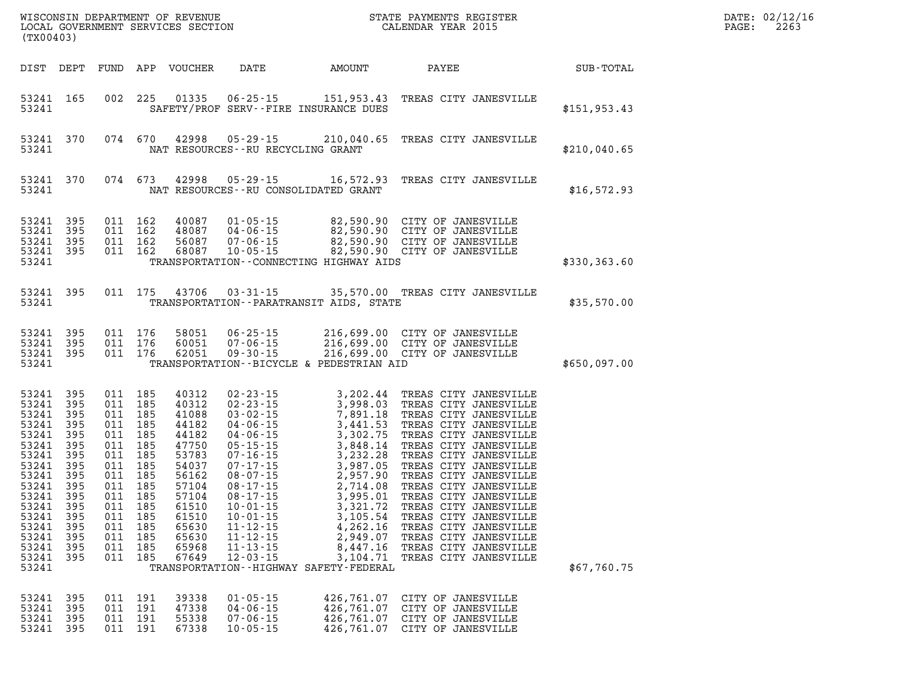| DIST | DEPT | FUND | APP | VOUCHER | DATE | AMOUNT | PAYEE | SUB-TOTAL |
|---|---|---|---|---|---|---|---|---|
| 53241 | 165 | 002 | 225 | 01335 | 06-25-15 | 151,953.43 | TREAS CITY JANESVILLE | |
| 53241 | | | | | SAFETY/PROF SERV--FIRE INSURANCE DUES | | | $151,953.43 |
| 53241 | 370 | 074 | 670 | 42998 | 05-29-15 | 210,040.65 | TREAS CITY JANESVILLE | |
| 53241 | | | | | NAT RESOURCES--RU RECYCLING GRANT | | | $210,040.65 |
| 53241 | 370 | 074 | 673 | 42998 | 05-29-15 | 16,572.93 | TREAS CITY JANESVILLE | |
| 53241 | | | | | NAT RESOURCES--RU CONSOLIDATED GRANT | | | $16,572.93 |
| 53241 | 395 | 011 | 162 | 40087 | 01-05-15 | 82,590.90 | CITY OF JANESVILLE | |
| 53241 | 395 | 011 | 162 | 48087 | 04-06-15 | 82,590.90 | CITY OF JANESVILLE | |
| 53241 | 395 | 011 | 162 | 56087 | 07-06-15 | 82,590.90 | CITY OF JANESVILLE | |
| 53241 | 395 | 011 | 162 | 68087 | 10-05-15 | 82,590.90 | CITY OF JANESVILLE | |
| 53241 | | | | | TRANSPORTATION--CONNECTING HIGHWAY AIDS | | | $330,363.60 |
| 53241 | 395 | 011 | 175 | 43706 | 03-31-15 | 35,570.00 | TREAS CITY JANESVILLE | |
| 53241 | | | | | TRANSPORTATION--PARATRANSIT AIDS, STATE | | | $35,570.00 |
| 53241 | 395 | 011 | 176 | 58051 | 06-25-15 | 216,699.00 | CITY OF JANESVILLE | |
| 53241 | 395 | 011 | 176 | 60051 | 07-06-15 | 216,699.00 | CITY OF JANESVILLE | |
| 53241 | 395 | 011 | 176 | 62051 | 09-30-15 | 216,699.00 | CITY OF JANESVILLE | |
| 53241 | | | | | TRANSPORTATION--BICYCLE & PEDESTRIAN AID | | | $650,097.00 |
| 53241 | 395 | 011 | 185 | 40312 | 02-23-15 | 3,202.44 | TREAS CITY JANESVILLE | |
| 53241 | 395 | 011 | 185 | 40312 | 02-23-15 | 3,998.03 | TREAS CITY JANESVILLE | |
| 53241 | 395 | 011 | 185 | 41088 | 03-02-15 | 7,891.18 | TREAS CITY JANESVILLE | |
| 53241 | 395 | 011 | 185 | 44182 | 04-06-15 | 3,441.53 | TREAS CITY JANESVILLE | |
| 53241 | 395 | 011 | 185 | 44182 | 04-06-15 | 3,302.75 | TREAS CITY JANESVILLE | |
| 53241 | 395 | 011 | 185 | 47750 | 05-15-15 | 3,848.14 | TREAS CITY JANESVILLE | |
| 53241 | 395 | 011 | 185 | 53783 | 07-16-15 | 3,232.28 | TREAS CITY JANESVILLE | |
| 53241 | 395 | 011 | 185 | 54037 | 07-17-15 | 3,987.05 | TREAS CITY JANESVILLE | |
| 53241 | 395 | 011 | 185 | 56162 | 08-07-15 | 2,957.90 | TREAS CITY JANESVILLE | |
| 53241 | 395 | 011 | 185 | 57104 | 08-17-15 | 2,714.08 | TREAS CITY JANESVILLE | |
| 53241 | 395 | 011 | 185 | 57104 | 08-17-15 | 3,995.01 | TREAS CITY JANESVILLE | |
| 53241 | 395 | 011 | 185 | 61510 | 10-01-15 | 3,321.72 | TREAS CITY JANESVILLE | |
| 53241 | 395 | 011 | 185 | 61510 | 10-01-15 | 3,105.54 | TREAS CITY JANESVILLE | |
| 53241 | 395 | 011 | 185 | 65630 | 11-12-15 | 4,262.16 | TREAS CITY JANESVILLE | |
| 53241 | 395 | 011 | 185 | 65630 | 11-12-15 | 2,949.07 | TREAS CITY JANESVILLE | |
| 53241 | 395 | 011 | 185 | 65968 | 11-13-15 | 8,447.16 | TREAS CITY JANESVILLE | |
| 53241 | 395 | 011 | 185 | 67649 | 12-03-15 | 3,104.71 | TREAS CITY JANESVILLE | |
| 53241 | | | | | TRANSPORTATION--HIGHWAY SAFETY-FEDERAL | | | $67,760.75 |
| 53241 | 395 | 011 | 191 | 39338 | 01-05-15 | 426,761.07 | CITY OF JANESVILLE | |
| 53241 | 395 | 011 | 191 | 47338 | 04-06-15 | 426,761.07 | CITY OF JANESVILLE | |
| 53241 | 395 | 011 | 191 | 55338 | 07-06-15 | 426,761.07 | CITY OF JANESVILLE | |
| 53241 | 395 | 011 | 191 | 67338 | 10-05-15 | 426,761.07 | CITY OF JANESVILLE | |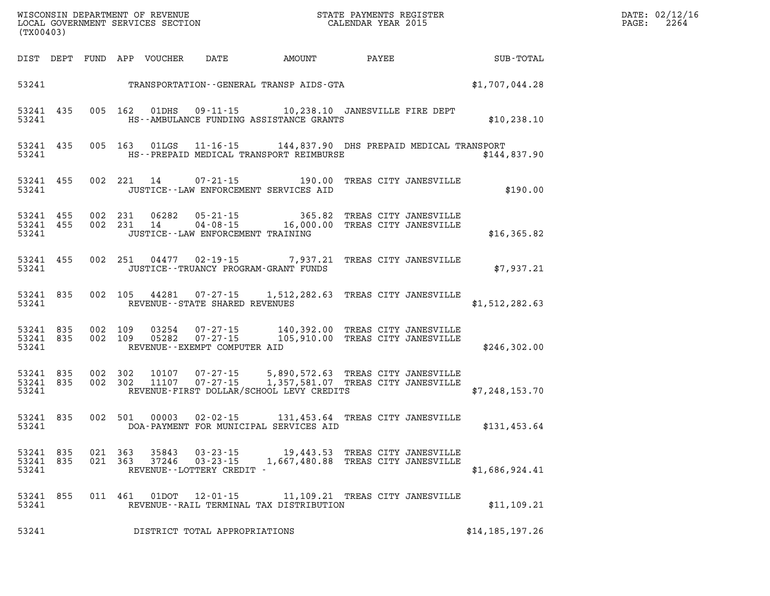WISCONSIN DEPARTMENT OF REVENUE
LOCAL GOVERNMENT SERVICES SECTION
(TX00403)

STATE PAYMENTS REGISTER
CALENDAR YEAR 2015

DATE: 02/12/16
PAGE: 2264

| DIST | DEPT | FUND | APP | VOUCHER | DATE | AMOUNT | PAYEE | SUB-TOTAL |
|---|---|---|---|---|---|---|---|---|
| 53241 | | | | | TRANSPORTATION--GENERAL TRANSP AIDS-GTA | | | $1,707,044.28 |
| 53241 | 435 | 005 | 162 | 01DHS | 09-11-15 | 10,238.10 | JANESVILLE FIRE DEPT | |
| 53241 | | | | | HS--AMBULANCE FUNDING ASSISTANCE GRANTS | | | $10,238.10 |
| 53241 | 435 | 005 | 163 | 01LGS | 11-16-15 | 144,837.90 | DHS PREPAID MEDICAL TRANSPORT | |
| 53241 | | | | | HS--PREPAID MEDICAL TRANSPORT REIMBURSE | | | $144,837.90 |
| 53241 | 455 | 002 | 221 | 14 | 07-21-15 | 190.00 | TREAS CITY JANESVILLE | |
| 53241 | | | | | JUSTICE--LAW ENFORCEMENT SERVICES AID | | | $190.00 |
| 53241 | 455 | 002 | 231 | 06282 | 05-21-15 | 365.82 | TREAS CITY JANESVILLE | |
| 53241 | 455 | 002 | 231 | 14 | 04-08-15 | 16,000.00 | TREAS CITY JANESVILLE | |
| 53241 | | | | | JUSTICE--LAW ENFORCEMENT TRAINING | | | $16,365.82 |
| 53241 | 455 | 002 | 251 | 04477 | 02-19-15 | 7,937.21 | TREAS CITY JANESVILLE | |
| 53241 | | | | | JUSTICE--TRUANCY PROGRAM-GRANT FUNDS | | | $7,937.21 |
| 53241 | 835 | 002 | 105 | 44281 | 07-27-15 | 1,512,282.63 | TREAS CITY JANESVILLE | |
| 53241 | | | | | REVENUE--STATE SHARED REVENUES | | | $1,512,282.63 |
| 53241 | 835 | 002 | 109 | 03254 | 07-27-15 | 140,392.00 | TREAS CITY JANESVILLE | |
| 53241 | 835 | 002 | 109 | 05282 | 07-27-15 | 105,910.00 | TREAS CITY JANESVILLE | |
| 53241 | | | | | REVENUE--EXEMPT COMPUTER AID | | | $246,302.00 |
| 53241 | 835 | 002 | 302 | 10107 | 07-27-15 | 5,890,572.63 | TREAS CITY JANESVILLE | |
| 53241 | 835 | 002 | 302 | 11107 | 07-27-15 | 1,357,581.07 | TREAS CITY JANESVILLE | |
| 53241 | | | | | REVENUE-FIRST DOLLAR/SCHOOL LEVY CREDITS | | | $7,248,153.70 |
| 53241 | 835 | 002 | 501 | 00003 | 02-02-15 | 131,453.64 | TREAS CITY JANESVILLE | |
| 53241 | | | | | DOA-PAYMENT FOR MUNICIPAL SERVICES AID | | | $131,453.64 |
| 53241 | 835 | 021 | 363 | 35843 | 03-23-15 | 19,443.53 | TREAS CITY JANESVILLE | |
| 53241 | 835 | 021 | 363 | 37246 | 03-23-15 | 1,667,480.88 | TREAS CITY JANESVILLE | |
| 53241 | | | | | REVENUE--LOTTERY CREDIT - | | | $1,686,924.41 |
| 53241 | 855 | 011 | 461 | 01DOT | 12-01-15 | 11,109.21 | TREAS CITY JANESVILLE | |
| 53241 | | | | | REVENUE--RAIL TERMINAL TAX DISTRIBUTION | | | $11,109.21 |
| 53241 | | | | | DISTRICT TOTAL APPROPRIATIONS | | | $14,185,197.26 |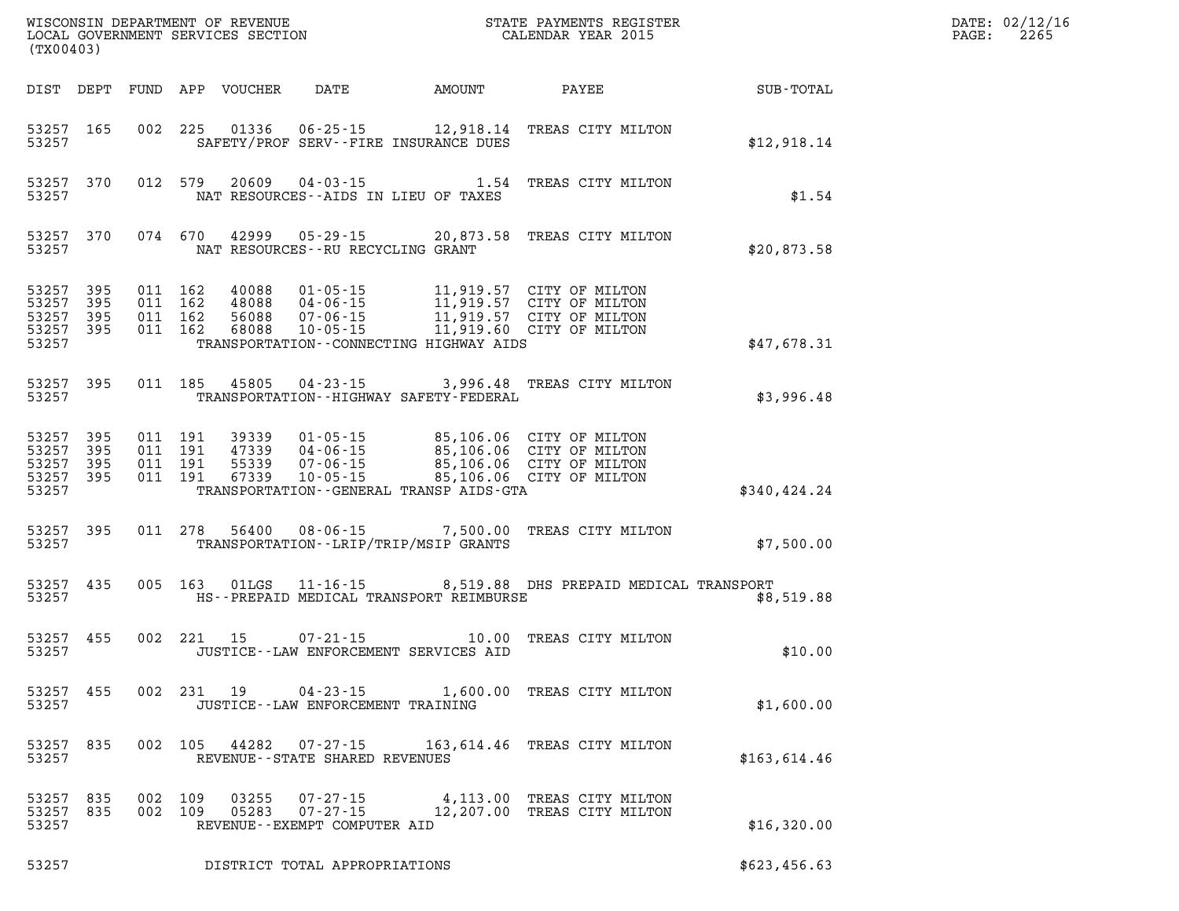WISCONSIN DEPARTMENT OF REVENUE
LOCAL GOVERNMENT SERVICES SECTION
(TX00403)

STATE PAYMENTS REGISTER
CALENDAR YEAR 2015

DATE: 02/12/16
PAGE: 2265

| DIST | DEPT | FUND | APP | VOUCHER | DATE | AMOUNT | PAYEE | SUB-TOTAL |
|---|---|---|---|---|---|---|---|---|
| 53257 | 165 | 002 | 225 | 01336 | 06-25-15 | 12,918.14 | TREAS CITY MILTON | |
| 53257 | | | | | SAFETY/PROF SERV--FIRE INSURANCE DUES | | | $12,918.14 |
| 53257 | 370 | 012 | 579 | 20609 | 04-03-15 | 1.54 | TREAS CITY MILTON | |
| 53257 | | | | | NAT RESOURCES--AIDS IN LIEU OF TAXES | | | $1.54 |
| 53257 | 370 | 074 | 670 | 42999 | 05-29-15 | 20,873.58 | TREAS CITY MILTON | |
| 53257 | | | | | NAT RESOURCES--RU RECYCLING GRANT | | | $20,873.58 |
| 53257 | 395 | 011 | 162 | 40088 | 01-05-15 | 11,919.57 | CITY OF MILTON | |
| 53257 | 395 | 011 | 162 | 48088 | 04-06-15 | 11,919.57 | CITY OF MILTON | |
| 53257 | 395 | 011 | 162 | 56088 | 07-06-15 | 11,919.57 | CITY OF MILTON | |
| 53257 | 395 | 011 | 162 | 68088 | 10-05-15 | 11,919.60 | CITY OF MILTON | |
| 53257 | | | | | TRANSPORTATION--CONNECTING HIGHWAY AIDS | | | $47,678.31 |
| 53257 | 395 | 011 | 185 | 45805 | 04-23-15 | 3,996.48 | TREAS CITY MILTON | |
| 53257 | | | | | TRANSPORTATION--HIGHWAY SAFETY-FEDERAL | | | $3,996.48 |
| 53257 | 395 | 011 | 191 | 39339 | 01-05-15 | 85,106.06 | CITY OF MILTON | |
| 53257 | 395 | 011 | 191 | 47339 | 04-06-15 | 85,106.06 | CITY OF MILTON | |
| 53257 | 395 | 011 | 191 | 55339 | 07-06-15 | 85,106.06 | CITY OF MILTON | |
| 53257 | 395 | 011 | 191 | 67339 | 10-05-15 | 85,106.06 | CITY OF MILTON | |
| 53257 | | | | | TRANSPORTATION--GENERAL TRANSP AIDS-GTA | | | $340,424.24 |
| 53257 | 395 | 011 | 278 | 56400 | 08-06-15 | 7,500.00 | TREAS CITY MILTON | |
| 53257 | | | | | TRANSPORTATION--LRIP/TRIP/MSIP GRANTS | | | $7,500.00 |
| 53257 | 435 | 005 | 163 | 01LGS | 11-16-15 | 8,519.88 | DHS PREPAID MEDICAL TRANSPORT | |
| 53257 | | | | | HS--PREPAID MEDICAL TRANSPORT REIMBURSE | | | $8,519.88 |
| 53257 | 455 | 002 | 221 | 15 | 07-21-15 | 10.00 | TREAS CITY MILTON | |
| 53257 | | | | | JUSTICE--LAW ENFORCEMENT SERVICES AID | | | $10.00 |
| 53257 | 455 | 002 | 231 | 19 | 04-23-15 | 1,600.00 | TREAS CITY MILTON | |
| 53257 | | | | | JUSTICE--LAW ENFORCEMENT TRAINING | | | $1,600.00 |
| 53257 | 835 | 002 | 105 | 44282 | 07-27-15 | 163,614.46 | TREAS CITY MILTON | |
| 53257 | | | | | REVENUE--STATE SHARED REVENUES | | | $163,614.46 |
| 53257 | 835 | 002 | 109 | 03255 | 07-27-15 | 4,113.00 | TREAS CITY MILTON | |
| 53257 | 835 | 002 | 109 | 05283 | 07-27-15 | 12,207.00 | TREAS CITY MILTON | |
| 53257 | | | | | REVENUE--EXEMPT COMPUTER AID | | | $16,320.00 |
| 53257 | | | | | DISTRICT TOTAL APPROPRIATIONS | | | $623,456.63 |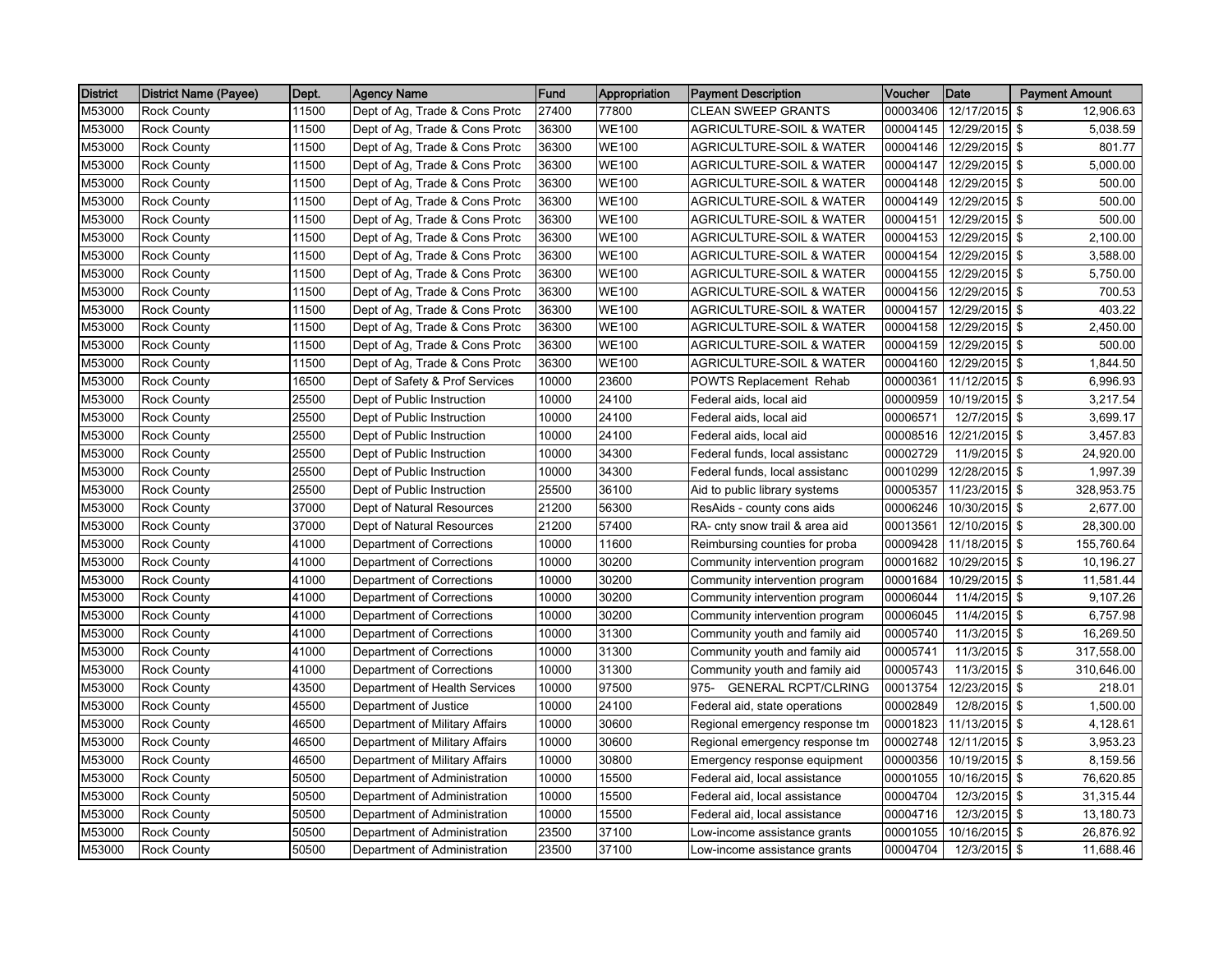| District | District Name (Payee) | Dept. | Agency Name | Fund | Appropriation | Payment Description | Voucher | Date | Payment Amount |
|---|---|---|---|---|---|---|---|---|---|
| M53000 | Rock County | 11500 | Dept of Ag, Trade & Cons Protc | 27400 | 77800 | CLEAN SWEEP GRANTS | 00003406 | 12/17/2015 | $ 12,906.63 |
| M53000 | Rock County | 11500 | Dept of Ag, Trade & Cons Protc | 36300 | WE100 | AGRICULTURE-SOIL & WATER | 00004145 | 12/29/2015 | $ 5,038.59 |
| M53000 | Rock County | 11500 | Dept of Ag, Trade & Cons Protc | 36300 | WE100 | AGRICULTURE-SOIL & WATER | 00004146 | 12/29/2015 | $ 801.77 |
| M53000 | Rock County | 11500 | Dept of Ag, Trade & Cons Protc | 36300 | WE100 | AGRICULTURE-SOIL & WATER | 00004147 | 12/29/2015 | $ 5,000.00 |
| M53000 | Rock County | 11500 | Dept of Ag, Trade & Cons Protc | 36300 | WE100 | AGRICULTURE-SOIL & WATER | 00004148 | 12/29/2015 | $ 500.00 |
| M53000 | Rock County | 11500 | Dept of Ag, Trade & Cons Protc | 36300 | WE100 | AGRICULTURE-SOIL & WATER | 00004149 | 12/29/2015 | $ 500.00 |
| M53000 | Rock County | 11500 | Dept of Ag, Trade & Cons Protc | 36300 | WE100 | AGRICULTURE-SOIL & WATER | 00004151 | 12/29/2015 | $ 500.00 |
| M53000 | Rock County | 11500 | Dept of Ag, Trade & Cons Protc | 36300 | WE100 | AGRICULTURE-SOIL & WATER | 00004153 | 12/29/2015 | $ 2,100.00 |
| M53000 | Rock County | 11500 | Dept of Ag, Trade & Cons Protc | 36300 | WE100 | AGRICULTURE-SOIL & WATER | 00004154 | 12/29/2015 | $ 3,588.00 |
| M53000 | Rock County | 11500 | Dept of Ag, Trade & Cons Protc | 36300 | WE100 | AGRICULTURE-SOIL & WATER | 00004155 | 12/29/2015 | $ 5,750.00 |
| M53000 | Rock County | 11500 | Dept of Ag, Trade & Cons Protc | 36300 | WE100 | AGRICULTURE-SOIL & WATER | 00004156 | 12/29/2015 | $ 700.53 |
| M53000 | Rock County | 11500 | Dept of Ag, Trade & Cons Protc | 36300 | WE100 | AGRICULTURE-SOIL & WATER | 00004157 | 12/29/2015 | $ 403.22 |
| M53000 | Rock County | 11500 | Dept of Ag, Trade & Cons Protc | 36300 | WE100 | AGRICULTURE-SOIL & WATER | 00004158 | 12/29/2015 | $ 2,450.00 |
| M53000 | Rock County | 11500 | Dept of Ag, Trade & Cons Protc | 36300 | WE100 | AGRICULTURE-SOIL & WATER | 00004159 | 12/29/2015 | $ 500.00 |
| M53000 | Rock County | 11500 | Dept of Ag, Trade & Cons Protc | 36300 | WE100 | AGRICULTURE-SOIL & WATER | 00004160 | 12/29/2015 | $ 1,844.50 |
| M53000 | Rock County | 16500 | Dept of Safety & Prof Services | 10000 | 23600 | POWTS Replacement Rehab | 00000361 | 11/12/2015 | $ 6,996.93 |
| M53000 | Rock County | 25500 | Dept of Public Instruction | 10000 | 24100 | Federal aids, local aid | 00000959 | 10/19/2015 | $ 3,217.54 |
| M53000 | Rock County | 25500 | Dept of Public Instruction | 10000 | 24100 | Federal aids, local aid | 00006571 | 12/7/2015 | $ 3,699.17 |
| M53000 | Rock County | 25500 | Dept of Public Instruction | 10000 | 24100 | Federal aids, local aid | 00008516 | 12/21/2015 | $ 3,457.83 |
| M53000 | Rock County | 25500 | Dept of Public Instruction | 10000 | 34300 | Federal funds, local assistanc | 00002729 | 11/9/2015 | $ 24,920.00 |
| M53000 | Rock County | 25500 | Dept of Public Instruction | 10000 | 34300 | Federal funds, local assistanc | 00010299 | 12/28/2015 | $ 1,997.39 |
| M53000 | Rock County | 25500 | Dept of Public Instruction | 25500 | 36100 | Aid to public library systems | 00005357 | 11/23/2015 | $ 328,953.75 |
| M53000 | Rock County | 37000 | Dept of Natural Resources | 21200 | 56300 | ResAids - county cons aids | 00006246 | 10/30/2015 | $ 2,677.00 |
| M53000 | Rock County | 37000 | Dept of Natural Resources | 21200 | 57400 | RA- cnty snow trail & area aid | 00013561 | 12/10/2015 | $ 28,300.00 |
| M53000 | Rock County | 41000 | Department of Corrections | 10000 | 11600 | Reimbursing counties for proba | 00009428 | 11/18/2015 | $ 155,760.64 |
| M53000 | Rock County | 41000 | Department of Corrections | 10000 | 30200 | Community intervention program | 00001682 | 10/29/2015 | $ 10,196.27 |
| M53000 | Rock County | 41000 | Department of Corrections | 10000 | 30200 | Community intervention program | 00001684 | 10/29/2015 | $ 11,581.44 |
| M53000 | Rock County | 41000 | Department of Corrections | 10000 | 30200 | Community intervention program | 00006044 | 11/4/2015 | $ 9,107.26 |
| M53000 | Rock County | 41000 | Department of Corrections | 10000 | 30200 | Community intervention program | 00006045 | 11/4/2015 | $ 6,757.98 |
| M53000 | Rock County | 41000 | Department of Corrections | 10000 | 31300 | Community youth and family aid | 00005740 | 11/3/2015 | $ 16,269.50 |
| M53000 | Rock County | 41000 | Department of Corrections | 10000 | 31300 | Community youth and family aid | 00005741 | 11/3/2015 | $ 317,558.00 |
| M53000 | Rock County | 41000 | Department of Corrections | 10000 | 31300 | Community youth and family aid | 00005743 | 11/3/2015 | $ 310,646.00 |
| M53000 | Rock County | 43500 | Department of Health Services | 10000 | 97500 | 975- GENERAL RCPT/CLRING | 00013754 | 12/23/2015 | $ 218.01 |
| M53000 | Rock County | 45500 | Department of Justice | 10000 | 24100 | Federal aid, state operations | 00002849 | 12/8/2015 | $ 1,500.00 |
| M53000 | Rock County | 46500 | Department of Military Affairs | 10000 | 30600 | Regional emergency response tm | 00001823 | 11/13/2015 | $ 4,128.61 |
| M53000 | Rock County | 46500 | Department of Military Affairs | 10000 | 30600 | Regional emergency response tm | 00002748 | 12/11/2015 | $ 3,953.23 |
| M53000 | Rock County | 46500 | Department of Military Affairs | 10000 | 30800 | Emergency response equipment | 00000356 | 10/19/2015 | $ 8,159.56 |
| M53000 | Rock County | 50500 | Department of Administration | 10000 | 15500 | Federal aid, local assistance | 00001055 | 10/16/2015 | $ 76,620.85 |
| M53000 | Rock County | 50500 | Department of Administration | 10000 | 15500 | Federal aid, local assistance | 00004704 | 12/3/2015 | $ 31,315.44 |
| M53000 | Rock County | 50500 | Department of Administration | 10000 | 15500 | Federal aid, local assistance | 00004716 | 12/3/2015 | $ 13,180.73 |
| M53000 | Rock County | 50500 | Department of Administration | 23500 | 37100 | Low-income assistance grants | 00001055 | 10/16/2015 | $ 26,876.92 |
| M53000 | Rock County | 50500 | Department of Administration | 23500 | 37100 | Low-income assistance grants | 00004704 | 12/3/2015 | $ 11,688.46 |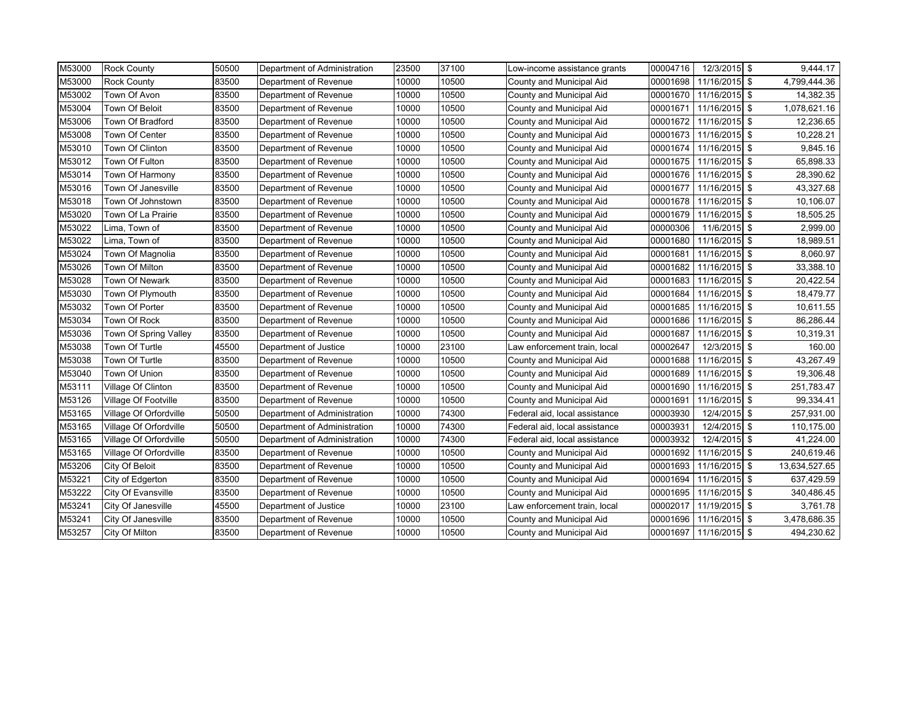| | | | | | | | | | | |
|---|---|---|---|---|---|---|---|---|---|---|
| M53000 | Rock County | 50500 | Department of Administration | 23500 | 37100 | Low-income assistance grants | 00004716 | 12/3/2015 | $ | 9,444.17 |
| M53000 | Rock County | 83500 | Department of Revenue | 10000 | 10500 | County and Municipal Aid | 00001698 | 11/16/2015 | $ | 4,799,444.36 |
| M53002 | Town Of Avon | 83500 | Department of Revenue | 10000 | 10500 | County and Municipal Aid | 00001670 | 11/16/2015 | $ | 14,382.35 |
| M53004 | Town Of Beloit | 83500 | Department of Revenue | 10000 | 10500 | County and Municipal Aid | 00001671 | 11/16/2015 | $ | 1,078,621.16 |
| M53006 | Town Of Bradford | 83500 | Department of Revenue | 10000 | 10500 | County and Municipal Aid | 00001672 | 11/16/2015 | $ | 12,236.65 |
| M53008 | Town Of Center | 83500 | Department of Revenue | 10000 | 10500 | County and Municipal Aid | 00001673 | 11/16/2015 | $ | 10,228.21 |
| M53010 | Town Of Clinton | 83500 | Department of Revenue | 10000 | 10500 | County and Municipal Aid | 00001674 | 11/16/2015 | $ | 9,845.16 |
| M53012 | Town Of Fulton | 83500 | Department of Revenue | 10000 | 10500 | County and Municipal Aid | 00001675 | 11/16/2015 | $ | 65,898.33 |
| M53014 | Town Of Harmony | 83500 | Department of Revenue | 10000 | 10500 | County and Municipal Aid | 00001676 | 11/16/2015 | $ | 28,390.62 |
| M53016 | Town Of Janesville | 83500 | Department of Revenue | 10000 | 10500 | County and Municipal Aid | 00001677 | 11/16/2015 | $ | 43,327.68 |
| M53018 | Town Of Johnstown | 83500 | Department of Revenue | 10000 | 10500 | County and Municipal Aid | 00001678 | 11/16/2015 | $ | 10,106.07 |
| M53020 | Town Of La Prairie | 83500 | Department of Revenue | 10000 | 10500 | County and Municipal Aid | 00001679 | 11/16/2015 | $ | 18,505.25 |
| M53022 | Lima, Town of | 83500 | Department of Revenue | 10000 | 10500 | County and Municipal Aid | 00000306 | 11/6/2015 | $ | 2,999.00 |
| M53022 | Lima, Town of | 83500 | Department of Revenue | 10000 | 10500 | County and Municipal Aid | 00001680 | 11/16/2015 | $ | 18,989.51 |
| M53024 | Town Of Magnolia | 83500 | Department of Revenue | 10000 | 10500 | County and Municipal Aid | 00001681 | 11/16/2015 | $ | 8,060.97 |
| M53026 | Town Of Milton | 83500 | Department of Revenue | 10000 | 10500 | County and Municipal Aid | 00001682 | 11/16/2015 | $ | 33,388.10 |
| M53028 | Town Of Newark | 83500 | Department of Revenue | 10000 | 10500 | County and Municipal Aid | 00001683 | 11/16/2015 | $ | 20,422.54 |
| M53030 | Town Of Plymouth | 83500 | Department of Revenue | 10000 | 10500 | County and Municipal Aid | 00001684 | 11/16/2015 | $ | 18,479.77 |
| M53032 | Town Of Porter | 83500 | Department of Revenue | 10000 | 10500 | County and Municipal Aid | 00001685 | 11/16/2015 | $ | 10,611.55 |
| M53034 | Town Of Rock | 83500 | Department of Revenue | 10000 | 10500 | County and Municipal Aid | 00001686 | 11/16/2015 | $ | 86,286.44 |
| M53036 | Town Of Spring Valley | 83500 | Department of Revenue | 10000 | 10500 | County and Municipal Aid | 00001687 | 11/16/2015 | $ | 10,319.31 |
| M53038 | Town Of Turtle | 45500 | Department of Justice | 10000 | 23100 | Law enforcement train, local | 00002647 | 12/3/2015 | $ | 160.00 |
| M53038 | Town Of Turtle | 83500 | Department of Revenue | 10000 | 10500 | County and Municipal Aid | 00001688 | 11/16/2015 | $ | 43,267.49 |
| M53040 | Town Of Union | 83500 | Department of Revenue | 10000 | 10500 | County and Municipal Aid | 00001689 | 11/16/2015 | $ | 19,306.48 |
| M53111 | Village Of Clinton | 83500 | Department of Revenue | 10000 | 10500 | County and Municipal Aid | 00001690 | 11/16/2015 | $ | 251,783.47 |
| M53126 | Village Of Footville | 83500 | Department of Revenue | 10000 | 10500 | County and Municipal Aid | 00001691 | 11/16/2015 | $ | 99,334.41 |
| M53165 | Village Of Orfordville | 50500 | Department of Administration | 10000 | 74300 | Federal aid, local assistance | 00003930 | 12/4/2015 | $ | 257,931.00 |
| M53165 | Village Of Orfordville | 50500 | Department of Administration | 10000 | 74300 | Federal aid, local assistance | 00003931 | 12/4/2015 | $ | 110,175.00 |
| M53165 | Village Of Orfordville | 50500 | Department of Administration | 10000 | 74300 | Federal aid, local assistance | 00003932 | 12/4/2015 | $ | 41,224.00 |
| M53165 | Village Of Orfordville | 83500 | Department of Revenue | 10000 | 10500 | County and Municipal Aid | 00001692 | 11/16/2015 | $ | 240,619.46 |
| M53206 | City Of Beloit | 83500 | Department of Revenue | 10000 | 10500 | County and Municipal Aid | 00001693 | 11/16/2015 | $ | 13,634,527.65 |
| M53221 | City of Edgerton | 83500 | Department of Revenue | 10000 | 10500 | County and Municipal Aid | 00001694 | 11/16/2015 | $ | 637,429.59 |
| M53222 | City Of Evansville | 83500 | Department of Revenue | 10000 | 10500 | County and Municipal Aid | 00001695 | 11/16/2015 | $ | 340,486.45 |
| M53241 | City Of Janesville | 45500 | Department of Justice | 10000 | 23100 | Law enforcement train, local | 00002017 | 11/19/2015 | $ | 3,761.78 |
| M53241 | City Of Janesville | 83500 | Department of Revenue | 10000 | 10500 | County and Municipal Aid | 00001696 | 11/16/2015 | $ | 3,478,686.35 |
| M53257 | City Of Milton | 83500 | Department of Revenue | 10000 | 10500 | County and Municipal Aid | 00001697 | 11/16/2015 | $ | 494,230.62 |